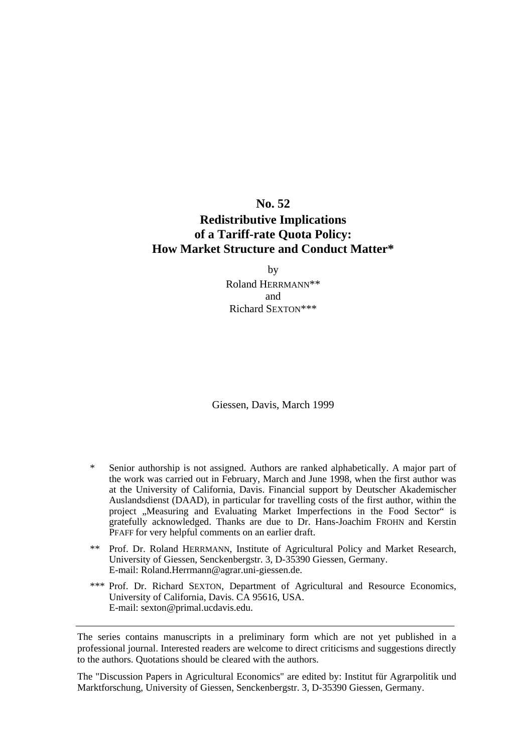# No. 52
## Redistributive Implications of a Tariff-rate Quota Policy: How Market Structure and Conduct Matter*

by

Roland HERRMANN**

and

Richard SEXTON***

Giessen, Davis, March 1999

\* Senior authorship is not assigned. Authors are ranked alphabetically. A major part of the work was carried out in February, March and June 1998, when the first author was at the University of California, Davis. Financial support by Deutscher Akademischer Auslandsdienst (DAAD), in particular for travelling costs of the first author, within the project „Measuring and Evaluating Market Imperfections in the Food Sector" is gratefully acknowledged. Thanks are due to Dr. Hans-Joachim FROHN and Kerstin PFAFF for very helpful comments on an earlier draft.

\*\* Prof. Dr. Roland HERRMANN, Institute of Agricultural Policy and Market Research, University of Giessen, Senckenbergstr. 3, D-35390 Giessen, Germany. E-mail: Roland.Herrmann@agrar.uni-giessen.de.

\*\*\* Prof. Dr. Richard SEXTON, Department of Agricultural and Resource Economics, University of California, Davis. CA 95616, USA. E-mail: sexton@primal.ucdavis.edu.

---

The series contains manuscripts in a preliminary form which are not yet published in a professional journal. Interested readers are welcome to direct criticisms and suggestions directly to the authors. Quotations should be cleared with the authors.

The "Discussion Papers in Agricultural Economics" are edited by: Institut für Agrarpolitik und Marktforschung, University of Giessen, Senckenbergstr. 3, D-35390 Giessen, Germany.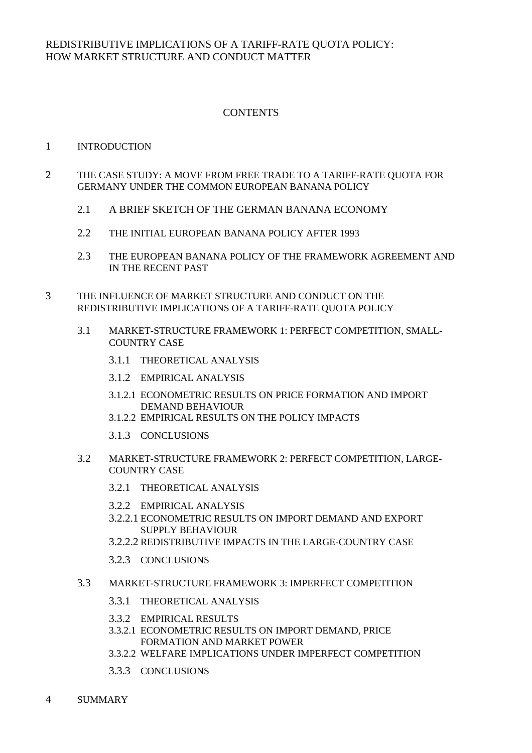REDISTRIBUTIVE IMPLICATIONS OF A TARIFF-RATE QUOTA POLICY:
HOW MARKET STRUCTURE AND CONDUCT MATTER

## CONTENTS

1 INTRODUCTION

2 THE CASE STUDY: A MOVE FROM FREE TRADE TO A TARIFF-RATE QUOTA FOR GERMANY UNDER THE COMMON EUROPEAN BANANA POLICY

- 2.1 A BRIEF SKETCH OF THE GERMAN BANANA ECONOMY
- 2.2 THE INITIAL EUROPEAN BANANA POLICY AFTER 1993
- 2.3 THE EUROPEAN BANANA POLICY OF THE FRAMEWORK AGREEMENT AND IN THE RECENT PAST

3 THE INFLUENCE OF MARKET STRUCTURE AND CONDUCT ON THE REDISTRIBUTIVE IMPLICATIONS OF A TARIFF-RATE QUOTA POLICY

- 3.1 MARKET-STRUCTURE FRAMEWORK 1: PERFECT COMPETITION, SMALL-COUNTRY CASE
  - 3.1.1 THEORETICAL ANALYSIS
  - 3.1.2 EMPIRICAL ANALYSIS
  - 3.1.2.1 ECONOMETRIC RESULTS ON PRICE FORMATION AND IMPORT DEMAND BEHAVIOUR
  - 3.1.2.2 EMPIRICAL RESULTS ON THE POLICY IMPACTS
  - 3.1.3 CONCLUSIONS
- 3.2 MARKET-STRUCTURE FRAMEWORK 2: PERFECT COMPETITION, LARGE-COUNTRY CASE
  - 3.2.1 THEORETICAL ANALYSIS
  - 3.2.2 EMPIRICAL ANALYSIS
  - 3.2.2.1 ECONOMETRIC RESULTS ON IMPORT DEMAND AND EXPORT SUPPLY BEHAVIOUR
  - 3.2.2.2 REDISTRIBUTIVE IMPACTS IN THE LARGE-COUNTRY CASE
  - 3.2.3 CONCLUSIONS
- 3.3 MARKET-STRUCTURE FRAMEWORK 3: IMPERFECT COMPETITION
  - 3.3.1 THEORETICAL ANALYSIS
  - 3.3.2 EMPIRICAL RESULTS
  - 3.3.2.1 ECONOMETRIC RESULTS ON IMPORT DEMAND, PRICE FORMATION AND MARKET POWER
  - 3.3.2.2 WELFARE IMPLICATIONS UNDER IMPERFECT COMPETITION
  - 3.3.3 CONCLUSIONS

4 SUMMARY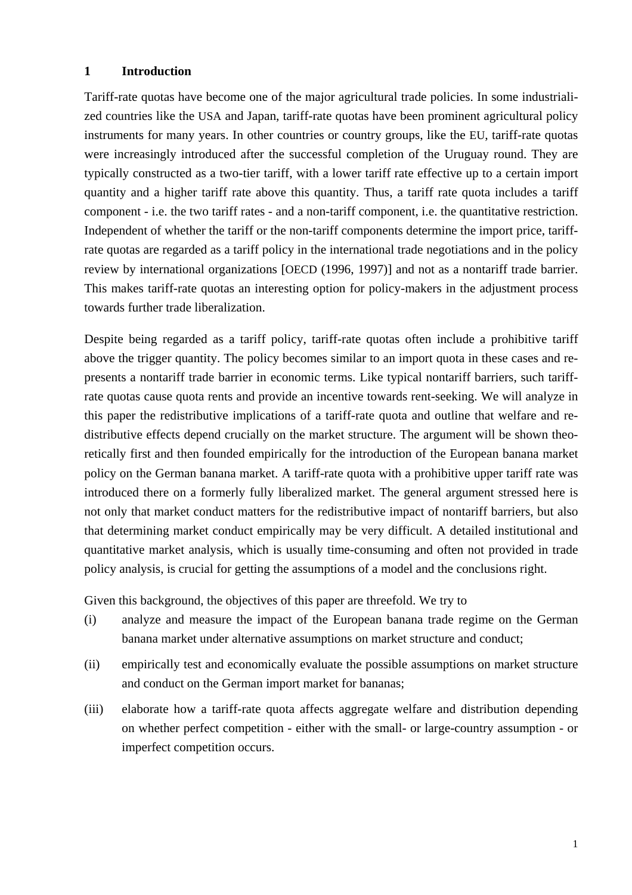## 1 Introduction

Tariff-rate quotas have become one of the major agricultural trade policies. In some industrialized countries like the USA and Japan, tariff-rate quotas have been prominent agricultural policy instruments for many years. In other countries or country groups, like the EU, tariff-rate quotas were increasingly introduced after the successful completion of the Uruguay round. They are typically constructed as a two-tier tariff, with a lower tariff rate effective up to a certain import quantity and a higher tariff rate above this quantity. Thus, a tariff rate quota includes a tariff component - i.e. the two tariff rates - and a non-tariff component, i.e. the quantitative restriction. Independent of whether the tariff or the non-tariff components determine the import price, tariff-rate quotas are regarded as a tariff policy in the international trade negotiations and in the policy review by international organizations [OECD (1996, 1997)] and not as a nontariff trade barrier. This makes tariff-rate quotas an interesting option for policy-makers in the adjustment process towards further trade liberalization.

Despite being regarded as a tariff policy, tariff-rate quotas often include a prohibitive tariff above the trigger quantity. The policy becomes similar to an import quota in these cases and represents a nontariff trade barrier in economic terms. Like typical nontariff barriers, such tariff-rate quotas cause quota rents and provide an incentive towards rent-seeking. We will analyze in this paper the redistributive implications of a tariff-rate quota and outline that welfare and redistributive effects depend crucially on the market structure. The argument will be shown theoretically first and then founded empirically for the introduction of the European banana market policy on the German banana market. A tariff-rate quota with a prohibitive upper tariff rate was introduced there on a formerly fully liberalized market. The general argument stressed here is not only that market conduct matters for the redistributive impact of nontariff barriers, but also that determining market conduct empirically may be very difficult. A detailed institutional and quantitative market analysis, which is usually time-consuming and often not provided in trade policy analysis, is crucial for getting the assumptions of a model and the conclusions right.

Given this background, the objectives of this paper are threefold. We try to

(i) analyze and measure the impact of the European banana trade regime on the German banana market under alternative assumptions on market structure and conduct;

(ii) empirically test and economically evaluate the possible assumptions on market structure and conduct on the German import market for bananas;

(iii) elaborate how a tariff-rate quota affects aggregate welfare and distribution depending on whether perfect competition - either with the small- or large-country assumption - or imperfect competition occurs.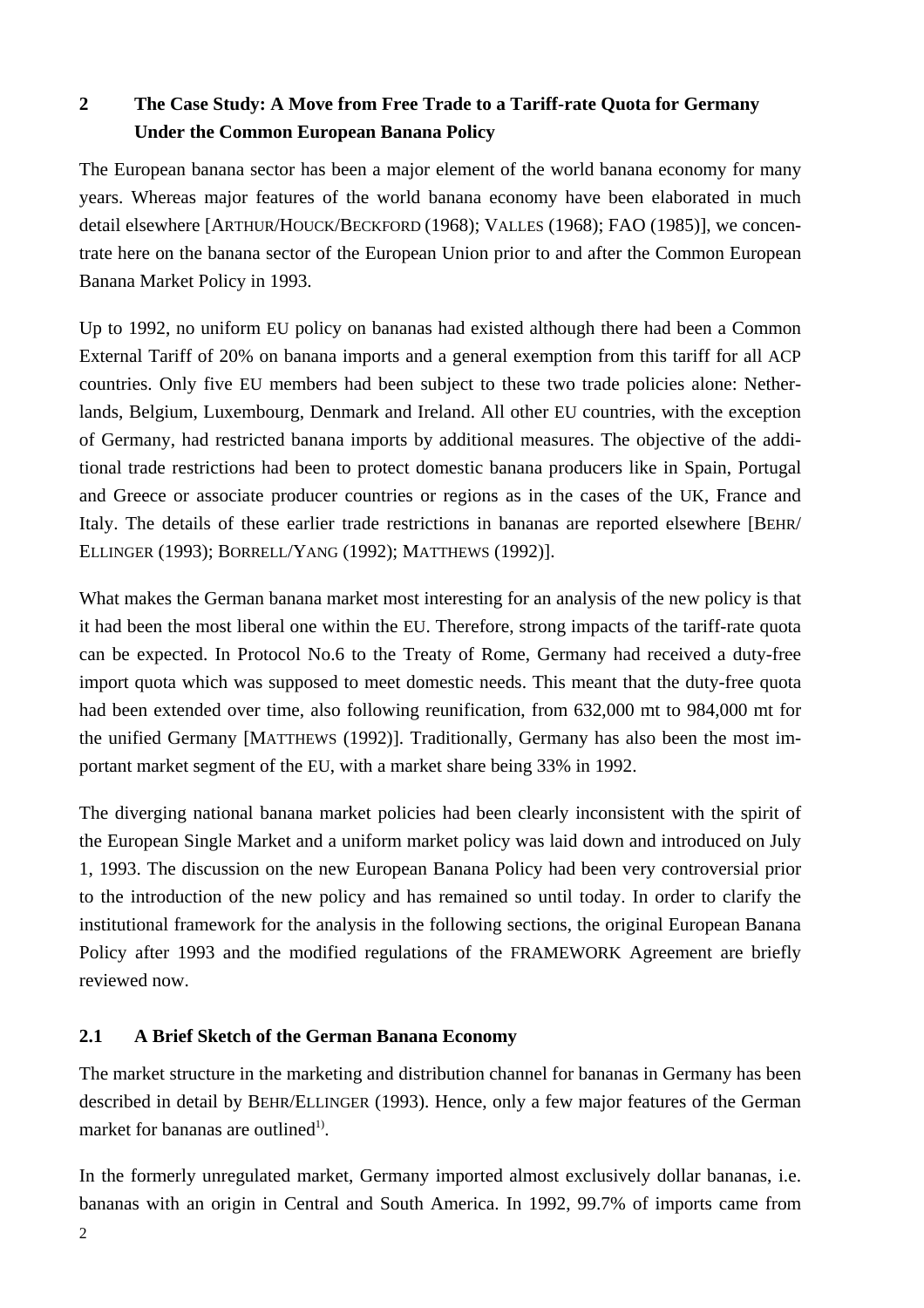## 2 The Case Study: A Move from Free Trade to a Tariff-rate Quota for Germany Under the Common European Banana Policy

The European banana sector has been a major element of the world banana economy for many years. Whereas major features of the world banana economy have been elaborated in much detail elsewhere [ARTHUR/HOUCK/BECKFORD (1968); VALLES (1968); FAO (1985)], we concentrate here on the banana sector of the European Union prior to and after the Common European Banana Market Policy in 1993.

Up to 1992, no uniform EU policy on bananas had existed although there had been a Common External Tariff of 20% on banana imports and a general exemption from this tariff for all ACP countries. Only five EU members had been subject to these two trade policies alone: Netherlands, Belgium, Luxembourg, Denmark and Ireland. All other EU countries, with the exception of Germany, had restricted banana imports by additional measures. The objective of the additional trade restrictions had been to protect domestic banana producers like in Spain, Portugal and Greece or associate producer countries or regions as in the cases of the UK, France and Italy. The details of these earlier trade restrictions in bananas are reported elsewhere [BEHR/ELLINGER (1993); BORRELL/YANG (1992); MATTHEWS (1992)].

What makes the German banana market most interesting for an analysis of the new policy is that it had been the most liberal one within the EU. Therefore, strong impacts of the tariff-rate quota can be expected. In Protocol No.6 to the Treaty of Rome, Germany had received a duty-free import quota which was supposed to meet domestic needs. This meant that the duty-free quota had been extended over time, also following reunification, from 632,000 mt to 984,000 mt for the unified Germany [MATTHEWS (1992)]. Traditionally, Germany has also been the most important market segment of the EU, with a market share being 33% in 1992.

The diverging national banana market policies had been clearly inconsistent with the spirit of the European Single Market and a uniform market policy was laid down and introduced on July 1, 1993. The discussion on the new European Banana Policy had been very controversial prior to the introduction of the new policy and has remained so until today. In order to clarify the institutional framework for the analysis in the following sections, the original European Banana Policy after 1993 and the modified regulations of the FRAMEWORK Agreement are briefly reviewed now.

### 2.1 A Brief Sketch of the German Banana Economy

The market structure in the marketing and distribution channel for bananas in Germany has been described in detail by BEHR/ELLINGER (1993). Hence, only a few major features of the German market for bananas are outlined[1].

In the formerly unregulated market, Germany imported almost exclusively dollar bananas, i.e. bananas with an origin in Central and South America. In 1992, 99.7% of imports came from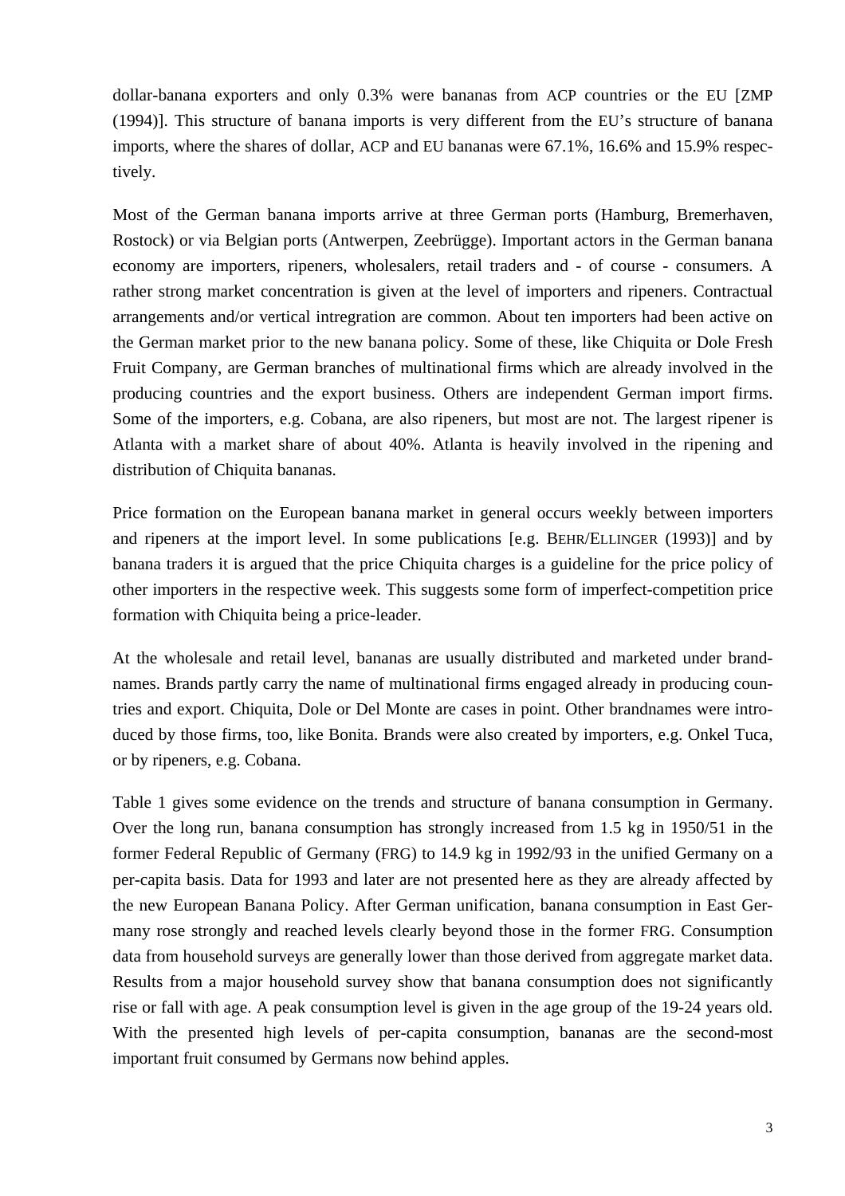dollar-banana exporters and only 0.3% were bananas from ACP countries or the EU [ZMP (1994)]. This structure of banana imports is very different from the EU's structure of banana imports, where the shares of dollar, ACP and EU bananas were 67.1%, 16.6% and 15.9% respectively.

Most of the German banana imports arrive at three German ports (Hamburg, Bremerhaven, Rostock) or via Belgian ports (Antwerpen, Zeebrügge). Important actors in the German banana economy are importers, ripeners, wholesalers, retail traders and - of course - consumers. A rather strong market concentration is given at the level of importers and ripeners. Contractual arrangements and/or vertical intregration are common. About ten importers had been active on the German market prior to the new banana policy. Some of these, like Chiquita or Dole Fresh Fruit Company, are German branches of multinational firms which are already involved in the producing countries and the export business. Others are independent German import firms. Some of the importers, e.g. Cobana, are also ripeners, but most are not. The largest ripener is Atlanta with a market share of about 40%. Atlanta is heavily involved in the ripening and distribution of Chiquita bananas.

Price formation on the European banana market in general occurs weekly between importers and ripeners at the import level. In some publications [e.g. BEHR/ELLINGER (1993)] and by banana traders it is argued that the price Chiquita charges is a guideline for the price policy of other importers in the respective week. This suggests some form of imperfect-competition price formation with Chiquita being a price-leader.

At the wholesale and retail level, bananas are usually distributed and marketed under brandnames. Brands partly carry the name of multinational firms engaged already in producing countries and export. Chiquita, Dole or Del Monte are cases in point. Other brandnames were introduced by those firms, too, like Bonita. Brands were also created by importers, e.g. Onkel Tuca, or by ripeners, e.g. Cobana.

Table 1 gives some evidence on the trends and structure of banana consumption in Germany. Over the long run, banana consumption has strongly increased from 1.5 kg in 1950/51 in the former Federal Republic of Germany (FRG) to 14.9 kg in 1992/93 in the unified Germany on a per-capita basis. Data for 1993 and later are not presented here as they are already affected by the new European Banana Policy. After German unification, banana consumption in East Germany rose strongly and reached levels clearly beyond those in the former FRG. Consumption data from household surveys are generally lower than those derived from aggregate market data. Results from a major household survey show that banana consumption does not significantly rise or fall with age. A peak consumption level is given in the age group of the 19-24 years old. With the presented high levels of per-capita consumption, bananas are the second-most important fruit consumed by Germans now behind apples.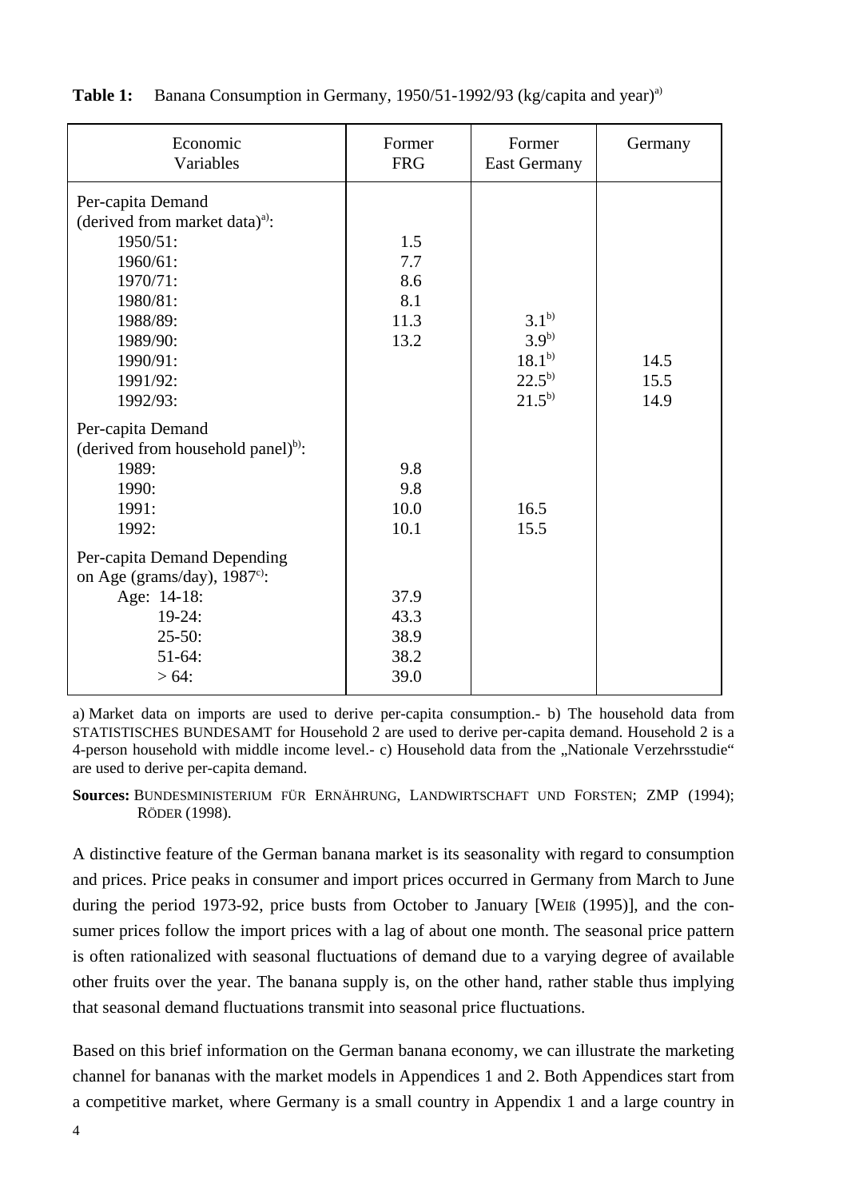**Table 1:** Banana Consumption in Germany, 1950/51-1992/93 (kg/capita and year)[a)]

| Economic Variables | Former FRG | Former East Germany | Germany |
|---|---|---|---|
| Per-capita Demand (derived from market data)[a)]: | | | |
| 1950/51: | 1.5 | | |
| 1960/61: | 7.7 | | |
| 1970/71: | 8.6 | | |
| 1980/81: | 8.1 | | |
| 1988/89: | 11.3 | 3.1[b)] | |
| 1989/90: | 13.2 | 3.9[b)] | |
| 1990/91: | | 18.1[b)] | 14.5 |
| 1991/92: | | 22.5[b)] | 15.5 |
| 1992/93: | | 21.5[b)] | 14.9 |
| Per-capita Demand (derived from household panel)[b)]: | | | |
| 1989: | 9.8 | | |
| 1990: | 9.8 | | |
| 1991: | 10.0 | 16.5 | |
| 1992: | 10.1 | 15.5 | |
| Per-capita Demand Depending on Age (grams/day), 1987[c)]: | | | |
| Age: 14-18: | 37.9 | | |
| 19-24: | 43.3 | | |
| 25-50: | 38.9 | | |
| 51-64: | 38.2 | | |
| > 64: | 39.0 | | |

a) Market data on imports are used to derive per-capita consumption.- b) The household data from STATISTISCHES BUNDESAMT for Household 2 are used to derive per-capita demand. Household 2 is a 4-person household with middle income level.- c) Household data from the „Nationale Verzehrsstudie“ are used to derive per-capita demand.

**Sources:** BUNDESMINISTERIUM FÜR ERNÄHRUNG, LANDWIRTSCHAFT UND FORSTEN; ZMP (1994); RÖDER (1998).

A distinctive feature of the German banana market is its seasonality with regard to consumption and prices. Price peaks in consumer and import prices occurred in Germany from March to June during the period 1973-92, price busts from October to January [WEIß (1995)], and the consumer prices follow the import prices with a lag of about one month. The seasonal price pattern is often rationalized with seasonal fluctuations of demand due to a varying degree of available other fruits over the year. The banana supply is, on the other hand, rather stable thus implying that seasonal demand fluctuations transmit into seasonal price fluctuations.

Based on this brief information on the German banana economy, we can illustrate the marketing channel for bananas with the market models in Appendices 1 and 2. Both Appendices start from a competitive market, where Germany is a small country in Appendix 1 and a large country in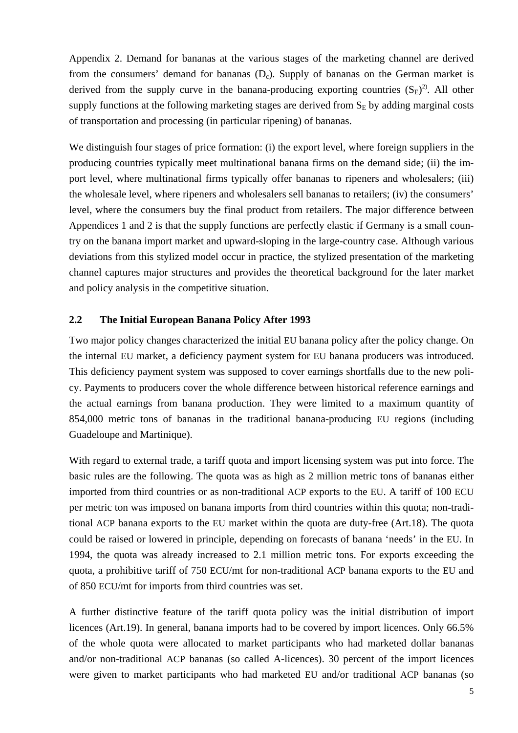Appendix 2. Demand for bananas at the various stages of the marketing channel are derived from the consumers' demand for bananas ($D_c$). Supply of bananas on the German market is derived from the supply curve in the banana-producing exporting countries ($S_E$)[2]. All other supply functions at the following marketing stages are derived from $S_E$ by adding marginal costs of transportation and processing (in particular ripening) of bananas.

We distinguish four stages of price formation: (i) the export level, where foreign suppliers in the producing countries typically meet multinational banana firms on the demand side; (ii) the import level, where multinational firms typically offer bananas to ripeners and wholesalers; (iii) the wholesale level, where ripeners and wholesalers sell bananas to retailers; (iv) the consumers' level, where the consumers buy the final product from retailers. The major difference between Appendices 1 and 2 is that the supply functions are perfectly elastic if Germany is a small country on the banana import market and upward-sloping in the large-country case. Although various deviations from this stylized model occur in practice, the stylized presentation of the marketing channel captures major structures and provides the theoretical background for the later market and policy analysis in the competitive situation.

## 2.2 The Initial European Banana Policy After 1993

Two major policy changes characterized the initial EU banana policy after the policy change. On the internal EU market, a deficiency payment system for EU banana producers was introduced. This deficiency payment system was supposed to cover earnings shortfalls due to the new policy. Payments to producers cover the whole difference between historical reference earnings and the actual earnings from banana production. They were limited to a maximum quantity of 854,000 metric tons of bananas in the traditional banana-producing EU regions (including Guadeloupe and Martinique).

With regard to external trade, a tariff quota and import licensing system was put into force. The basic rules are the following. The quota was as high as 2 million metric tons of bananas either imported from third countries or as non-traditional ACP exports to the EU. A tariff of 100 ECU per metric ton was imposed on banana imports from third countries within this quota; non-traditional ACP banana exports to the EU market within the quota are duty-free (Art.18). The quota could be raised or lowered in principle, depending on forecasts of banana 'needs' in the EU. In 1994, the quota was already increased to 2.1 million metric tons. For exports exceeding the quota, a prohibitive tariff of 750 ECU/mt for non-traditional ACP banana exports to the EU and of 850 ECU/mt for imports from third countries was set.

A further distinctive feature of the tariff quota policy was the initial distribution of import licences (Art.19). In general, banana imports had to be covered by import licences. Only 66.5% of the whole quota were allocated to market participants who had marketed dollar bananas and/or non-traditional ACP bananas (so called A-licences). 30 percent of the import licences were given to market participants who had marketed EU and/or traditional ACP bananas (so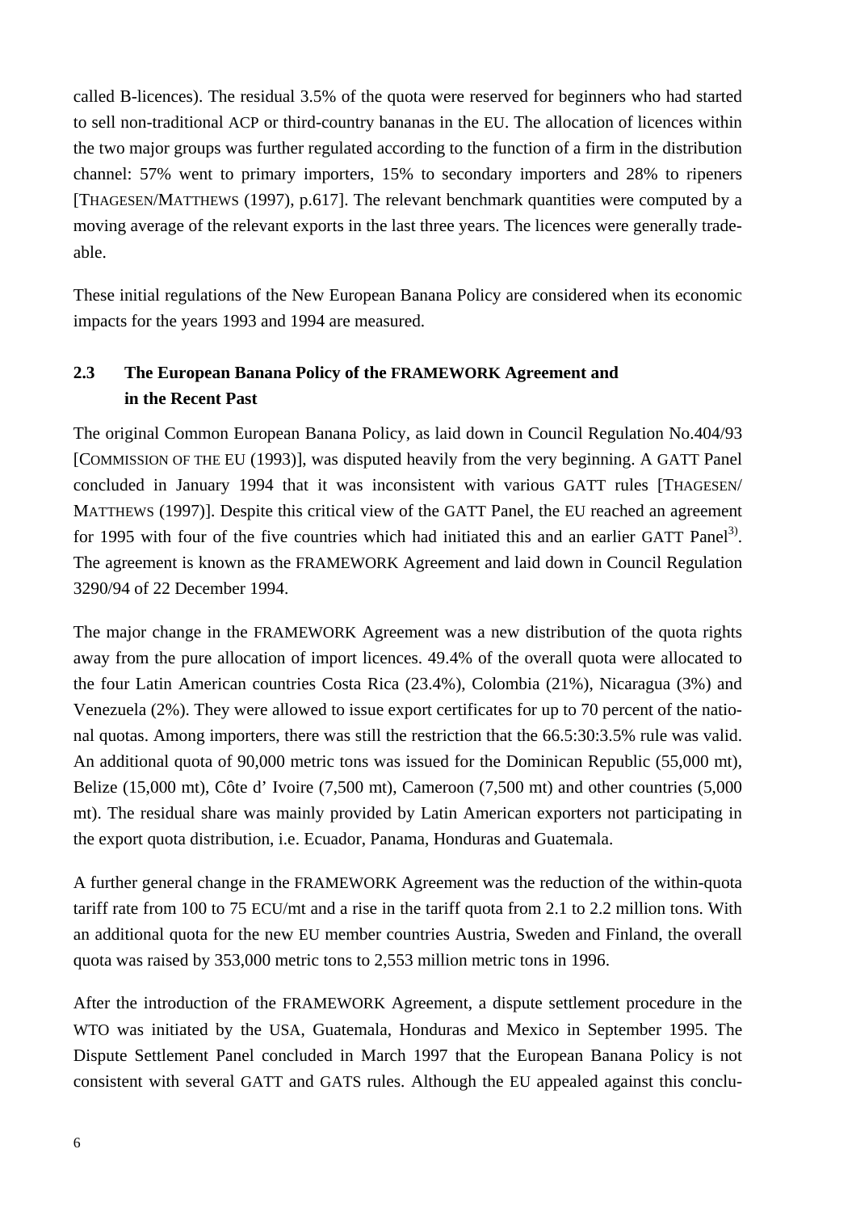called B-licences). The residual 3.5% of the quota were reserved for beginners who had started to sell non-traditional ACP or third-country bananas in the EU. The allocation of licences within the two major groups was further regulated according to the function of a firm in the distribution channel: 57% went to primary importers, 15% to secondary importers and 28% to ripeners [THAGESEN/MATTHEWS (1997), p.617]. The relevant benchmark quantities were computed by a moving average of the relevant exports in the last three years. The licences were generally tradeable.

These initial regulations of the New European Banana Policy are considered when its economic impacts for the years 1993 and 1994 are measured.

## 2.3 The European Banana Policy of the FRAMEWORK Agreement and in the Recent Past

The original Common European Banana Policy, as laid down in Council Regulation No.404/93 [COMMISSION OF THE EU (1993)], was disputed heavily from the very beginning. A GATT Panel concluded in January 1994 that it was inconsistent with various GATT rules [THAGESEN/MATTHEWS (1997)]. Despite this critical view of the GATT Panel, the EU reached an agreement for 1995 with four of the five countries which had initiated this and an earlier GATT Panel[3). The agreement is known as the FRAMEWORK Agreement and laid down in Council Regulation 3290/94 of 22 December 1994.

The major change in the FRAMEWORK Agreement was a new distribution of the quota rights away from the pure allocation of import licences. 49.4% of the overall quota were allocated to the four Latin American countries Costa Rica (23.4%), Colombia (21%), Nicaragua (3%) and Venezuela (2%). They were allowed to issue export certificates for up to 70 percent of the national quotas. Among importers, there was still the restriction that the 66.5:30:3.5% rule was valid. An additional quota of 90,000 metric tons was issued for the Dominican Republic (55,000 mt), Belize (15,000 mt), Côte d' Ivoire (7,500 mt), Cameroon (7,500 mt) and other countries (5,000 mt). The residual share was mainly provided by Latin American exporters not participating in the export quota distribution, i.e. Ecuador, Panama, Honduras and Guatemala.

A further general change in the FRAMEWORK Agreement was the reduction of the within-quota tariff rate from 100 to 75 ECU/mt and a rise in the tariff quota from 2.1 to 2.2 million tons. With an additional quota for the new EU member countries Austria, Sweden and Finland, the overall quota was raised by 353,000 metric tons to 2,553 million metric tons in 1996.

After the introduction of the FRAMEWORK Agreement, a dispute settlement procedure in the WTO was initiated by the USA, Guatemala, Honduras and Mexico in September 1995. The Dispute Settlement Panel concluded in March 1997 that the European Banana Policy is not consistent with several GATT and GATS rules. Although the EU appealed against this conclu-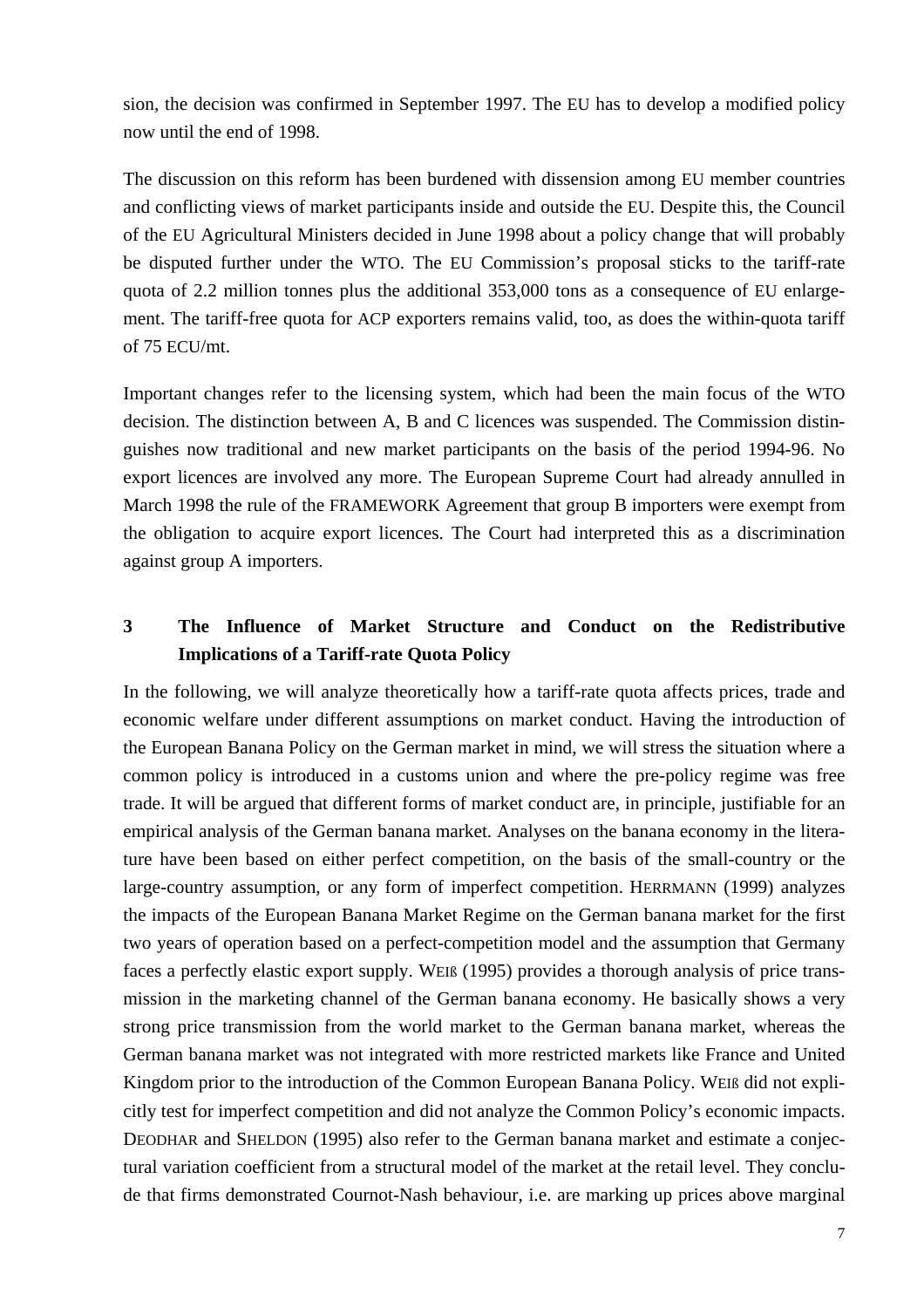sion, the decision was confirmed in September 1997. The EU has to develop a modified policy now until the end of 1998.

The discussion on this reform has been burdened with dissension among EU member countries and conflicting views of market participants inside and outside the EU. Despite this, the Council of the EU Agricultural Ministers decided in June 1998 about a policy change that will probably be disputed further under the WTO. The EU Commission's proposal sticks to the tariff-rate quota of 2.2 million tonnes plus the additional 353,000 tons as a consequence of EU enlargement. The tariff-free quota for ACP exporters remains valid, too, as does the within-quota tariff of 75 ECU/mt.

Important changes refer to the licensing system, which had been the main focus of the WTO decision. The distinction between A, B and C licences was suspended. The Commission distinguishes now traditional and new market participants on the basis of the period 1994-96. No export licences are involved any more. The European Supreme Court had already annulled in March 1998 the rule of the FRAMEWORK Agreement that group B importers were exempt from the obligation to acquire export licences. The Court had interpreted this as a discrimination against group A importers.

## 3 The Influence of Market Structure and Conduct on the Redistributive Implications of a Tariff-rate Quota Policy

In the following, we will analyze theoretically how a tariff-rate quota affects prices, trade and economic welfare under different assumptions on market conduct. Having the introduction of the European Banana Policy on the German market in mind, we will stress the situation where a common policy is introduced in a customs union and where the pre-policy regime was free trade. It will be argued that different forms of market conduct are, in principle, justifiable for an empirical analysis of the German banana market. Analyses on the banana economy in the literature have been based on either perfect competition, on the basis of the small-country or the large-country assumption, or any form of imperfect competition. HERRMANN (1999) analyzes the impacts of the European Banana Market Regime on the German banana market for the first two years of operation based on a perfect-competition model and the assumption that Germany faces a perfectly elastic export supply. WEIß (1995) provides a thorough analysis of price transmission in the marketing channel of the German banana economy. He basically shows a very strong price transmission from the world market to the German banana market, whereas the German banana market was not integrated with more restricted markets like France and United Kingdom prior to the introduction of the Common European Banana Policy. WEIß did not explicitly test for imperfect competition and did not analyze the Common Policy's economic impacts. DEODHAR and SHELDON (1995) also refer to the German banana market and estimate a conjectural variation coefficient from a structural model of the market at the retail level. They conclude that firms demonstrated Cournot-Nash behaviour, i.e. are marking up prices above marginal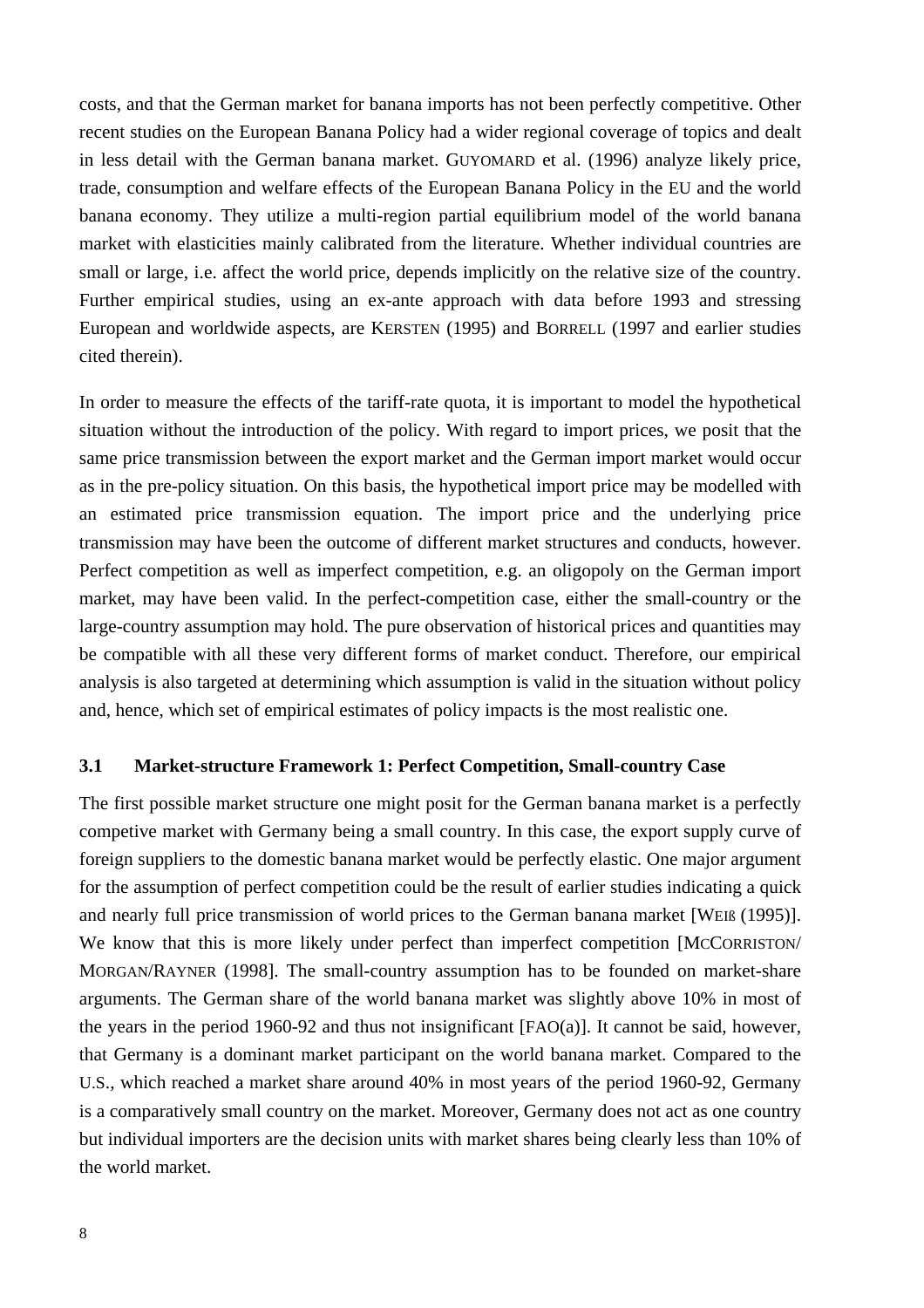costs, and that the German market for banana imports has not been perfectly competitive. Other recent studies on the European Banana Policy had a wider regional coverage of topics and dealt in less detail with the German banana market. GUYOMARD et al. (1996) analyze likely price, trade, consumption and welfare effects of the European Banana Policy in the EU and the world banana economy. They utilize a multi-region partial equilibrium model of the world banana market with elasticities mainly calibrated from the literature. Whether individual countries are small or large, i.e. affect the world price, depends implicitly on the relative size of the country. Further empirical studies, using an ex-ante approach with data before 1993 and stressing European and worldwide aspects, are KERSTEN (1995) and BORRELL (1997 and earlier studies cited therein).

In order to measure the effects of the tariff-rate quota, it is important to model the hypothetical situation without the introduction of the policy. With regard to import prices, we posit that the same price transmission between the export market and the German import market would occur as in the pre-policy situation. On this basis, the hypothetical import price may be modelled with an estimated price transmission equation. The import price and the underlying price transmission may have been the outcome of different market structures and conducts, however. Perfect competition as well as imperfect competition, e.g. an oligopoly on the German import market, may have been valid. In the perfect-competition case, either the small-country or the large-country assumption may hold. The pure observation of historical prices and quantities may be compatible with all these very different forms of market conduct. Therefore, our empirical analysis is also targeted at determining which assumption is valid in the situation without policy and, hence, which set of empirical estimates of policy impacts is the most realistic one.

### 3.1 Market-structure Framework 1: Perfect Competition, Small-country Case

The first possible market structure one might posit for the German banana market is a perfectly competive market with Germany being a small country. In this case, the export supply curve of foreign suppliers to the domestic banana market would be perfectly elastic. One major argument for the assumption of perfect competition could be the result of earlier studies indicating a quick and nearly full price transmission of world prices to the German banana market [WEIß (1995)]. We know that this is more likely under perfect than imperfect competition [MCCORRISTON/ MORGAN/RAYNER (1998]. The small-country assumption has to be founded on market-share arguments. The German share of the world banana market was slightly above 10% in most of the years in the period 1960-92 and thus not insignificant [FAO(a)]. It cannot be said, however, that Germany is a dominant market participant on the world banana market. Compared to the U.S., which reached a market share around 40% in most years of the period 1960-92, Germany is a comparatively small country on the market. Moreover, Germany does not act as one country but individual importers are the decision units with market shares being clearly less than 10% of the world market.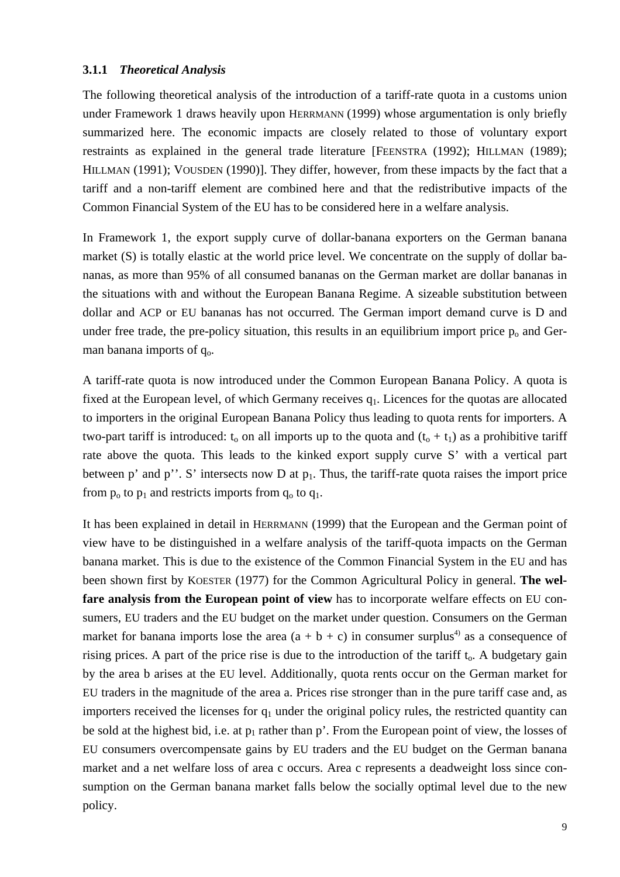### 3.1.1 *Theoretical Analysis*

The following theoretical analysis of the introduction of a tariff-rate quota in a customs union under Framework 1 draws heavily upon HERRMANN (1999) whose argumentation is only briefly summarized here. The economic impacts are closely related to those of voluntary export restraints as explained in the general trade literature [FEENSTRA (1992); HILLMAN (1989); HILLMAN (1991); VOUSDEN (1990)]. They differ, however, from these impacts by the fact that a tariff and a non-tariff element are combined here and that the redistributive impacts of the Common Financial System of the EU has to be considered here in a welfare analysis.

In Framework 1, the export supply curve of dollar-banana exporters on the German banana market (S) is totally elastic at the world price level. We concentrate on the supply of dollar bananas, as more than 95% of all consumed bananas on the German market are dollar bananas in the situations with and without the European Banana Regime. A sizeable substitution between dollar and ACP or EU bananas has not occurred. The German import demand curve is D and under free trade, the pre-policy situation, this results in an equilibrium import price $p_o$ and German banana imports of $q_o$.

A tariff-rate quota is now introduced under the Common European Banana Policy. A quota is fixed at the European level, of which Germany receives $q_1$. Licences for the quotas are allocated to importers in the original European Banana Policy thus leading to quota rents for importers. A two-part tariff is introduced: $t_o$ on all imports up to the quota and $(t_o + t_1)$ as a prohibitive tariff rate above the quota. This leads to the kinked export supply curve S' with a vertical part between p' and p''. S' intersects now D at $p_1$. Thus, the tariff-rate quota raises the import price from $p_o$ to $p_1$ and restricts imports from $q_o$ to $q_1$.

It has been explained in detail in HERRMANN (1999) that the European and the German point of view have to be distinguished in a welfare analysis of the tariff-quota impacts on the German banana market. This is due to the existence of the Common Financial System in the EU and has been shown first by KOESTER (1977) for the Common Agricultural Policy in general. **The welfare analysis from the European point of view** has to incorporate welfare effects on EU consumers, EU traders and the EU budget on the market under question. Consumers on the German market for banana imports lose the area (a + b + c) in consumer surplus[4] as a consequence of rising prices. A part of the price rise is due to the introduction of the tariff $t_o$. A budgetary gain by the area b arises at the EU level. Additionally, quota rents occur on the German market for EU traders in the magnitude of the area a. Prices rise stronger than in the pure tariff case and, as importers received the licenses for $q_1$ under the original policy rules, the restricted quantity can be sold at the highest bid, i.e. at $p_1$ rather than p'. From the European point of view, the losses of EU consumers overcompensate gains by EU traders and the EU budget on the German banana market and a net welfare loss of area c occurs. Area c represents a deadweight loss since consumption on the German banana market falls below the socially optimal level due to the new policy.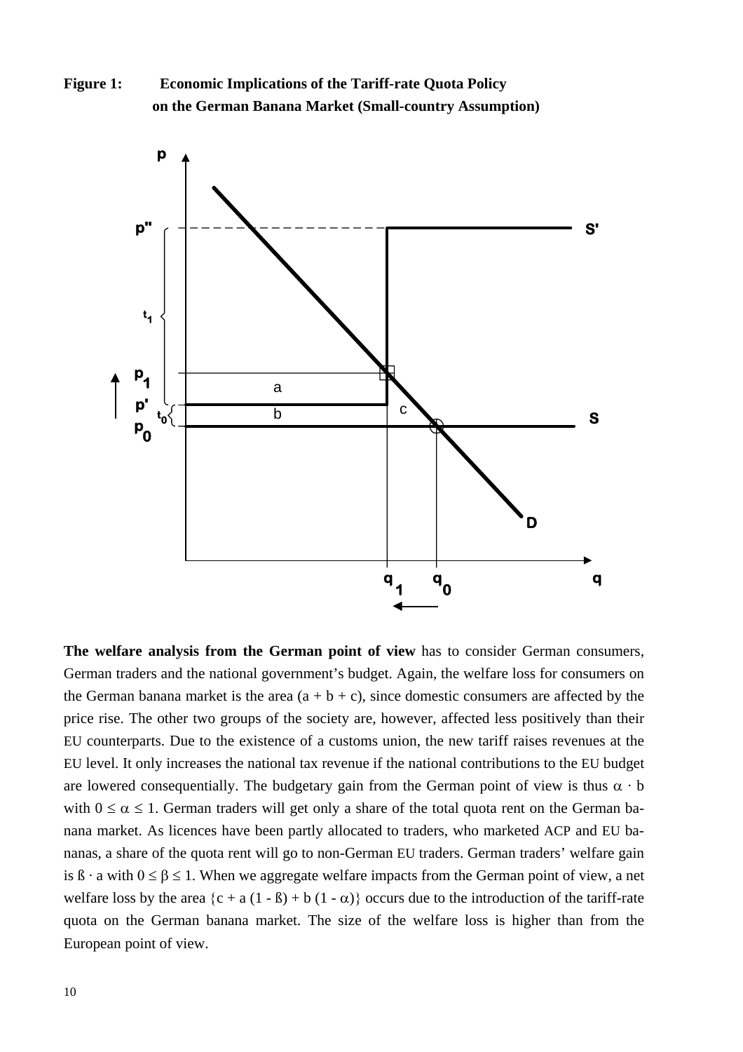**Figure 1: Economic Implications of the Tariff-rate Quota Policy on the German Banana Market (Small-country Assumption)**

**The welfare analysis from the German point of view** has to consider German consumers, German traders and the national government's budget. Again, the welfare loss for consumers on the German banana market is the area (a + b + c), since domestic consumers are affected by the price rise. The other two groups of the society are, however, affected less positively than their EU counterparts. Due to the existence of a customs union, the new tariff raises revenues at the EU level. It only increases the national tax revenue if the national contributions to the EU budget are lowered consequentially. The budgetary gain from the German point of view is thus $\alpha \cdot b$ with $0 \leq \alpha \leq 1$. German traders will get only a share of the total quota rent on the German banana market. As licences have been partly allocated to traders, who marketed ACP and EU bananas, a share of the quota rent will go to non-German EU traders. German traders' welfare gain is $ß \cdot a$ with $0 \leq \beta \leq 1$. When we aggregate welfare impacts from the German point of view, a net welfare loss by the area $\{c + a (1 - ß) + b (1 - \alpha)\}$ occurs due to the introduction of the tariff-rate quota on the German banana market. The size of the welfare loss is higher than from the European point of view.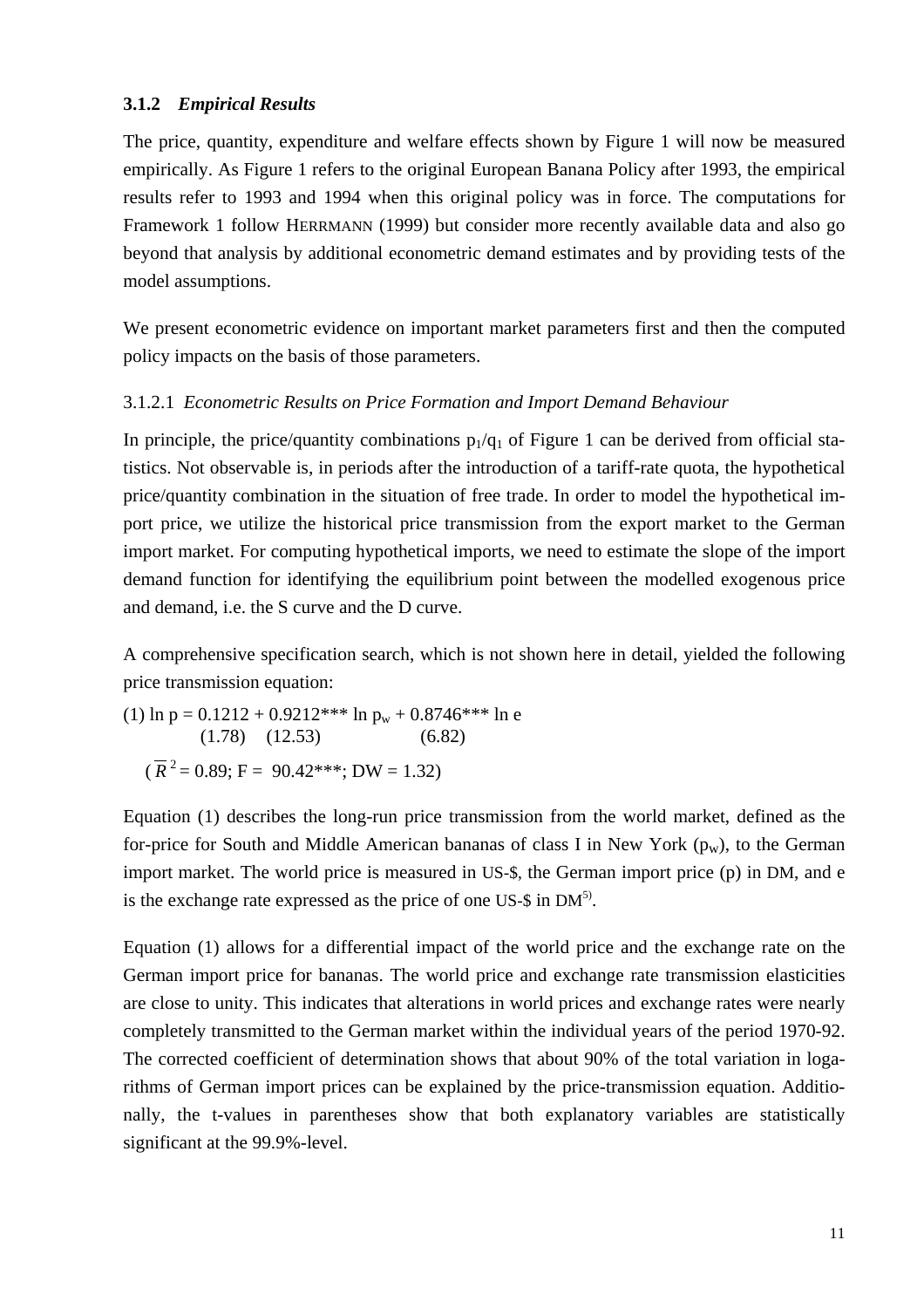### 3.1.2 *Empirical Results*

The price, quantity, expenditure and welfare effects shown by Figure 1 will now be measured empirically. As Figure 1 refers to the original European Banana Policy after 1993, the empirical results refer to 1993 and 1994 when this original policy was in force. The computations for Framework 1 follow HERRMANN (1999) but consider more recently available data and also go beyond that analysis by additional econometric demand estimates and by providing tests of the model assumptions.

We present econometric evidence on important market parameters first and then the computed policy impacts on the basis of those parameters.

#### 3.1.2.1 *Econometric Results on Price Formation and Import Demand Behaviour*

In principle, the price/quantity combinations $p_1/q_1$ of Figure 1 can be derived from official statistics. Not observable is, in periods after the introduction of a tariff-rate quota, the hypothetical price/quantity combination in the situation of free trade. In order to model the hypothetical import price, we utilize the historical price transmission from the export market to the German import market. For computing hypothetical imports, we need to estimate the slope of the import demand function for identifying the equilibrium point between the modelled exogenous price and demand, i.e. the S curve and the D curve.

A comprehensive specification search, which is not shown here in detail, yielded the following price transmission equation:

$$\text{(1)} \; \ln p = \underset{(1.78)}{0.1212} + \underset{(12.53)}{0.9212^{***}} \ln p_w + \underset{(6.82)}{0.8746^{***}} \ln e$$

$$(\overline{R}^2 = 0.89;\; F = 90.42^{***};\; DW = 1.32)$$

Equation (1) describes the long-run price transmission from the world market, defined as the for-price for South and Middle American bananas of class I in New York ($p_w$), to the German import market. The world price is measured in US-$, the German import price (p) in DM, and e is the exchange rate expressed as the price of one US-$ in DM[5)].

Equation (1) allows for a differential impact of the world price and the exchange rate on the German import price for bananas. The world price and exchange rate transmission elasticities are close to unity. This indicates that alterations in world prices and exchange rates were nearly completely transmitted to the German market within the individual years of the period 1970-92. The corrected coefficient of determination shows that about 90% of the total variation in logarithms of German import prices can be explained by the price-transmission equation. Additionally, the t-values in parentheses show that both explanatory variables are statistically significant at the 99.9%-level.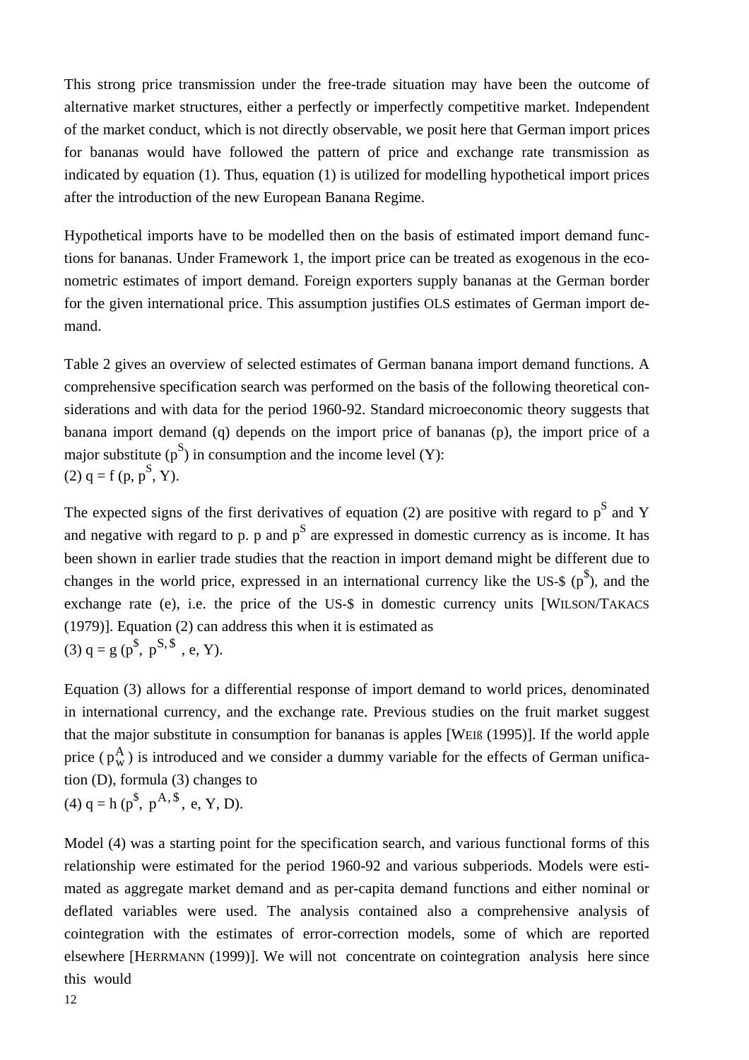This strong price transmission under the free-trade situation may have been the outcome of alternative market structures, either a perfectly or imperfectly competitive market. Independent of the market conduct, which is not directly observable, we posit here that German import prices for bananas would have followed the pattern of price and exchange rate transmission as indicated by equation (1). Thus, equation (1) is utilized for modelling hypothetical import prices after the introduction of the new European Banana Regime.

Hypothetical imports have to be modelled then on the basis of estimated import demand functions for bananas. Under Framework 1, the import price can be treated as exogenous in the econometric estimates of import demand. Foreign exporters supply bananas at the German border for the given international price. This assumption justifies OLS estimates of German import demand.

Table 2 gives an overview of selected estimates of German banana import demand functions. A comprehensive specification search was performed on the basis of the following theoretical considerations and with data for the period 1960-92. Standard microeconomic theory suggests that banana import demand (q) depends on the import price of bananas (p), the import price of a major substitute ($p^S$) in consumption and the income level (Y):

(2) $q = f(p, p^S, Y)$.

The expected signs of the first derivatives of equation (2) are positive with regard to $p^S$ and Y and negative with regard to p. p and $p^S$ are expressed in domestic currency as is income. It has been shown in earlier trade studies that the reaction in import demand might be different due to changes in the world price, expressed in an international currency like the US-\$ ($p^{\$}$), and the exchange rate (e), i.e. the price of the US-\$ in domestic currency units [WILSON/TAKACS (1979)]. Equation (2) can address this when it is estimated as

(3) $q = g(p^{\$}, p^{S,\$}, e, Y)$.

Equation (3) allows for a differential response of import demand to world prices, denominated in international currency, and the exchange rate. Previous studies on the fruit market suggest that the major substitute in consumption for bananas is apples [WEIß (1995)]. If the world apple price ($p^A_W$) is introduced and we consider a dummy variable for the effects of German unification (D), formula (3) changes to

(4) $q = h(p^{\$}, p^{A,\$}, e, Y, D)$.

Model (4) was a starting point for the specification search, and various functional forms of this relationship were estimated for the period 1960-92 and various subperiods. Models were estimated as aggregate market demand and as per-capita demand functions and either nominal or deflated variables were used. The analysis contained also a comprehensive analysis of cointegration with the estimates of error-correction models, some of which are reported elsewhere [HERRMANN (1999)]. We will not concentrate on cointegration analysis here since this would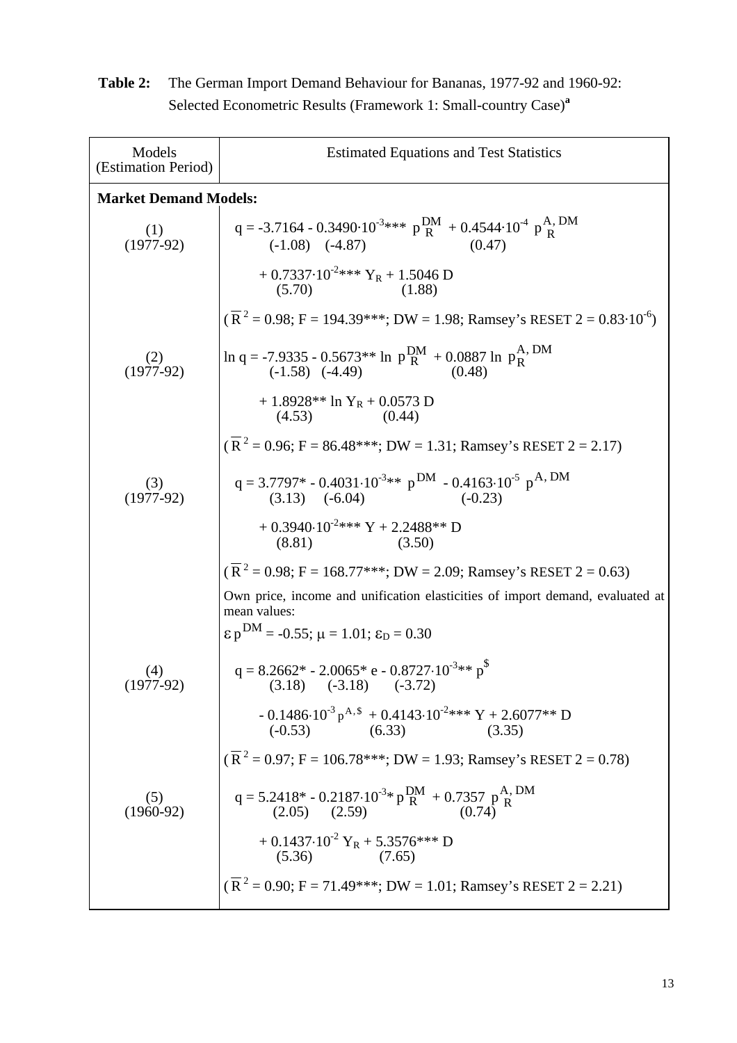**Table 2:** The German Import Demand Behaviour for Bananas, 1977-92 and 1960-92: Selected Econometric Results (Framework 1: Small-country Case)[a]

| Models (Estimation Period) | Estimated Equations and Test Statistics |
|---|---|
| **Market Demand Models:** | |
| (1) (1977-92) | $q = -3.7164 - 0.3490 \cdot 10^{-3}{***}\ p_R^{DM} + 0.4544 \cdot 10^{-4}\ p_R^{A,DM}$ <br> (-1.08) (-4.87) (0.47) <br> $+ 0.7337 \cdot 10^{-2}{***}\ Y_R + 1.5046\ D$ <br> (5.70) (1.88) <br> ($\overline{R}^2 = 0.98$; F = 194.39***; DW = 1.98; Ramsey's RESET 2 = $0.83 \cdot 10^{-6}$) |
| (2) (1977-92) | $\ln q = -7.9335 - 0.5673{**} \ln p_R^{DM} + 0.0887 \ln p_R^{A,DM}$ <br> (-1.58) (-4.49) (0.48) <br> $+ 1.8928{**} \ln Y_R + 0.0573\ D$ <br> (4.53) (0.44) <br> ($\overline{R}^2 = 0.96$; F = 86.48***; DW = 1.31; Ramsey's RESET 2 = 2.17) |
| (3) (1977-92) | $q = 3.7797{*} - 0.4031 \cdot 10^{-3}{**}\ p^{DM} - 0.4163 \cdot 10^{-5}\ p^{A,DM}$ <br> (3.13) (-6.04) (-0.23) <br> $+ 0.3940 \cdot 10^{-2}{***}\ Y + 2.2488{**}\ D$ <br> (8.81) (3.50) <br> ($\overline{R}^2 = 0.98$; F = 168.77***; DW = 2.09; Ramsey's RESET 2 = 0.63) <br> Own price, income and unification elasticities of import demand, evaluated at mean values: <br> $\varepsilon p^{DM} = -0.55$; $\mu = 1.01$; $\varepsilon_D = 0.30$ |
| (4) (1977-92) | $q = 8.2662{*} - 2.0065{*}\ e - 0.8727 \cdot 10^{-3}{**}\ p^{\$}$ <br> (3.18) (-3.18) (-3.72) <br> $- 0.1486 \cdot 10^{-3}\ p^{A,\$} + 0.4143 \cdot 10^{-2}{***}\ Y + 2.6077{**}\ D$ <br> (-0.53) (6.33) (3.35) <br> ($\overline{R}^2 = 0.97$; F = 106.78***; DW = 1.93; Ramsey's RESET 2 = 0.78) |
| (5) (1960-92) | $q = 5.2418{*} - 0.2187 \cdot 10^{-3}{*}\ p_R^{DM} + 0.7357\ p_R^{A,DM}$ <br> (2.05) (2.59) (0.74) <br> $+ 0.1437 \cdot 10^{-2}\ Y_R + 5.3576{***}\ D$ <br> (5.36) (7.65) <br> ($\overline{R}^2 = 0.90$; F = 71.49***; DW = 1.01; Ramsey's RESET 2 = 2.21) |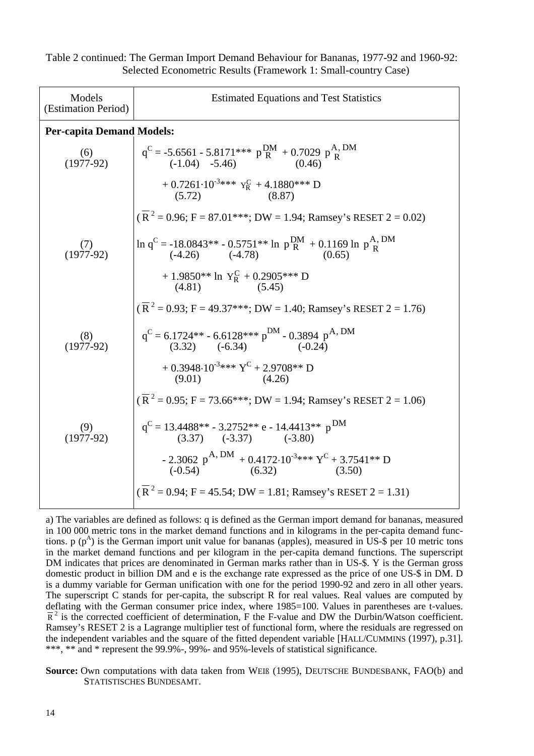Table 2 continued: The German Import Demand Behaviour for Bananas, 1977-92 and 1960-92: Selected Econometric Results (Framework 1: Small-country Case)

| Models (Estimation Period) | Estimated Equations and Test Statistics |
|---|---|
| **Per-capita Demand Models:** | |
| (6) (1977-92) | $q^C = -5.6561 - 5.8171^{***}\ p_R^{DM} + 0.7029\ p_R^{A,\,DM}$ <br> (-1.04) -5.46) (0.46) <br> $+ 0.7261 \cdot 10^{-3***}\ Y_R^C + 4.1880^{***}\ D$ <br> (5.72) (8.87) <br> ($\overline{R}^2 = 0.96$; F = 87.01***; DW = 1.94; Ramsey's RESET 2 = 0.02) |
| (7) (1977-92) | $\ln q^C = -18.0843^{**} - 0.5751^{**} \ln\ p_R^{DM} + 0.1169 \ln\ p_R^{A,\,DM}$ <br> (-4.26) (-4.78) (0.65) <br> $+ 1.9850^{**} \ln\ Y_R^C + 0.2905^{***}\ D$ <br> (4.81) (5.45) <br> ($\overline{R}^2 = 0.93$; F = 49.37***; DW = 1.40; Ramsey's RESET 2 = 1.76) |
| (8) (1977-92) | $q^C = 6.1724^{**} - 6.6128^{***}\ p^{DM} - 0.3894\ p^{A,\,DM}$ <br> (3.32) (-6.34) (-0.24) <br> $+ 0.3948 \cdot 10^{-3***}\ Y^C + 2.9708^{**}\ D$ <br> (9.01) (4.26) <br> ($\overline{R}^2 = 0.95$; F = 73.66***; DW = 1.94; Ramsey's RESET 2 = 1.06) |
| (9) (1977-92) | $q^C = 13.4488^{**} - 3.2752^{**}\ e - 14.4413^{**}\ p^{DM}$ <br> (3.37) (-3.37) (-3.80) <br> $- 2.3062\ p^{A,\,DM} + 0.4172 \cdot 10^{-3***}\ Y^C + 3.7541^{**}\ D$ <br> (-0.54) (6.32) (3.50) <br> ($\overline{R}^2 = 0.94$; F = 45.54; DW = 1.81; Ramsey's RESET 2 = 1.31) |

a) The variables are defined as follows: q is defined as the German import demand for bananas, measured in 100 000 metric tons in the market demand functions and in kilograms in the per-capita demand functions. p ($p^A$) is the German import unit value for bananas (apples), measured in US-$ per 10 metric tons in the market demand functions and per kilogram in the per-capita demand functions. The superscript DM indicates that prices are denominated in German marks rather than in US-$. Y is the German gross domestic product in billion DM and e is the exchange rate expressed as the price of one US-$ in DM. D is a dummy variable for German unification with one for the period 1990-92 and zero in all other years. The superscript C stands for per-capita, the subscript R for real values. Real values are computed by deflating with the German consumer price index, where 1985=100. Values in parentheses are t-values. $\overline{R}^2$ is the corrected coefficient of determination, F the F-value and DW the Durbin/Watson coefficient. Ramsey's RESET 2 is a Lagrange multiplier test of functional form, where the residuals are regressed on the independent variables and the square of the fitted dependent variable [HALL/CUMMINS (1997), p.31]. ***, ** and * represent the 99.9%-, 99%- and 95%-levels of statistical significance.

**Source:** Own computations with data taken from WEIß (1995), DEUTSCHE BUNDESBANK, FAO(b) and STATISTISCHES BUNDESAMT.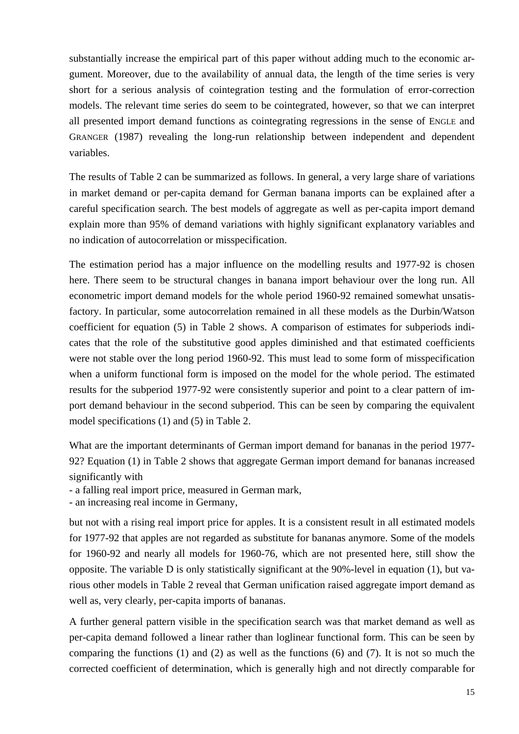substantially increase the empirical part of this paper without adding much to the economic argument. Moreover, due to the availability of annual data, the length of the time series is very short for a serious analysis of cointegration testing and the formulation of error-correction models. The relevant time series do seem to be cointegrated, however, so that we can interpret all presented import demand functions as cointegrating regressions in the sense of ENGLE and GRANGER (1987) revealing the long-run relationship between independent and dependent variables.

The results of Table 2 can be summarized as follows. In general, a very large share of variations in market demand or per-capita demand for German banana imports can be explained after a careful specification search. The best models of aggregate as well as per-capita import demand explain more than 95% of demand variations with highly significant explanatory variables and no indication of autocorrelation or misspecification.

The estimation period has a major influence on the modelling results and 1977-92 is chosen here. There seem to be structural changes in banana import behaviour over the long run. All econometric import demand models for the whole period 1960-92 remained somewhat unsatisfactory. In particular, some autocorrelation remained in all these models as the Durbin/Watson coefficient for equation (5) in Table 2 shows. A comparison of estimates for subperiods indicates that the role of the substitutive good apples diminished and that estimated coefficients were not stable over the long period 1960-92. This must lead to some form of misspecification when a uniform functional form is imposed on the model for the whole period. The estimated results for the subperiod 1977-92 were consistently superior and point to a clear pattern of import demand behaviour in the second subperiod. This can be seen by comparing the equivalent model specifications (1) and (5) in Table 2.

What are the important determinants of German import demand for bananas in the period 1977-92? Equation (1) in Table 2 shows that aggregate German import demand for bananas increased significantly with

- a falling real import price, measured in German mark,
- an increasing real income in Germany,

but not with a rising real import price for apples. It is a consistent result in all estimated models for 1977-92 that apples are not regarded as substitute for bananas anymore. Some of the models for 1960-92 and nearly all models for 1960-76, which are not presented here, still show the opposite. The variable D is only statistically significant at the 90%-level in equation (1), but various other models in Table 2 reveal that German unification raised aggregate import demand as well as, very clearly, per-capita imports of bananas.

A further general pattern visible in the specification search was that market demand as well as per-capita demand followed a linear rather than loglinear functional form. This can be seen by comparing the functions (1) and (2) as well as the functions (6) and (7). It is not so much the corrected coefficient of determination, which is generally high and not directly comparable for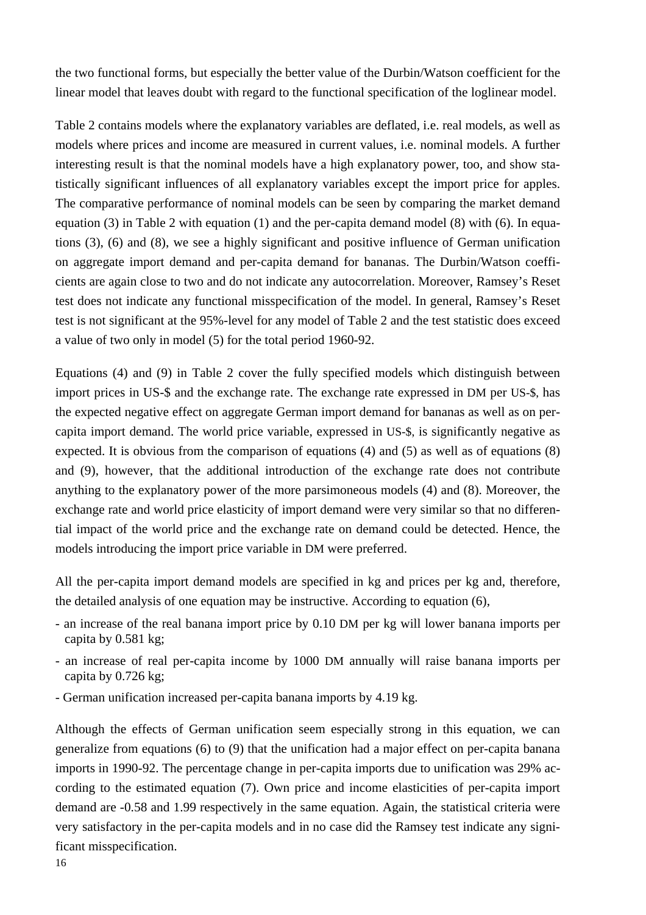the two functional forms, but especially the better value of the Durbin/Watson coefficient for the linear model that leaves doubt with regard to the functional specification of the loglinear model.

Table 2 contains models where the explanatory variables are deflated, i.e. real models, as well as models where prices and income are measured in current values, i.e. nominal models. A further interesting result is that the nominal models have a high explanatory power, too, and show statistically significant influences of all explanatory variables except the import price for apples. The comparative performance of nominal models can be seen by comparing the market demand equation (3) in Table 2 with equation (1) and the per-capita demand model (8) with (6). In equations (3), (6) and (8), we see a highly significant and positive influence of German unification on aggregate import demand and per-capita demand for bananas. The Durbin/Watson coefficients are again close to two and do not indicate any autocorrelation. Moreover, Ramsey's Reset test does not indicate any functional misspecification of the model. In general, Ramsey's Reset test is not significant at the 95%-level for any model of Table 2 and the test statistic does exceed a value of two only in model (5) for the total period 1960-92.

Equations (4) and (9) in Table 2 cover the fully specified models which distinguish between import prices in US-$ and the exchange rate. The exchange rate expressed in DM per US-$, has the expected negative effect on aggregate German import demand for bananas as well as on per-capita import demand. The world price variable, expressed in US-$, is significantly negative as expected. It is obvious from the comparison of equations (4) and (5) as well as of equations (8) and (9), however, that the additional introduction of the exchange rate does not contribute anything to the explanatory power of the more parsimoneous models (4) and (8). Moreover, the exchange rate and world price elasticity of import demand were very similar so that no differential impact of the world price and the exchange rate on demand could be detected. Hence, the models introducing the import price variable in DM were preferred.

All the per-capita import demand models are specified in kg and prices per kg and, therefore, the detailed analysis of one equation may be instructive. According to equation (6),

- an increase of the real banana import price by 0.10 DM per kg will lower banana imports per capita by 0.581 kg;
- an increase of real per-capita income by 1000 DM annually will raise banana imports per capita by 0.726 kg;
- German unification increased per-capita banana imports by 4.19 kg.

Although the effects of German unification seem especially strong in this equation, we can generalize from equations (6) to (9) that the unification had a major effect on per-capita banana imports in 1990-92. The percentage change in per-capita imports due to unification was 29% according to the estimated equation (7). Own price and income elasticities of per-capita import demand are -0.58 and 1.99 respectively in the same equation. Again, the statistical criteria were very satisfactory in the per-capita models and in no case did the Ramsey test indicate any significant misspecification.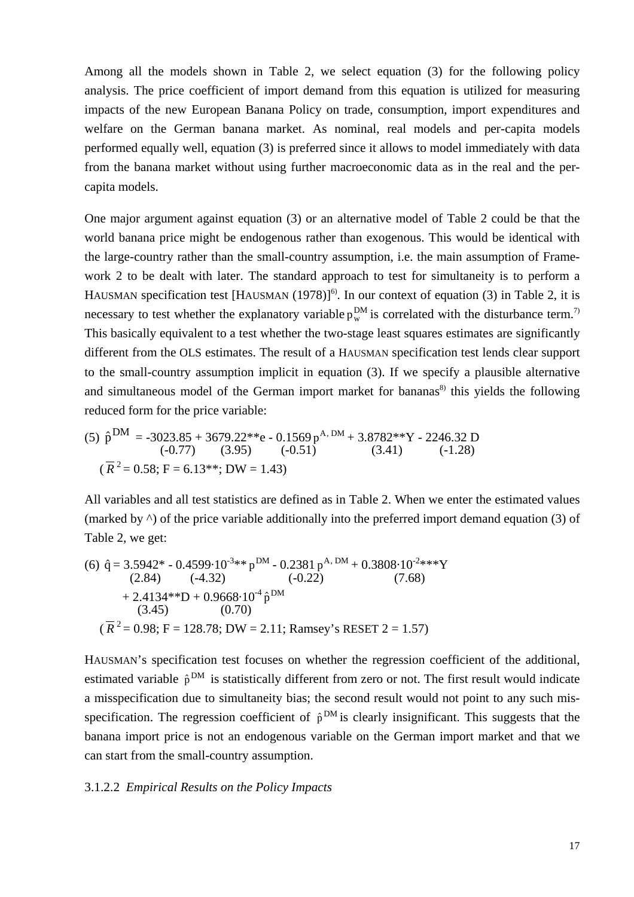Among all the models shown in Table 2, we select equation (3) for the following policy analysis. The price coefficient of import demand from this equation is utilized for measuring impacts of the new European Banana Policy on trade, consumption, import expenditures and welfare on the German banana market. As nominal, real models and per-capita models performed equally well, equation (3) is preferred since it allows to model immediately with data from the banana market without using further macroeconomic data as in the real and the per-capita models.

One major argument against equation (3) or an alternative model of Table 2 could be that the world banana price might be endogenous rather than exogenous. This would be identical with the large-country rather than the small-country assumption, i.e. the main assumption of Framework 2 to be dealt with later. The standard approach to test for simultaneity is to perform a HAUSMAN specification test [HAUSMAN (1978)][6]. In our context of equation (3) in Table 2, it is necessary to test whether the explanatory variable $p_w^{DM}$ is correlated with the disturbance term.[7] This basically equivalent to a test whether the two-stage least squares estimates are significantly different from the OLS estimates. The result of a HAUSMAN specification test lends clear support to the small-country assumption implicit in equation (3). If we specify a plausible alternative and simultaneous model of the German import market for bananas[8] this yields the following reduced form for the price variable:

$$(5)\quad \hat{p}^{DM} = \underset{(-0.77)}{-3023.85} + \underset{(3.95)}{3679.22^{**}e} - \underset{(-0.51)}{0.1569\, p^{A,\,DM}} + \underset{(3.41)}{3.8782^{**}Y} - \underset{(-1.28)}{2246.32\, D}$$

$(\bar{R}^2 = 0.58;\ F = 6.13^{**};\ DW = 1.43)$

All variables and all test statistics are defined as in Table 2. When we enter the estimated values (marked by ^) of the price variable additionally into the preferred import demand equation (3) of Table 2, we get:

$$(6)\quad \hat{q} = \underset{(2.84)}{3.5942^{*}} - \underset{(-4.32)}{0.4599\cdot 10^{-3**}\, p^{DM}} - \underset{(-0.22)}{0.2381\, p^{A,\,DM}} + \underset{(7.68)}{0.3808\cdot 10^{-2***}Y}$$
$$+ \underset{(3.45)}{2.4134^{**}D} + \underset{(0.70)}{0.9668\cdot 10^{-4}\, \hat{p}^{DM}}$$

$(\bar{R}^2 = 0.98;\ F = 128.78;\ DW = 2.11;$ Ramsey's RESET 2 = 1.57)

HAUSMAN's specification test focuses on whether the regression coefficient of the additional, estimated variable $\hat{p}^{DM}$ is statistically different from zero or not. The first result would indicate a misspecification due to simultaneity bias; the second result would not point to any such misspecification. The regression coefficient of $\hat{p}^{DM}$ is clearly insignificant. This suggests that the banana import price is not an endogenous variable on the German import market and that we can start from the small-country assumption.

#### 3.1.2.2 *Empirical Results on the Policy Impacts*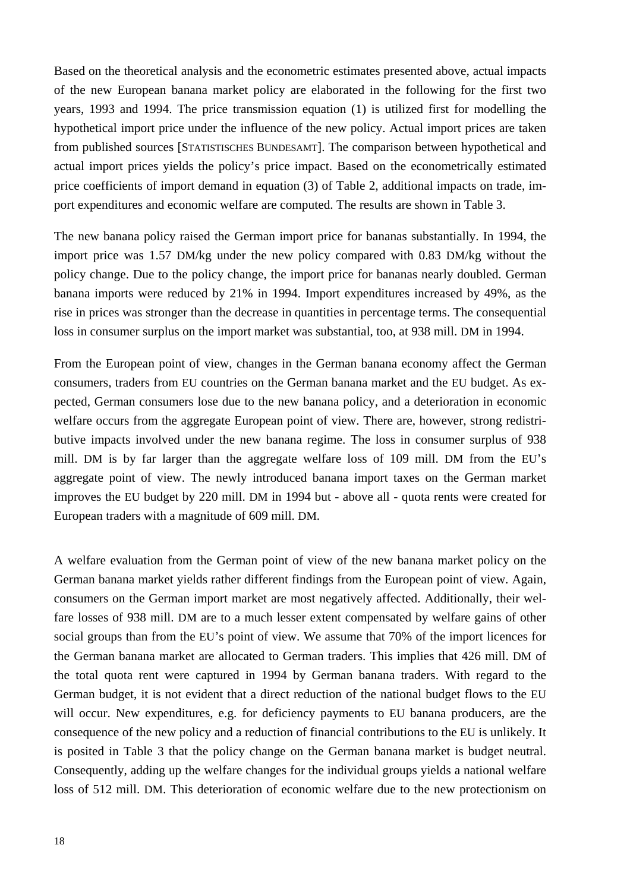Based on the theoretical analysis and the econometric estimates presented above, actual impacts of the new European banana market policy are elaborated in the following for the first two years, 1993 and 1994. The price transmission equation (1) is utilized first for modelling the hypothetical import price under the influence of the new policy. Actual import prices are taken from published sources [STATISTISCHES BUNDESAMT]. The comparison between hypothetical and actual import prices yields the policy's price impact. Based on the econometrically estimated price coefficients of import demand in equation (3) of Table 2, additional impacts on trade, import expenditures and economic welfare are computed. The results are shown in Table 3.

The new banana policy raised the German import price for bananas substantially. In 1994, the import price was 1.57 DM/kg under the new policy compared with 0.83 DM/kg without the policy change. Due to the policy change, the import price for bananas nearly doubled. German banana imports were reduced by 21% in 1994. Import expenditures increased by 49%, as the rise in prices was stronger than the decrease in quantities in percentage terms. The consequential loss in consumer surplus on the import market was substantial, too, at 938 mill. DM in 1994.

From the European point of view, changes in the German banana economy affect the German consumers, traders from EU countries on the German banana market and the EU budget. As expected, German consumers lose due to the new banana policy, and a deterioration in economic welfare occurs from the aggregate European point of view. There are, however, strong redistributive impacts involved under the new banana regime. The loss in consumer surplus of 938 mill. DM is by far larger than the aggregate welfare loss of 109 mill. DM from the EU's aggregate point of view. The newly introduced banana import taxes on the German market improves the EU budget by 220 mill. DM in 1994 but - above all - quota rents were created for European traders with a magnitude of 609 mill. DM.

A welfare evaluation from the German point of view of the new banana market policy on the German banana market yields rather different findings from the European point of view. Again, consumers on the German import market are most negatively affected. Additionally, their welfare losses of 938 mill. DM are to a much lesser extent compensated by welfare gains of other social groups than from the EU's point of view. We assume that 70% of the import licences for the German banana market are allocated to German traders. This implies that 426 mill. DM of the total quota rent were captured in 1994 by German banana traders. With regard to the German budget, it is not evident that a direct reduction of the national budget flows to the EU will occur. New expenditures, e.g. for deficiency payments to EU banana producers, are the consequence of the new policy and a reduction of financial contributions to the EU is unlikely. It is posited in Table 3 that the policy change on the German banana market is budget neutral. Consequently, adding up the welfare changes for the individual groups yields a national welfare loss of 512 mill. DM. This deterioration of economic welfare due to the new protectionism on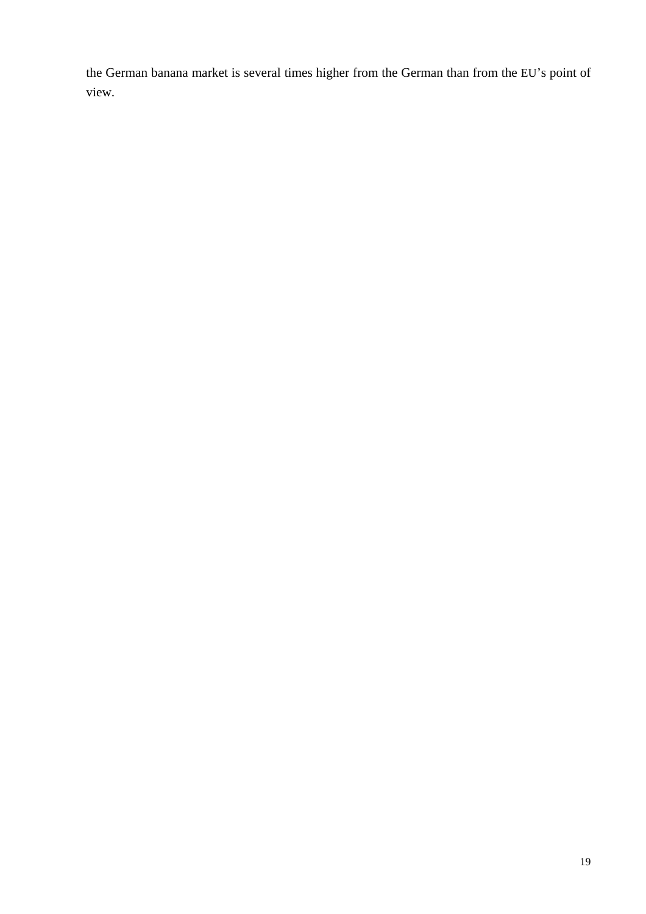the German banana market is several times higher from the German than from the EU's point of view.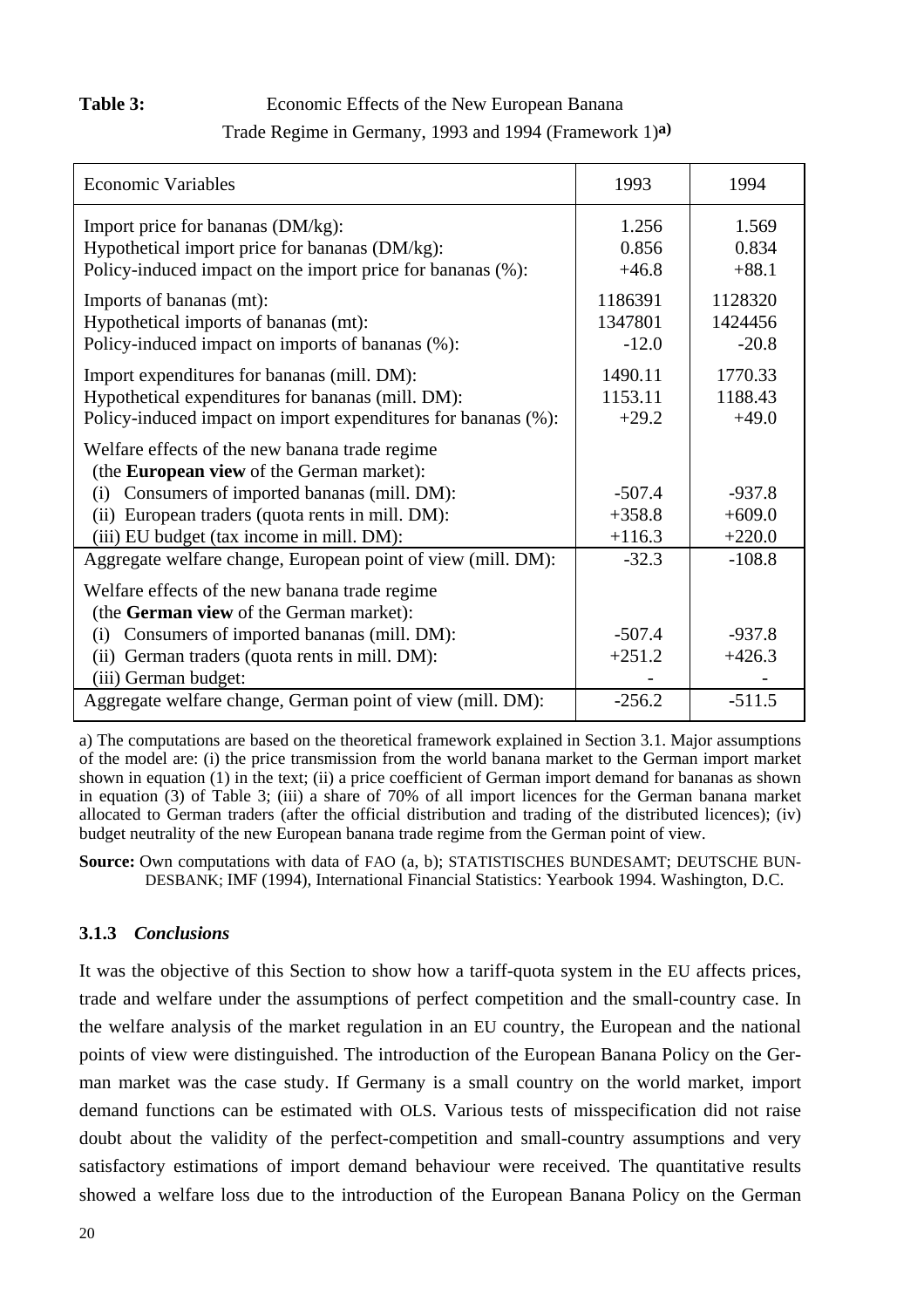**Table 3:** Economic Effects of the New European Banana Trade Regime in Germany, 1993 and 1994 (Framework 1)[a)]

| Economic Variables | 1993 | 1994 |
|---|---|---|
| Import price for bananas (DM/kg): | 1.256 | 1.569 |
| Hypothetical import price for bananas (DM/kg): | 0.856 | 0.834 |
| Policy-induced impact on the import price for bananas (%): | +46.8 | +88.1 |
| Imports of bananas (mt): | 1186391 | 1128320 |
| Hypothetical imports of bananas (mt): | 1347801 | 1424456 |
| Policy-induced impact on imports of bananas (%): | -12.0 | -20.8 |
| Import expenditures for bananas (mill. DM): | 1490.11 | 1770.33 |
| Hypothetical expenditures for bananas (mill. DM): | 1153.11 | 1188.43 |
| Policy-induced impact on import expenditures for bananas (%): | +29.2 | +49.0 |
| Welfare effects of the new banana trade regime (the **European view** of the German market): | | |
| (i) Consumers of imported bananas (mill. DM): | -507.4 | -937.8 |
| (ii) European traders (quota rents in mill. DM): | +358.8 | +609.0 |
| (iii) EU budget (tax income in mill. DM): | +116.3 | +220.0 |
| Aggregate welfare change, European point of view (mill. DM): | -32.3 | -108.8 |
| Welfare effects of the new banana trade regime (the **German view** of the German market): | | |
| (i) Consumers of imported bananas (mill. DM): | -507.4 | -937.8 |
| (ii) German traders (quota rents in mill. DM): | +251.2 | +426.3 |
| (iii) German budget: | - | - |
| Aggregate welfare change, German point of view (mill. DM): | -256.2 | -511.5 |

a) The computations are based on the theoretical framework explained in Section 3.1. Major assumptions of the model are: (i) the price transmission from the world banana market to the German import market shown in equation (1) in the text; (ii) a price coefficient of German import demand for bananas as shown in equation (3) of Table 3; (iii) a share of 70% of all import licences for the German banana market allocated to German traders (after the official distribution and trading of the distributed licences); (iv) budget neutrality of the new European banana trade regime from the German point of view.

**Source:** Own computations with data of FAO (a, b); STATISTISCHES BUNDESAMT; DEUTSCHE BUNDESBANK; IMF (1994), International Financial Statistics: Yearbook 1994. Washington, D.C.

### 3.1.3 *Conclusions*

It was the objective of this Section to show how a tariff-quota system in the EU affects prices, trade and welfare under the assumptions of perfect competition and the small-country case. In the welfare analysis of the market regulation in an EU country, the European and the national points of view were distinguished. The introduction of the European Banana Policy on the German market was the case study. If Germany is a small country on the world market, import demand functions can be estimated with OLS. Various tests of misspecification did not raise doubt about the validity of the perfect-competition and small-country assumptions and very satisfactory estimations of import demand behaviour were received. The quantitative results showed a welfare loss due to the introduction of the European Banana Policy on the German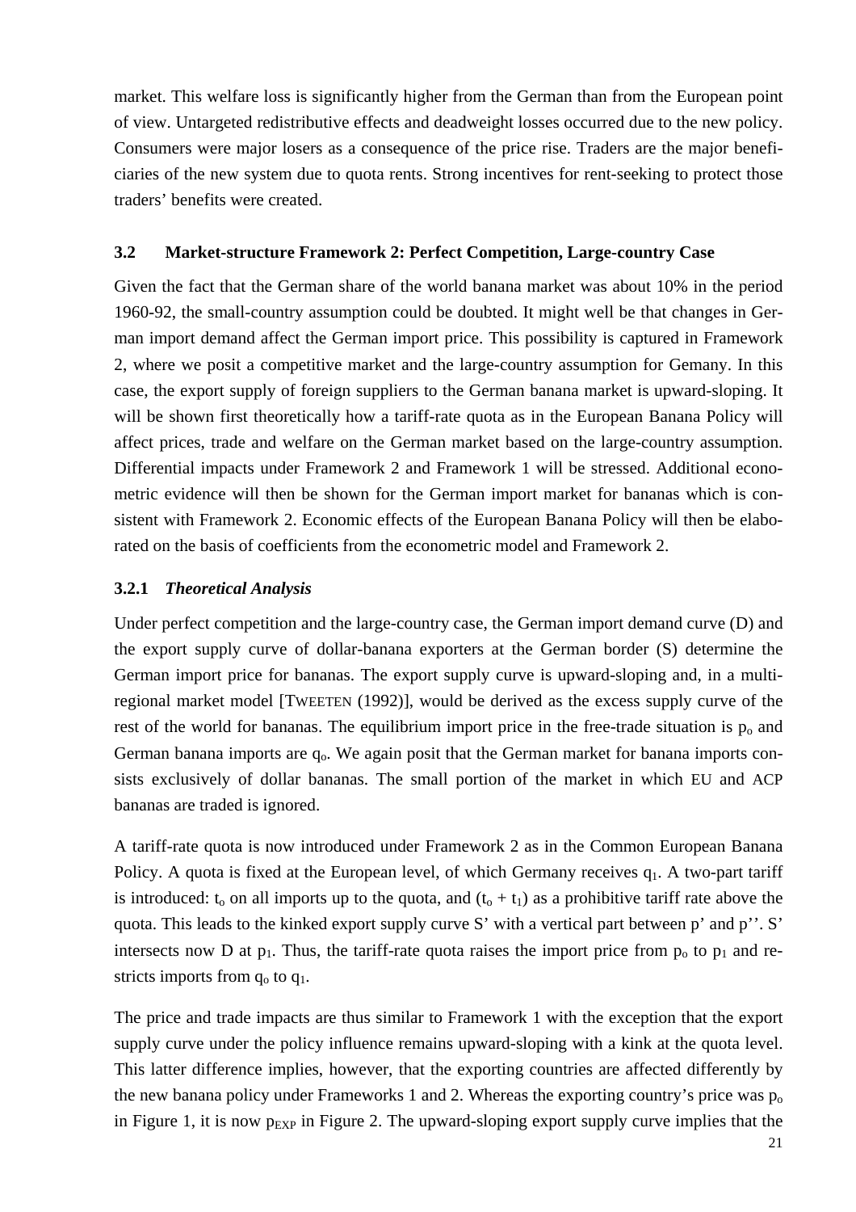market. This welfare loss is significantly higher from the German than from the European point of view. Untargeted redistributive effects and deadweight losses occurred due to the new policy. Consumers were major losers as a consequence of the price rise. Traders are the major beneficiaries of the new system due to quota rents. Strong incentives for rent-seeking to protect those traders' benefits were created.

### 3.2 Market-structure Framework 2: Perfect Competition, Large-country Case

Given the fact that the German share of the world banana market was about 10% in the period 1960-92, the small-country assumption could be doubted. It might well be that changes in German import demand affect the German import price. This possibility is captured in Framework 2, where we posit a competitive market and the large-country assumption for Gemany. In this case, the export supply of foreign suppliers to the German banana market is upward-sloping. It will be shown first theoretically how a tariff-rate quota as in the European Banana Policy will affect prices, trade and welfare on the German market based on the large-country assumption. Differential impacts under Framework 2 and Framework 1 will be stressed. Additional econometric evidence will then be shown for the German import market for bananas which is consistent with Framework 2. Economic effects of the European Banana Policy will then be elaborated on the basis of coefficients from the econometric model and Framework 2.

#### 3.2.1 *Theoretical Analysis*

Under perfect competition and the large-country case, the German import demand curve (D) and the export supply curve of dollar-banana exporters at the German border (S) determine the German import price for bananas. The export supply curve is upward-sloping and, in a multi-regional market model [TWEETEN (1992)], would be derived as the excess supply curve of the rest of the world for bananas. The equilibrium import price in the free-trade situation is $p_o$ and German banana imports are $q_o$. We again posit that the German market for banana imports consists exclusively of dollar bananas. The small portion of the market in which EU and ACP bananas are traded is ignored.

A tariff-rate quota is now introduced under Framework 2 as in the Common European Banana Policy. A quota is fixed at the European level, of which Germany receives $q_1$. A two-part tariff is introduced: $t_o$ on all imports up to the quota, and $(t_o + t_1)$ as a prohibitive tariff rate above the quota. This leads to the kinked export supply curve S' with a vertical part between p' and p''. S' intersects now D at $p_1$. Thus, the tariff-rate quota raises the import price from $p_o$ to $p_1$ and restricts imports from $q_o$ to $q_1$.

The price and trade impacts are thus similar to Framework 1 with the exception that the export supply curve under the policy influence remains upward-sloping with a kink at the quota level. This latter difference implies, however, that the exporting countries are affected differently by the new banana policy under Frameworks 1 and 2. Whereas the exporting country's price was $p_o$ in Figure 1, it is now $p_{EXP}$ in Figure 2. The upward-sloping export supply curve implies that the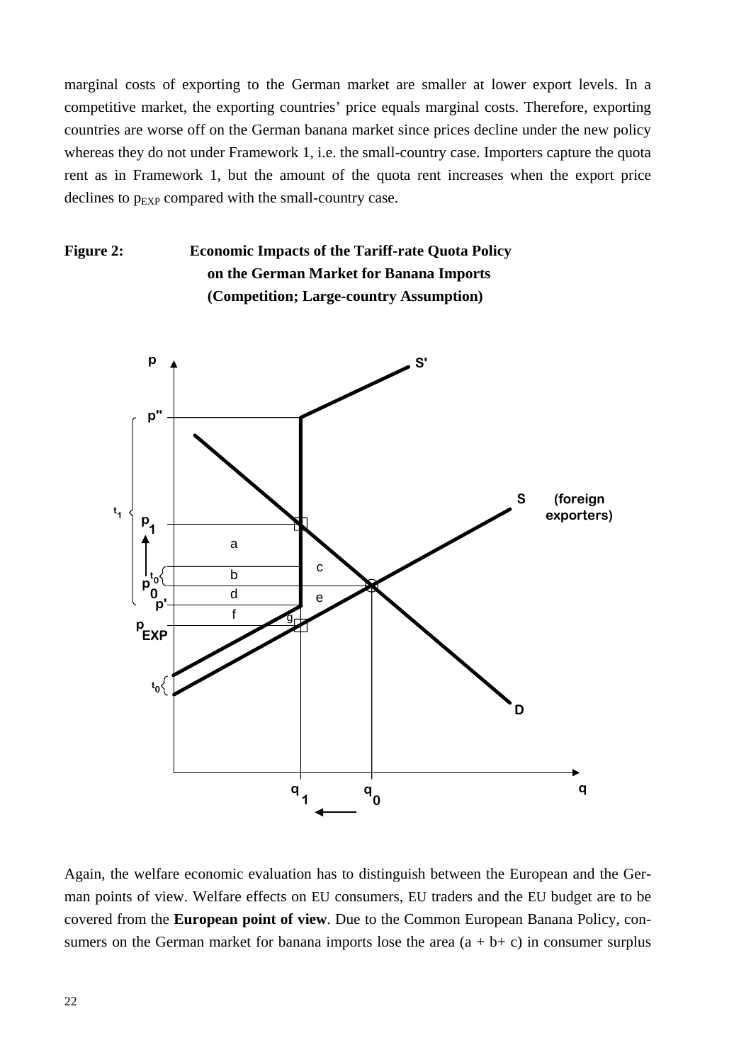marginal costs of exporting to the German market are smaller at lower export levels. In a competitive market, the exporting countries' price equals marginal costs. Therefore, exporting countries are worse off on the German banana market since prices decline under the new policy whereas they do not under Framework 1, i.e. the small-country case. Importers capture the quota rent as in Framework 1, but the amount of the quota rent increases when the export price declines to $p_{EXP}$ compared with the small-country case.

**Figure 2: Economic Impacts of the Tariff-rate Quota Policy on the German Market for Banana Imports (Competition; Large-country Assumption)**

Again, the welfare economic evaluation has to distinguish between the European and the German points of view. Welfare effects on EU consumers, EU traders and the EU budget are to be covered from the **European point of view**. Due to the Common European Banana Policy, consumers on the German market for banana imports lose the area (a + b+ c) in consumer surplus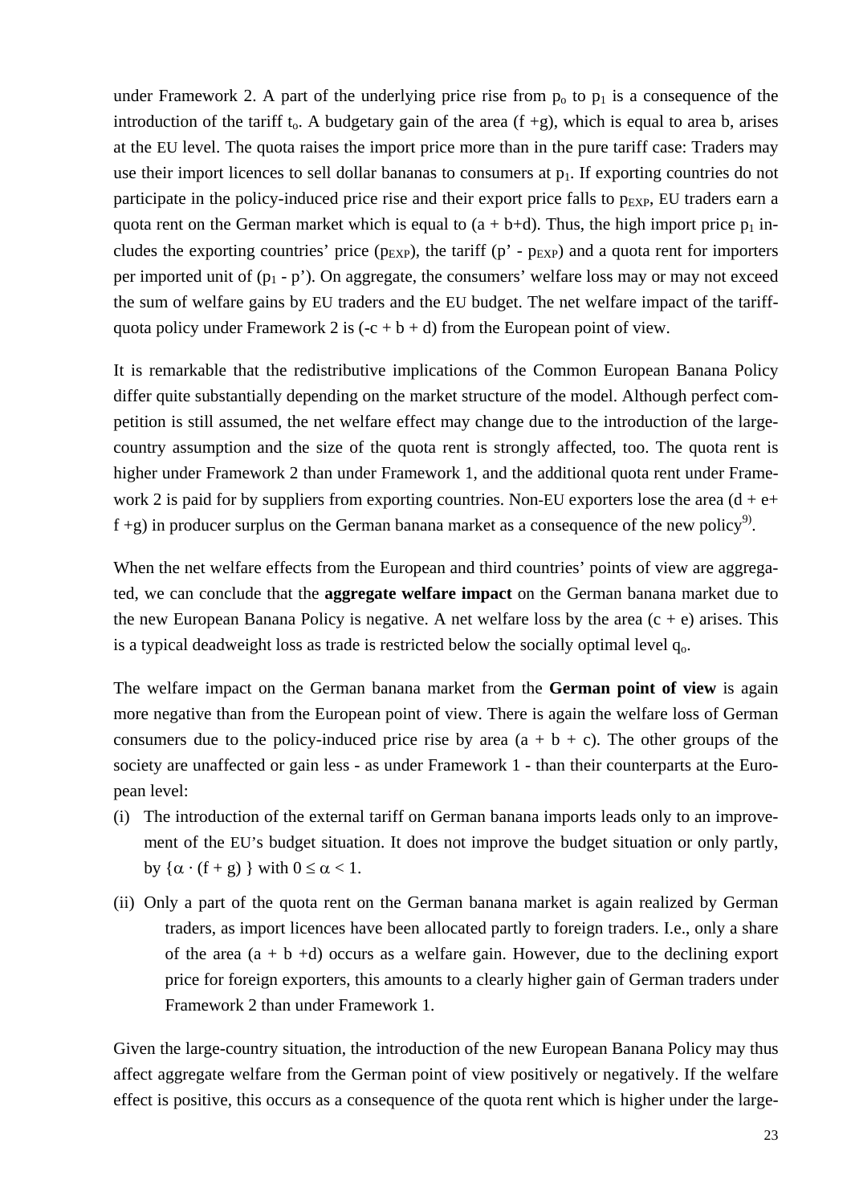under Framework 2. A part of the underlying price rise from $p_o$ to $p_1$ is a consequence of the introduction of the tariff $t_o$. A budgetary gain of the area (f +g), which is equal to area b, arises at the EU level. The quota raises the import price more than in the pure tariff case: Traders may use their import licences to sell dollar bananas to consumers at $p_1$. If exporting countries do not participate in the policy-induced price rise and their export price falls to $p_{EXP}$, EU traders earn a quota rent on the German market which is equal to (a + b+d). Thus, the high import price $p_1$ includes the exporting countries' price ($p_{EXP}$), the tariff (p' - $p_{EXP}$) and a quota rent for importers per imported unit of ($p_1$ - p'). On aggregate, the consumers' welfare loss may or may not exceed the sum of welfare gains by EU traders and the EU budget. The net welfare impact of the tariff-quota policy under Framework 2 is (-c + b + d) from the European point of view.

It is remarkable that the redistributive implications of the Common European Banana Policy differ quite substantially depending on the market structure of the model. Although perfect competition is still assumed, the net welfare effect may change due to the introduction of the large-country assumption and the size of the quota rent is strongly affected, too. The quota rent is higher under Framework 2 than under Framework 1, and the additional quota rent under Framework 2 is paid for by suppliers from exporting countries. Non-EU exporters lose the area (d + e+ f +g) in producer surplus on the German banana market as a consequence of the new policy[9].

When the net welfare effects from the European and third countries' points of view are aggregated, we can conclude that the **aggregate welfare impact** on the German banana market due to the new European Banana Policy is negative. A net welfare loss by the area (c + e) arises. This is a typical deadweight loss as trade is restricted below the socially optimal level $q_o$.

The welfare impact on the German banana market from the **German point of view** is again more negative than from the European point of view. There is again the welfare loss of German consumers due to the policy-induced price rise by area (a + b + c). The other groups of the society are unaffected or gain less - as under Framework 1 - than their counterparts at the European level:

(i) The introduction of the external tariff on German banana imports leads only to an improvement of the EU's budget situation. It does not improve the budget situation or only partly, by $\{\alpha \cdot (f + g)\}$ with $0 \leq \alpha < 1$.

(ii) Only a part of the quota rent on the German banana market is again realized by German traders, as import licences have been allocated partly to foreign traders. I.e., only a share of the area (a + b +d) occurs as a welfare gain. However, due to the declining export price for foreign exporters, this amounts to a clearly higher gain of German traders under Framework 2 than under Framework 1.

Given the large-country situation, the introduction of the new European Banana Policy may thus affect aggregate welfare from the German point of view positively or negatively. If the welfare effect is positive, this occurs as a consequence of the quota rent which is higher under the large-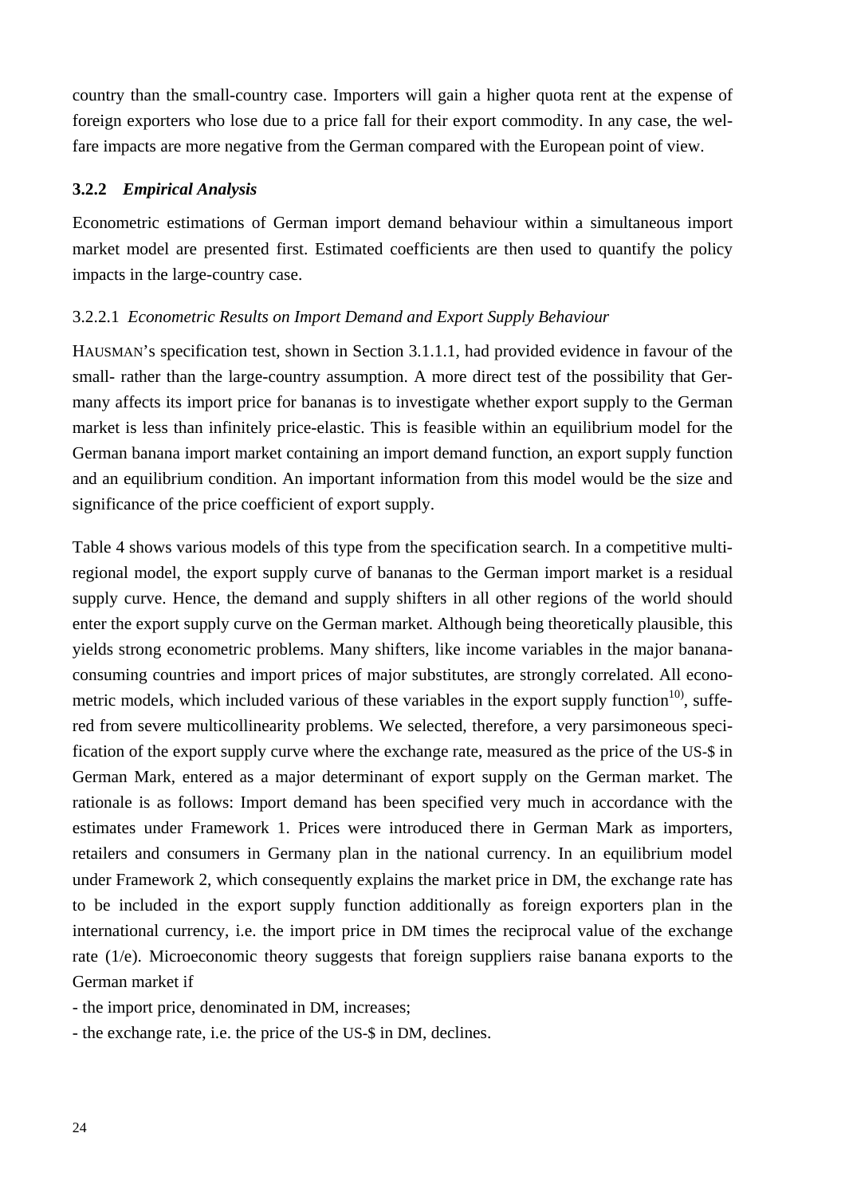country than the small-country case. Importers will gain a higher quota rent at the expense of foreign exporters who lose due to a price fall for their export commodity. In any case, the welfare impacts are more negative from the German compared with the European point of view.

### 3.2.2 *Empirical Analysis*

Econometric estimations of German import demand behaviour within a simultaneous import market model are presented first. Estimated coefficients are then used to quantify the policy impacts in the large-country case.

#### 3.2.2.1 *Econometric Results on Import Demand and Export Supply Behaviour*

HAUSMAN's specification test, shown in Section 3.1.1.1, had provided evidence in favour of the small- rather than the large-country assumption. A more direct test of the possibility that Germany affects its import price for bananas is to investigate whether export supply to the German market is less than infinitely price-elastic. This is feasible within an equilibrium model for the German banana import market containing an import demand function, an export supply function and an equilibrium condition. An important information from this model would be the size and significance of the price coefficient of export supply.

Table 4 shows various models of this type from the specification search. In a competitive multi-regional model, the export supply curve of bananas to the German import market is a residual supply curve. Hence, the demand and supply shifters in all other regions of the world should enter the export supply curve on the German market. Although being theoretically plausible, this yields strong econometric problems. Many shifters, like income variables in the major banana-consuming countries and import prices of major substitutes, are strongly correlated. All econometric models, which included various of these variables in the export supply function[10], suffered from severe multicollinearity problems. We selected, therefore, a very parsimoneous specification of the export supply curve where the exchange rate, measured as the price of the US-$ in German Mark, entered as a major determinant of export supply on the German market. The rationale is as follows: Import demand has been specified very much in accordance with the estimates under Framework 1. Prices were introduced there in German Mark as importers, retailers and consumers in Germany plan in the national currency. In an equilibrium model under Framework 2, which consequently explains the market price in DM, the exchange rate has to be included in the export supply function additionally as foreign exporters plan in the international currency, i.e. the import price in DM times the reciprocal value of the exchange rate ($1/e$). Microeconomic theory suggests that foreign suppliers raise banana exports to the German market if

- the import price, denominated in DM, increases;
- the exchange rate, i.e. the price of the US-$ in DM, declines.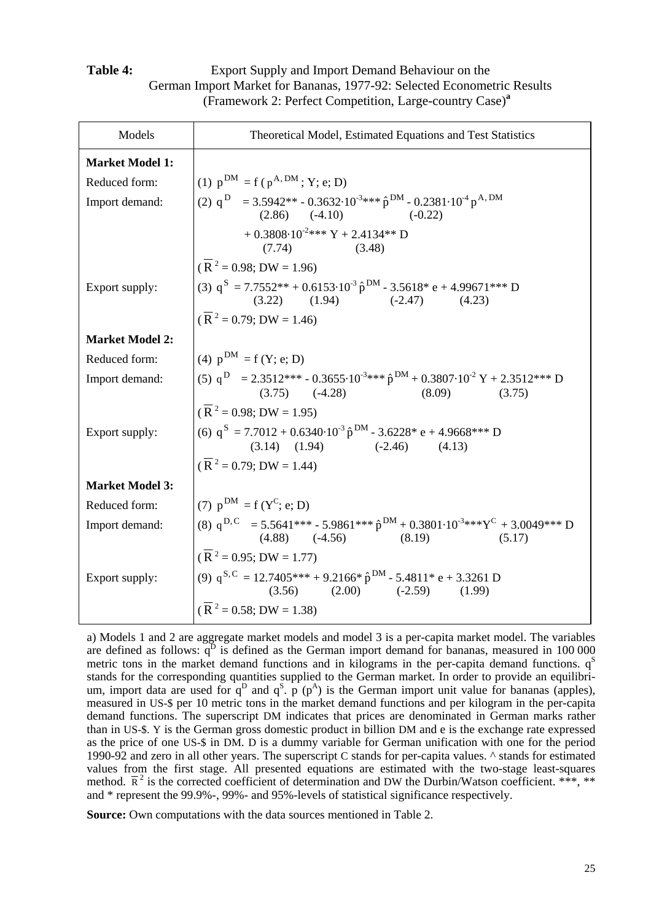**Table 4:** Export Supply and Import Demand Behaviour on the German Import Market for Bananas, 1977-92: Selected Econometric Results (Framework 2: Perfect Competition, Large-country Case)[a]

| Models | Theoretical Model, Estimated Equations and Test Statistics |
|---|---|
| **Market Model 1:** | |
| Reduced form: | (1) $p^{DM} = f(p^{A,DM}; Y; e; D)$ |
| Import demand: | (2) $q^{D} = 3.5942^{**} - 0.3632 \cdot 10^{-3***}\,\hat{p}^{DM} - 0.2381 \cdot 10^{-4}\,p^{A,DM}$ <br> (2.86) (-4.10) (-0.22) <br> $+ 0.3808 \cdot 10^{-2***}\,Y + 2.4134^{**}\,D$ <br> (7.74) (3.48) |
| | ($\overline{R}^2 = 0.98$; DW = 1.96) |
| Export supply: | (3) $q^{S} = 7.7552^{**} + 0.6153 \cdot 10^{-3}\,\hat{p}^{DM} - 3.5618^{*}\,e + 4.99671^{***}\,D$ <br> (3.22) (1.94) (-2.47) (4.23) |
| | ($\overline{R}^2 = 0.79$; DW = 1.46) |
| **Market Model 2:** | |
| Reduced form: | (4) $p^{DM} = f(Y; e; D)$ |
| Import demand: | (5) $q^{D} = 2.3512^{***} - 0.3655 \cdot 10^{-3***}\,\hat{p}^{DM} + 0.3807 \cdot 10^{-2}\,Y + 2.3512^{***}\,D$ <br> (3.75) (-4.28) (8.09) (3.75) |
| | ($\overline{R}^2 = 0.98$; DW = 1.95) |
| Export supply: | (6) $q^{S} = 7.7012 + 0.6340 \cdot 10^{-3}\,\hat{p}^{DM} - 3.6228^{*}\,e + 4.9668^{***}\,D$ <br> (3.14) (1.94) (-2.46) (4.13) |
| | ($\overline{R}^2 = 0.79$; DW = 1.44) |
| **Market Model 3:** | |
| Reduced form: | (7) $p^{DM} = f(Y^{C}; e; D)$ |
| Import demand: | (8) $q^{D,C} = 5.5641^{***} - 5.9861^{***}\,\hat{p}^{DM} + 0.3801 \cdot 10^{-3***}\,Y^{C} + 3.0049^{***}\,D$ <br> (4.88) (-4.56) (8.19) (5.17) |
| | ($\overline{R}^2 = 0.95$; DW = 1.77) |
| Export supply: | (9) $q^{S,C} = 12.7405^{***} + 9.2166^{*}\,\hat{p}^{DM} - 5.4811^{*}\,e + 3.3261\,D$ <br> (3.56) (2.00) (-2.59) (1.99) |
| | ($\overline{R}^2 = 0.58$; DW = 1.38) |

a) Models 1 and 2 are aggregate market models and model 3 is a per-capita market model. The variables are defined as follows: $q^D$ is defined as the German import demand for bananas, measured in 100 000 metric tons in the market demand functions and in kilograms in the per-capita demand functions. $q^S$ stands for the corresponding quantities supplied to the German market. In order to provide an equilibrium, import data are used for $q^D$ and $q^S$. p ($p^A$) is the German import unit value for bananas (apples), measured in US-$ per 10 metric tons in the market demand functions and per kilogram in the per-capita demand functions. The superscript DM indicates that prices are denominated in German marks rather than in US-$. Y is the German gross domestic product in billion DM and e is the exchange rate expressed as the price of one US-$ in DM. D is a dummy variable for German unification with one for the period 1990-92 and zero in all other years. The superscript C stands for per-capita values. ^ stands for estimated values from the first stage. All presented equations are estimated with the two-stage least-squares method. $\overline{R}^2$ is the corrected coefficient of determination and DW the Durbin/Watson coefficient. ***, ** and * represent the 99.9%-, 99%- and 95%-levels of statistical significance respectively.

**Source:** Own computations with the data sources mentioned in Table 2.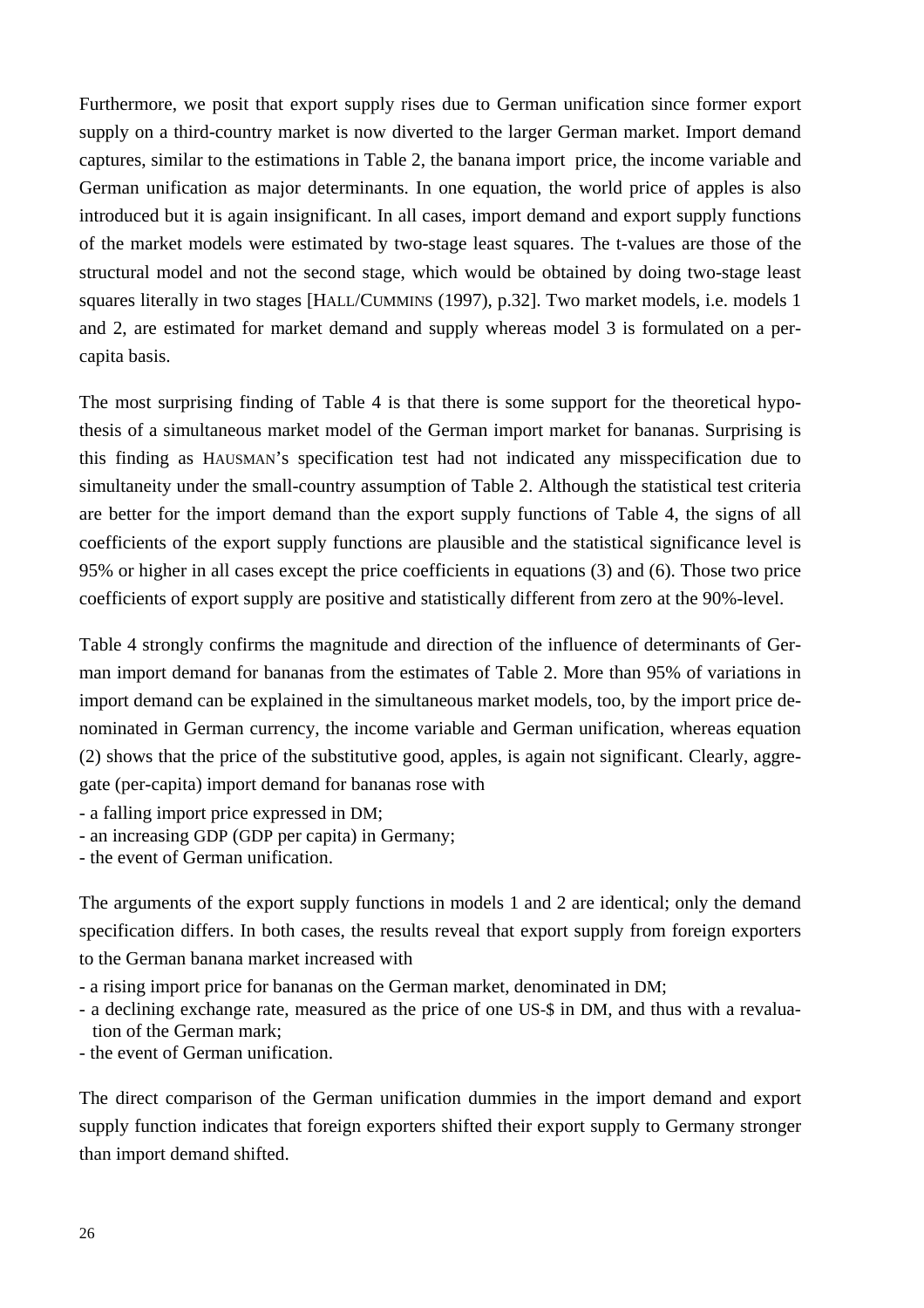Furthermore, we posit that export supply rises due to German unification since former export supply on a third-country market is now diverted to the larger German market. Import demand captures, similar to the estimations in Table 2, the banana import price, the income variable and German unification as major determinants. In one equation, the world price of apples is also introduced but it is again insignificant. In all cases, import demand and export supply functions of the market models were estimated by two-stage least squares. The t-values are those of the structural model and not the second stage, which would be obtained by doing two-stage least squares literally in two stages [HALL/CUMMINS (1997), p.32]. Two market models, i.e. models 1 and 2, are estimated for market demand and supply whereas model 3 is formulated on a per-capita basis.

The most surprising finding of Table 4 is that there is some support for the theoretical hypothesis of a simultaneous market model of the German import market for bananas. Surprising is this finding as HAUSMAN's specification test had not indicated any misspecification due to simultaneity under the small-country assumption of Table 2. Although the statistical test criteria are better for the import demand than the export supply functions of Table 4, the signs of all coefficients of the export supply functions are plausible and the statistical significance level is 95% or higher in all cases except the price coefficients in equations (3) and (6). Those two price coefficients of export supply are positive and statistically different from zero at the 90%-level.

Table 4 strongly confirms the magnitude and direction of the influence of determinants of German import demand for bananas from the estimates of Table 2. More than 95% of variations in import demand can be explained in the simultaneous market models, too, by the import price denominated in German currency, the income variable and German unification, whereas equation (2) shows that the price of the substitutive good, apples, is again not significant. Clearly, aggregate (per-capita) import demand for bananas rose with

- a falling import price expressed in DM;
- an increasing GDP (GDP per capita) in Germany;
- the event of German unification.

The arguments of the export supply functions in models 1 and 2 are identical; only the demand specification differs. In both cases, the results reveal that export supply from foreign exporters to the German banana market increased with

- a rising import price for bananas on the German market, denominated in DM;
- a declining exchange rate, measured as the price of one US-$ in DM, and thus with a revaluation of the German mark;
- the event of German unification.

The direct comparison of the German unification dummies in the import demand and export supply function indicates that foreign exporters shifted their export supply to Germany stronger than import demand shifted.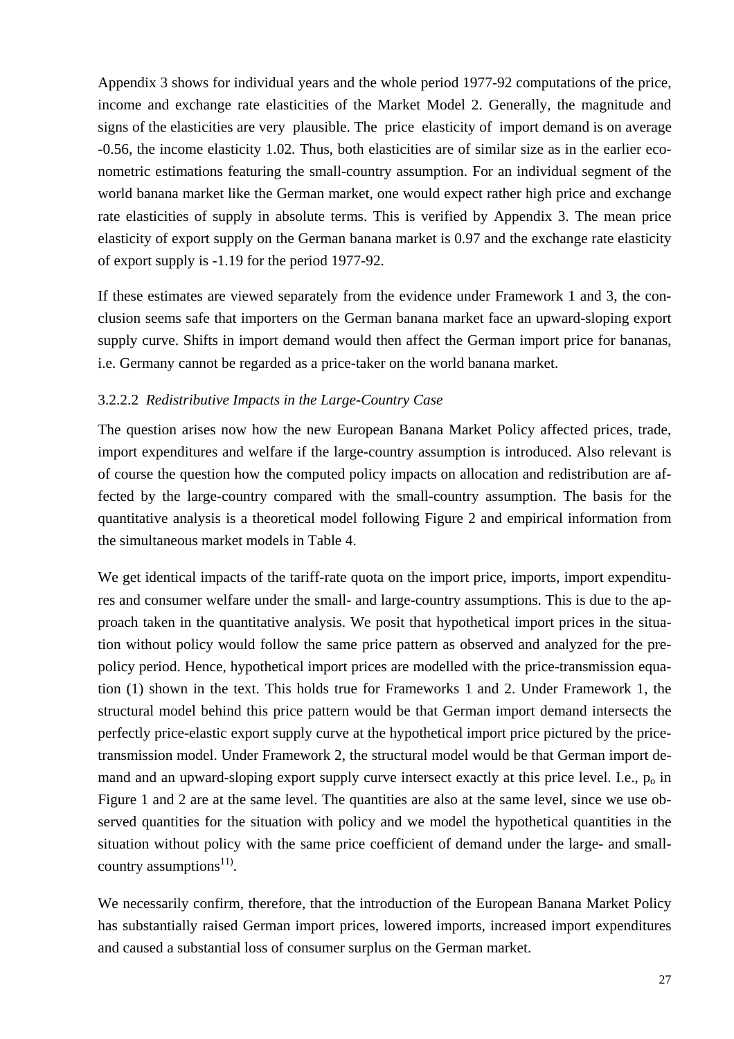Appendix 3 shows for individual years and the whole period 1977-92 computations of the price, income and exchange rate elasticities of the Market Model 2. Generally, the magnitude and signs of the elasticities are very plausible. The price elasticity of import demand is on average -0.56, the income elasticity 1.02. Thus, both elasticities are of similar size as in the earlier econometric estimations featuring the small-country assumption. For an individual segment of the world banana market like the German market, one would expect rather high price and exchange rate elasticities of supply in absolute terms. This is verified by Appendix 3. The mean price elasticity of export supply on the German banana market is 0.97 and the exchange rate elasticity of export supply is -1.19 for the period 1977-92.

If these estimates are viewed separately from the evidence under Framework 1 and 3, the conclusion seems safe that importers on the German banana market face an upward-sloping export supply curve. Shifts in import demand would then affect the German import price for bananas, i.e. Germany cannot be regarded as a price-taker on the world banana market.

### 3.2.2.2 *Redistributive Impacts in the Large-Country Case*

The question arises now how the new European Banana Market Policy affected prices, trade, import expenditures and welfare if the large-country assumption is introduced. Also relevant is of course the question how the computed policy impacts on allocation and redistribution are affected by the large-country compared with the small-country assumption. The basis for the quantitative analysis is a theoretical model following Figure 2 and empirical information from the simultaneous market models in Table 4.

We get identical impacts of the tariff-rate quota on the import price, imports, import expenditures and consumer welfare under the small- and large-country assumptions. This is due to the approach taken in the quantitative analysis. We posit that hypothetical import prices in the situation without policy would follow the same price pattern as observed and analyzed for the pre-policy period. Hence, hypothetical import prices are modelled with the price-transmission equation (1) shown in the text. This holds true for Frameworks 1 and 2. Under Framework 1, the structural model behind this price pattern would be that German import demand intersects the perfectly price-elastic export supply curve at the hypothetical import price pictured by the price-transmission model. Under Framework 2, the structural model would be that German import demand and an upward-sloping export supply curve intersect exactly at this price level. I.e., $p_o$ in Figure 1 and 2 are at the same level. The quantities are also at the same level, since we use observed quantities for the situation with policy and we model the hypothetical quantities in the situation without policy with the same price coefficient of demand under the large- and small-country assumptions[11)].

We necessarily confirm, therefore, that the introduction of the European Banana Market Policy has substantially raised German import prices, lowered imports, increased import expenditures and caused a substantial loss of consumer surplus on the German market.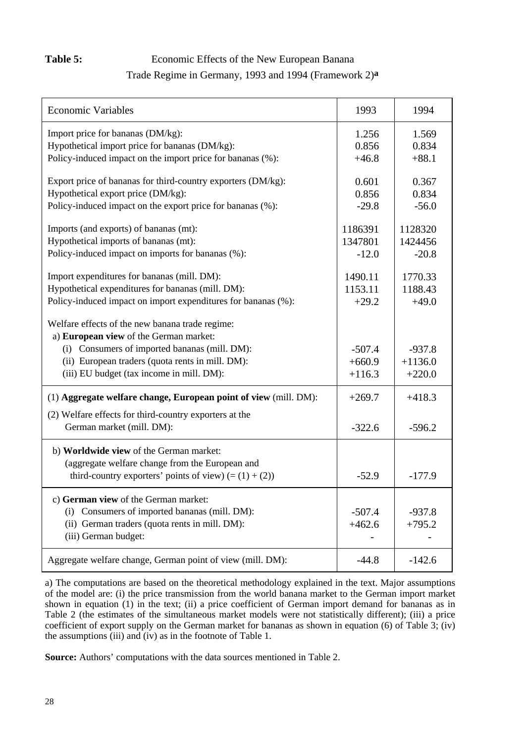**Table 5:** Economic Effects of the New European Banana Trade Regime in Germany, 1993 and 1994 (Framework 2)[a]

| Economic Variables | 1993 | 1994 |
|---|---|---|
| Import price for bananas (DM/kg): | 1.256 | 1.569 |
| Hypothetical import price for bananas (DM/kg): | 0.856 | 0.834 |
| Policy-induced impact on the import price for bananas (%): | +46.8 | +88.1 |
| Export price of bananas for third-country exporters (DM/kg): | 0.601 | 0.367 |
| Hypothetical export price (DM/kg): | 0.856 | 0.834 |
| Policy-induced impact on the export price for bananas (%): | -29.8 | -56.0 |
| Imports (and exports) of bananas (mt): | 1186391 | 1128320 |
| Hypothetical imports of bananas (mt): | 1347801 | 1424456 |
| Policy-induced impact on imports for bananas (%): | -12.0 | -20.8 |
| Import expenditures for bananas (mill. DM): | 1490.11 | 1770.33 |
| Hypothetical expenditures for bananas (mill. DM): | 1153.11 | 1188.43 |
| Policy-induced impact on import expenditures for bananas (%): | +29.2 | +49.0 |
| Welfare effects of the new banana trade regime: | | |
| a) **European view** of the German market: | | |
| (i) Consumers of imported bananas (mill. DM): | -507.4 | -937.8 |
| (ii) European traders (quota rents in mill. DM): | +660.9 | +1136.0 |
| (iii) EU budget (tax income in mill. DM): | +116.3 | +220.0 |
| (1) **Aggregate welfare change, European point of view** (mill. DM): | +269.7 | +418.3 |
| (2) Welfare effects for third-country exporters at the German market (mill. DM): | -322.6 | -596.2 |
| b) **Worldwide view** of the German market: (aggregate welfare change from the European and third-country exporters' points of view) (= (1) + (2)) | -52.9 | -177.9 |
| c) **German view** of the German market: | | |
| (i) Consumers of imported bananas (mill. DM): | -507.4 | -937.8 |
| (ii) German traders (quota rents in mill. DM): | +462.6 | +795.2 |
| (iii) German budget: | - | - |
| Aggregate welfare change, German point of view (mill. DM): | -44.8 | -142.6 |

a) The computations are based on the theoretical methodology explained in the text. Major assumptions of the model are: (i) the price transmission from the world banana market to the German import market shown in equation (1) in the text; (ii) a price coefficient of German import demand for bananas as in Table 2 (the estimates of the simultaneous market models were not statistically different); (iii) a price coefficient of export supply on the German market for bananas as shown in equation (6) of Table 3; (iv) the assumptions (iii) and (iv) as in the footnote of Table 1.

**Source:** Authors' computations with the data sources mentioned in Table 2.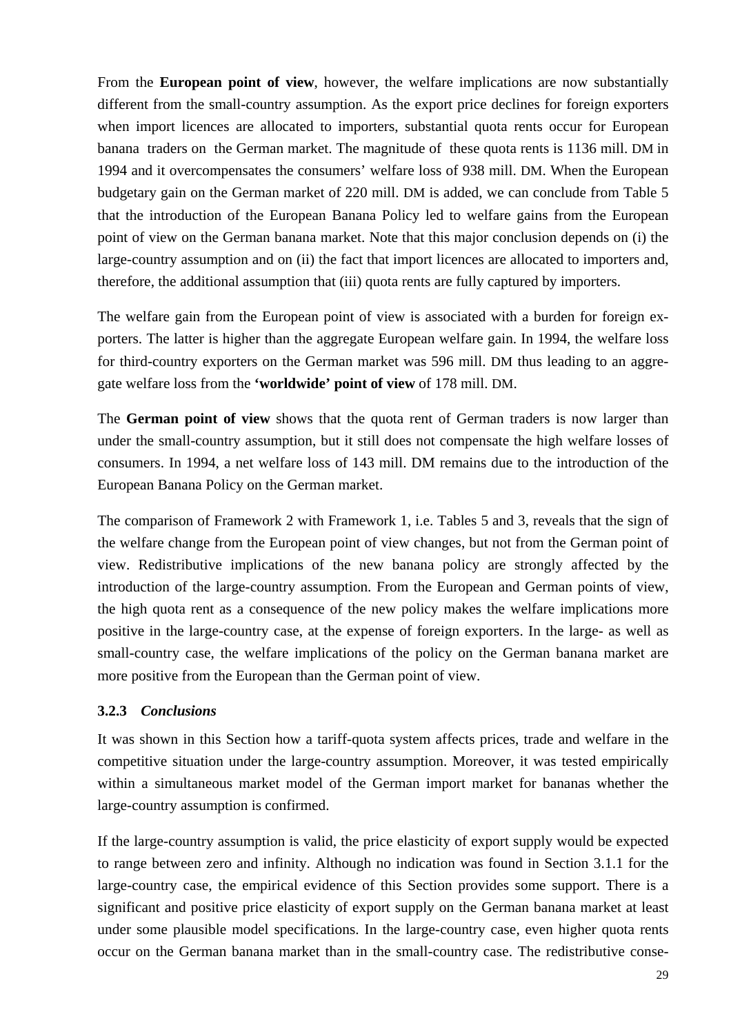From the **European point of view**, however, the welfare implications are now substantially different from the small-country assumption. As the export price declines for foreign exporters when import licences are allocated to importers, substantial quota rents occur for European banana traders on the German market. The magnitude of these quota rents is 1136 mill. DM in 1994 and it overcompensates the consumers' welfare loss of 938 mill. DM. When the European budgetary gain on the German market of 220 mill. DM is added, we can conclude from Table 5 that the introduction of the European Banana Policy led to welfare gains from the European point of view on the German banana market. Note that this major conclusion depends on (i) the large-country assumption and on (ii) the fact that import licences are allocated to importers and, therefore, the additional assumption that (iii) quota rents are fully captured by importers.

The welfare gain from the European point of view is associated with a burden for foreign exporters. The latter is higher than the aggregate European welfare gain. In 1994, the welfare loss for third-country exporters on the German market was 596 mill. DM thus leading to an aggregate welfare loss from the **'worldwide' point of view** of 178 mill. DM.

The **German point of view** shows that the quota rent of German traders is now larger than under the small-country assumption, but it still does not compensate the high welfare losses of consumers. In 1994, a net welfare loss of 143 mill. DM remains due to the introduction of the European Banana Policy on the German market.

The comparison of Framework 2 with Framework 1, i.e. Tables 5 and 3, reveals that the sign of the welfare change from the European point of view changes, but not from the German point of view. Redistributive implications of the new banana policy are strongly affected by the introduction of the large-country assumption. From the European and German points of view, the high quota rent as a consequence of the new policy makes the welfare implications more positive in the large-country case, at the expense of foreign exporters. In the large- as well as small-country case, the welfare implications of the policy on the German banana market are more positive from the European than the German point of view.

### 3.2.3 *Conclusions*

It was shown in this Section how a tariff-quota system affects prices, trade and welfare in the competitive situation under the large-country assumption. Moreover, it was tested empirically within a simultaneous market model of the German import market for bananas whether the large-country assumption is confirmed.

If the large-country assumption is valid, the price elasticity of export supply would be expected to range between zero and infinity. Although no indication was found in Section 3.1.1 for the large-country case, the empirical evidence of this Section provides some support. There is a significant and positive price elasticity of export supply on the German banana market at least under some plausible model specifications. In the large-country case, even higher quota rents occur on the German banana market than in the small-country case. The redistributive conse-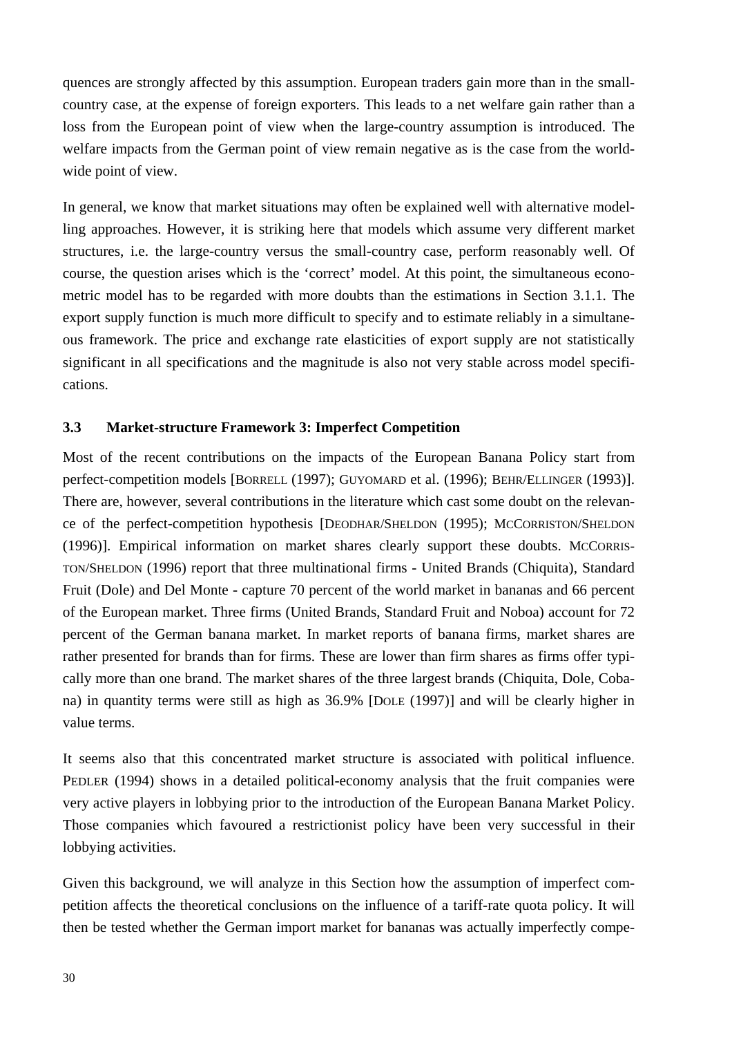quences are strongly affected by this assumption. European traders gain more than in the small-country case, at the expense of foreign exporters. This leads to a net welfare gain rather than a loss from the European point of view when the large-country assumption is introduced. The welfare impacts from the German point of view remain negative as is the case from the world-wide point of view.

In general, we know that market situations may often be explained well with alternative modelling approaches. However, it is striking here that models which assume very different market structures, i.e. the large-country versus the small-country case, perform reasonably well. Of course, the question arises which is the 'correct' model. At this point, the simultaneous econometric model has to be regarded with more doubts than the estimations in Section 3.1.1. The export supply function is much more difficult to specify and to estimate reliably in a simultaneous framework. The price and exchange rate elasticities of export supply are not statistically significant in all specifications and the magnitude is also not very stable across model specifications.

### 3.3 Market-structure Framework 3: Imperfect Competition

Most of the recent contributions on the impacts of the European Banana Policy start from perfect-competition models [BORRELL (1997); GUYOMARD et al. (1996); BEHR/ELLINGER (1993)]. There are, however, several contributions in the literature which cast some doubt on the relevance of the perfect-competition hypothesis [DEODHAR/SHELDON (1995); MCCORRISTON/SHELDON (1996)]. Empirical information on market shares clearly support these doubts. MCCORRISTON/SHELDON (1996) report that three multinational firms - United Brands (Chiquita), Standard Fruit (Dole) and Del Monte - capture 70 percent of the world market in bananas and 66 percent of the European market. Three firms (United Brands, Standard Fruit and Noboa) account for 72 percent of the German banana market. In market reports of banana firms, market shares are rather presented for brands than for firms. These are lower than firm shares as firms offer typically more than one brand. The market shares of the three largest brands (Chiquita, Dole, Cobana) in quantity terms were still as high as 36.9% [DOLE (1997)] and will be clearly higher in value terms.

It seems also that this concentrated market structure is associated with political influence. PEDLER (1994) shows in a detailed political-economy analysis that the fruit companies were very active players in lobbying prior to the introduction of the European Banana Market Policy. Those companies which favoured a restrictionist policy have been very successful in their lobbying activities.

Given this background, we will analyze in this Section how the assumption of imperfect competition affects the theoretical conclusions on the influence of a tariff-rate quota policy. It will then be tested whether the German import market for bananas was actually imperfectly compe-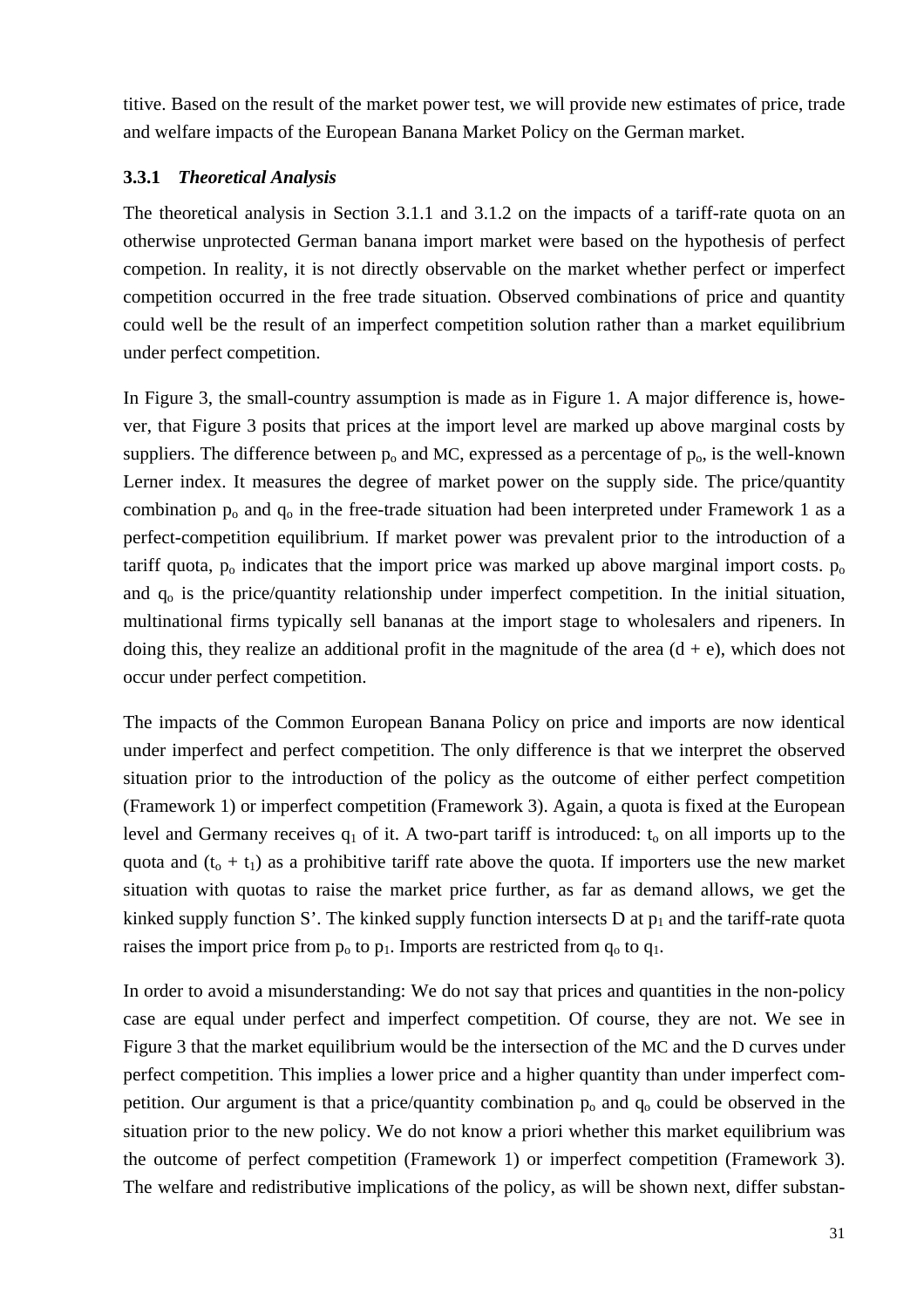titive. Based on the result of the market power test, we will provide new estimates of price, trade and welfare impacts of the European Banana Market Policy on the German market.

### 3.3.1 *Theoretical Analysis*

The theoretical analysis in Section 3.1.1 and 3.1.2 on the impacts of a tariff-rate quota on an otherwise unprotected German banana import market were based on the hypothesis of perfect competion. In reality, it is not directly observable on the market whether perfect or imperfect competition occurred in the free trade situation. Observed combinations of price and quantity could well be the result of an imperfect competition solution rather than a market equilibrium under perfect competition.

In Figure 3, the small-country assumption is made as in Figure 1. A major difference is, however, that Figure 3 posits that prices at the import level are marked up above marginal costs by suppliers. The difference between $p_o$ and MC, expressed as a percentage of $p_o$, is the well-known Lerner index. It measures the degree of market power on the supply side. The price/quantity combination $p_o$ and $q_o$ in the free-trade situation had been interpreted under Framework 1 as a perfect-competition equilibrium. If market power was prevalent prior to the introduction of a tariff quota, $p_o$ indicates that the import price was marked up above marginal import costs. $p_o$ and $q_o$ is the price/quantity relationship under imperfect competition. In the initial situation, multinational firms typically sell bananas at the import stage to wholesalers and ripeners. In doing this, they realize an additional profit in the magnitude of the area (d + e), which does not occur under perfect competition.

The impacts of the Common European Banana Policy on price and imports are now identical under imperfect and perfect competition. The only difference is that we interpret the observed situation prior to the introduction of the policy as the outcome of either perfect competition (Framework 1) or imperfect competition (Framework 3). Again, a quota is fixed at the European level and Germany receives $q_1$ of it. A two-part tariff is introduced: $t_o$ on all imports up to the quota and $(t_o + t_1)$ as a prohibitive tariff rate above the quota. If importers use the new market situation with quotas to raise the market price further, as far as demand allows, we get the kinked supply function S'. The kinked supply function intersects D at $p_1$ and the tariff-rate quota raises the import price from $p_o$ to $p_1$. Imports are restricted from $q_o$ to $q_1$.

In order to avoid a misunderstanding: We do not say that prices and quantities in the non-policy case are equal under perfect and imperfect competition. Of course, they are not. We see in Figure 3 that the market equilibrium would be the intersection of the MC and the D curves under perfect competition. This implies a lower price and a higher quantity than under imperfect competition. Our argument is that a price/quantity combination $p_o$ and $q_o$ could be observed in the situation prior to the new policy. We do not know a priori whether this market equilibrium was the outcome of perfect competition (Framework 1) or imperfect competition (Framework 3). The welfare and redistributive implications of the policy, as will be shown next, differ substan-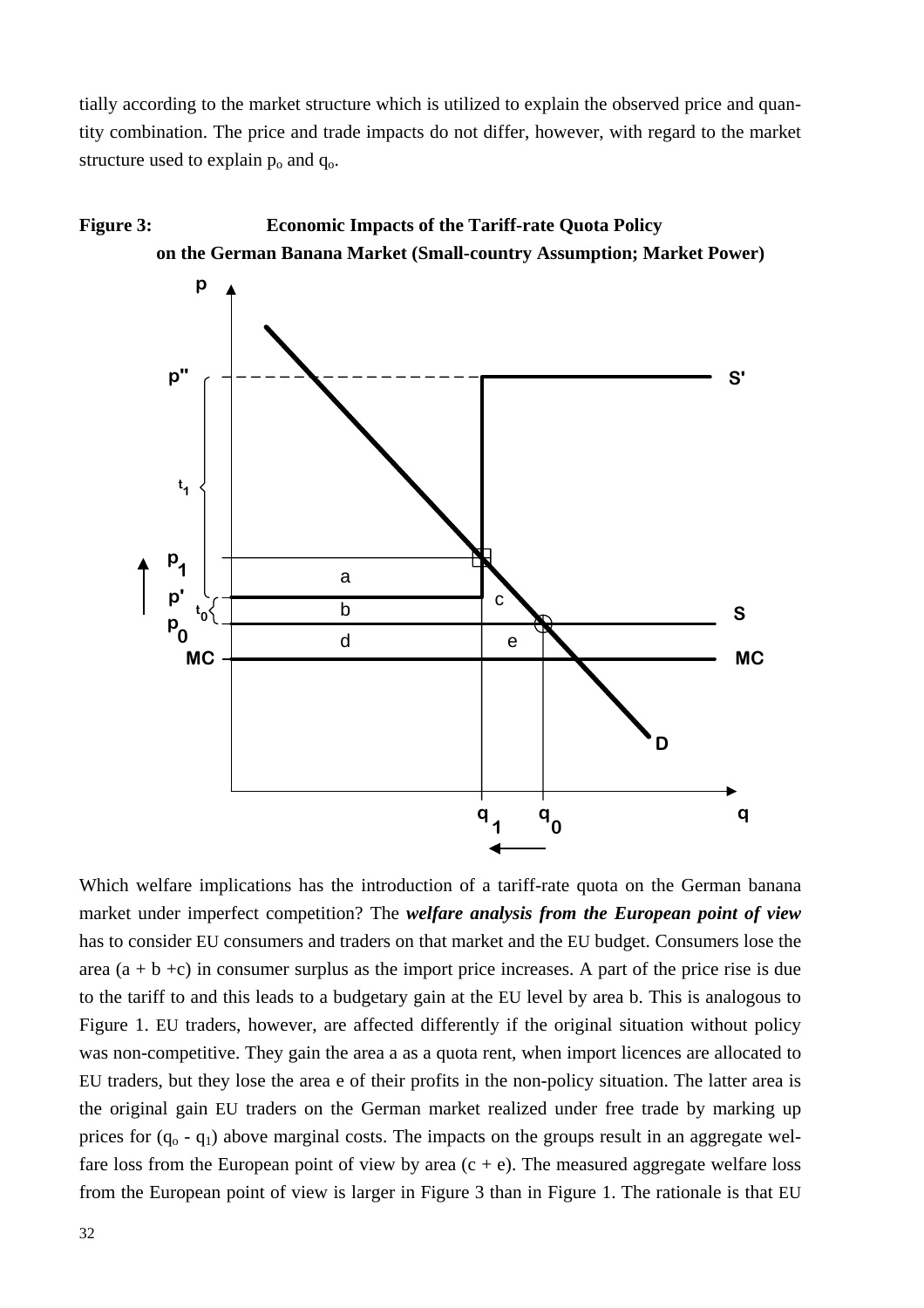tially according to the market structure which is utilized to explain the observed price and quantity combination. The price and trade impacts do not differ, however, with regard to the market structure used to explain $p_o$ and $q_o$.

**Figure 3: Economic Impacts of the Tariff-rate Quota Policy on the German Banana Market (Small-country Assumption; Market Power)**

Which welfare implications has the introduction of a tariff-rate quota on the German banana market under imperfect competition? The ***welfare analysis from the European point of view*** has to consider EU consumers and traders on that market and the EU budget. Consumers lose the area (a + b +c) in consumer surplus as the import price increases. A part of the price rise is due to the tariff to and this leads to a budgetary gain at the EU level by area b. This is analogous to Figure 1. EU traders, however, are affected differently if the original situation without policy was non-competitive. They gain the area a as a quota rent, when import licences are allocated to EU traders, but they lose the area e of their profits in the non-policy situation. The latter area is the original gain EU traders on the German market realized under free trade by marking up prices for ($q_o$ - $q_1$) above marginal costs. The impacts on the groups result in an aggregate welfare loss from the European point of view by area (c + e). The measured aggregate welfare loss from the European point of view is larger in Figure 3 than in Figure 1. The rationale is that EU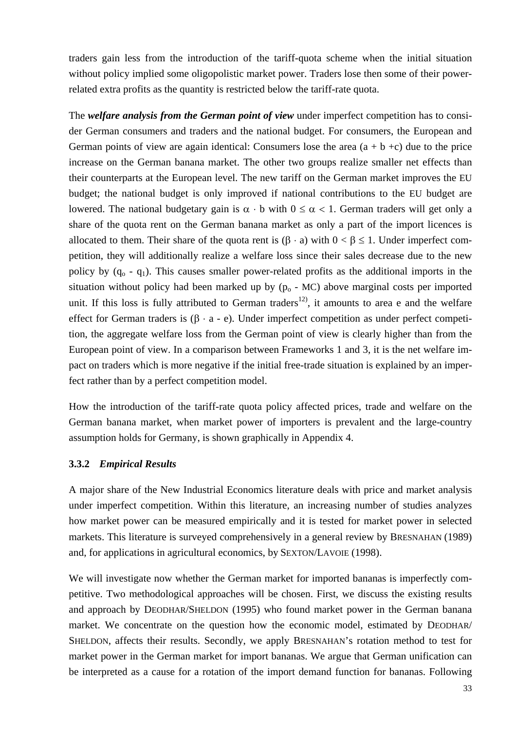traders gain less from the introduction of the tariff-quota scheme when the initial situation without policy implied some oligopolistic market power. Traders lose then some of their power-related extra profits as the quantity is restricted below the tariff-rate quota.

The ***welfare analysis from the German point of view*** under imperfect competition has to consider German consumers and traders and the national budget. For consumers, the European and German points of view are again identical: Consumers lose the area (a + b +c) due to the price increase on the German banana market. The other two groups realize smaller net effects than their counterparts at the European level. The new tariff on the German market improves the EU budget; the national budget is only improved if national contributions to the EU budget are lowered. The national budgetary gain is $\alpha \cdot b$ with $0 \leq \alpha < 1$. German traders will get only a share of the quota rent on the German banana market as only a part of the import licences is allocated to them. Their share of the quota rent is $(\beta \cdot a)$ with $0 < \beta \leq 1$. Under imperfect competition, they will additionally realize a welfare loss since their sales decrease due to the new policy by $(q_o - q_1)$. This causes smaller power-related profits as the additional imports in the situation without policy had been marked up by $(p_o - MC)$ above marginal costs per imported unit. If this loss is fully attributed to German traders[12)], it amounts to area e and the welfare effect for German traders is $(\beta \cdot a - e)$. Under imperfect competition as under perfect competition, the aggregate welfare loss from the German point of view is clearly higher than from the European point of view. In a comparison between Frameworks 1 and 3, it is the net welfare impact on traders which is more negative if the initial free-trade situation is explained by an imperfect rather than by a perfect competition model.

How the introduction of the tariff-rate quota policy affected prices, trade and welfare on the German banana market, when market power of importers is prevalent and the large-country assumption holds for Germany, is shown graphically in Appendix 4.

### 3.3.2 *Empirical Results*

A major share of the New Industrial Economics literature deals with price and market analysis under imperfect competition. Within this literature, an increasing number of studies analyzes how market power can be measured empirically and it is tested for market power in selected markets. This literature is surveyed comprehensively in a general review by BRESNAHAN (1989) and, for applications in agricultural economics, by SEXTON/LAVOIE (1998).

We will investigate now whether the German market for imported bananas is imperfectly competitive. Two methodological approaches will be chosen. First, we discuss the existing results and approach by DEODHAR/SHELDON (1995) who found market power in the German banana market. We concentrate on the question how the economic model, estimated by DEODHAR/SHELDON, affects their results. Secondly, we apply BRESNAHAN's rotation method to test for market power in the German market for import bananas. We argue that German unification can be interpreted as a cause for a rotation of the import demand function for bananas. Following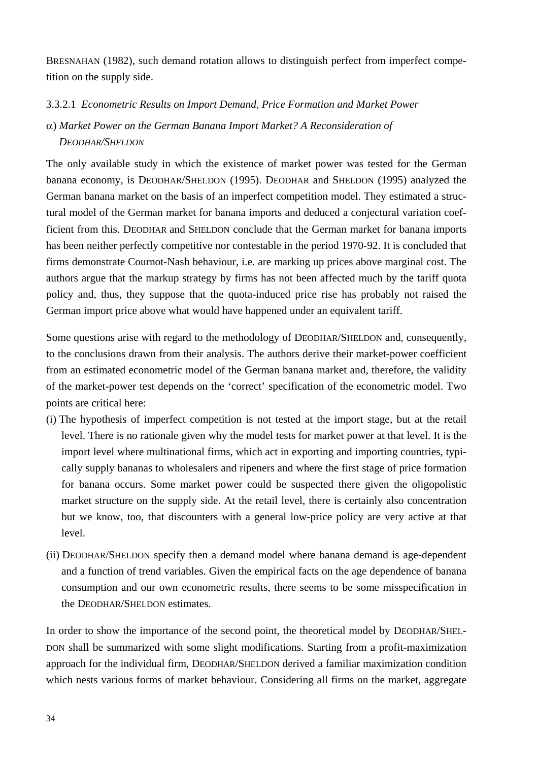BRESNAHAN (1982), such demand rotation allows to distinguish perfect from imperfect competition on the supply side.

#### 3.3.2.1 *Econometric Results on Import Demand, Price Formation and Market Power*

##### α) *Market Power on the German Banana Import Market? A Reconsideration of DEODHAR/SHELDON*

The only available study in which the existence of market power was tested for the German banana economy, is DEODHAR/SHELDON (1995). DEODHAR and SHELDON (1995) analyzed the German banana market on the basis of an imperfect competition model. They estimated a structural model of the German market for banana imports and deduced a conjectural variation coefficient from this. DEODHAR and SHELDON conclude that the German market for banana imports has been neither perfectly competitive nor contestable in the period 1970-92. It is concluded that firms demonstrate Cournot-Nash behaviour, i.e. are marking up prices above marginal cost. The authors argue that the markup strategy by firms has not been affected much by the tariff quota policy and, thus, they suppose that the quota-induced price rise has probably not raised the German import price above what would have happened under an equivalent tariff.

Some questions arise with regard to the methodology of DEODHAR/SHELDON and, consequently, to the conclusions drawn from their analysis. The authors derive their market-power coefficient from an estimated econometric model of the German banana market and, therefore, the validity of the market-power test depends on the 'correct' specification of the econometric model. Two points are critical here:

(i) The hypothesis of imperfect competition is not tested at the import stage, but at the retail level. There is no rationale given why the model tests for market power at that level. It is the import level where multinational firms, which act in exporting and importing countries, typically supply bananas to wholesalers and ripeners and where the first stage of price formation for banana occurs. Some market power could be suspected there given the oligopolistic market structure on the supply side. At the retail level, there is certainly also concentration but we know, too, that discounters with a general low-price policy are very active at that level.

(ii) DEODHAR/SHELDON specify then a demand model where banana demand is age-dependent and a function of trend variables. Given the empirical facts on the age dependence of banana consumption and our own econometric results, there seems to be some misspecification in the DEODHAR/SHELDON estimates.

In order to show the importance of the second point, the theoretical model by DEODHAR/SHELDON shall be summarized with some slight modifications. Starting from a profit-maximization approach for the individual firm, DEODHAR/SHELDON derived a familiar maximization condition which nests various forms of market behaviour. Considering all firms on the market, aggregate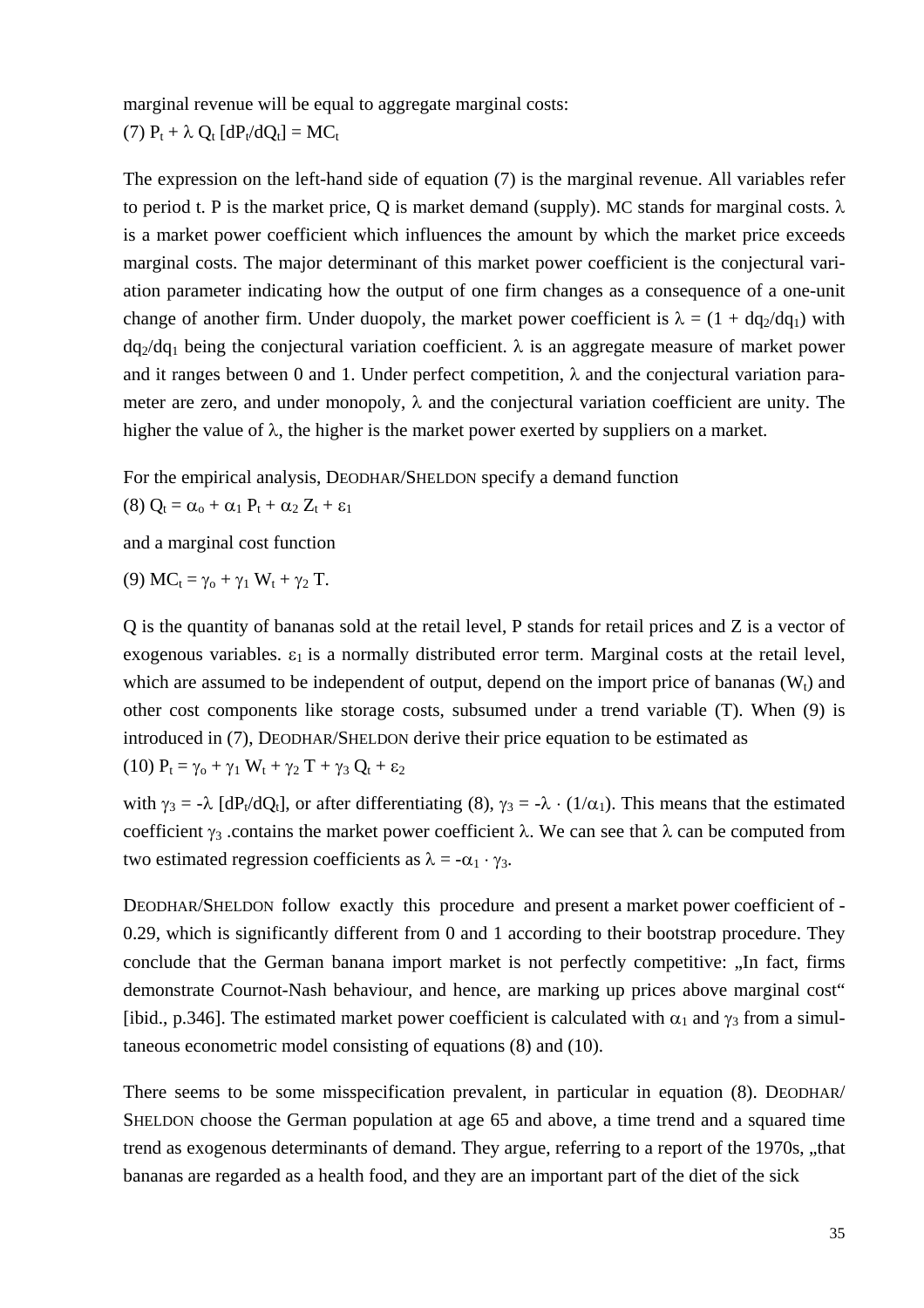marginal revenue will be equal to aggregate marginal costs:

(7) $P_t + \lambda\, Q_t\, [dP_t/dQ_t] = MC_t$

The expression on the left-hand side of equation (7) is the marginal revenue. All variables refer to period t. P is the market price, Q is market demand (supply). MC stands for marginal costs. $\lambda$ is a market power coefficient which influences the amount by which the market price exceeds marginal costs. The major determinant of this market power coefficient is the conjectural variation parameter indicating how the output of one firm changes as a consequence of a one-unit change of another firm. Under duopoly, the market power coefficient is $\lambda = (1 + dq_2/dq_1)$ with $dq_2/dq_1$ being the conjectural variation coefficient. $\lambda$ is an aggregate measure of market power and it ranges between 0 and 1. Under perfect competition, $\lambda$ and the conjectural variation parameter are zero, and under monopoly, $\lambda$ and the conjectural variation coefficient are unity. The higher the value of $\lambda$, the higher is the market power exerted by suppliers on a market.

For the empirical analysis, DEODHAR/SHELDON specify a demand function

(8) $Q_t = \alpha_o + \alpha_1 P_t + \alpha_2 Z_t + \varepsilon_1$

and a marginal cost function

(9) $MC_t = \gamma_o + \gamma_1 W_t + \gamma_2 T.$

Q is the quantity of bananas sold at the retail level, P stands for retail prices and Z is a vector of exogenous variables. $\varepsilon_1$ is a normally distributed error term. Marginal costs at the retail level, which are assumed to be independent of output, depend on the import price of bananas ($W_t$) and other cost components like storage costs, subsumed under a trend variable (T). When (9) is introduced in (7), DEODHAR/SHELDON derive their price equation to be estimated as

(10) $P_t = \gamma_o + \gamma_1 W_t + \gamma_2 T + \gamma_3 Q_t + \varepsilon_2$

with $\gamma_3 = -\lambda\, [dP_t/dQ_t]$, or after differentiating (8), $\gamma_3 = -\lambda \cdot (1/\alpha_1)$. This means that the estimated coefficient $\gamma_3$ .contains the market power coefficient $\lambda$. We can see that $\lambda$ can be computed from two estimated regression coefficients as $\lambda = -\alpha_1 \cdot \gamma_3$.

DEODHAR/SHELDON follow exactly this procedure and present a market power coefficient of -0.29, which is significantly different from 0 and 1 according to their bootstrap procedure. They conclude that the German banana import market is not perfectly competitive: „In fact, firms demonstrate Cournot-Nash behaviour, and hence, are marking up prices above marginal cost“ [ibid., p.346]. The estimated market power coefficient is calculated with $\alpha_1$ and $\gamma_3$ from a simultaneous econometric model consisting of equations (8) and (10).

There seems to be some misspecification prevalent, in particular in equation (8). DEODHAR/SHELDON choose the German population at age 65 and above, a time trend and a squared time trend as exogenous determinants of demand. They argue, referring to a report of the 1970s, „that bananas are regarded as a health food, and they are an important part of the diet of the sick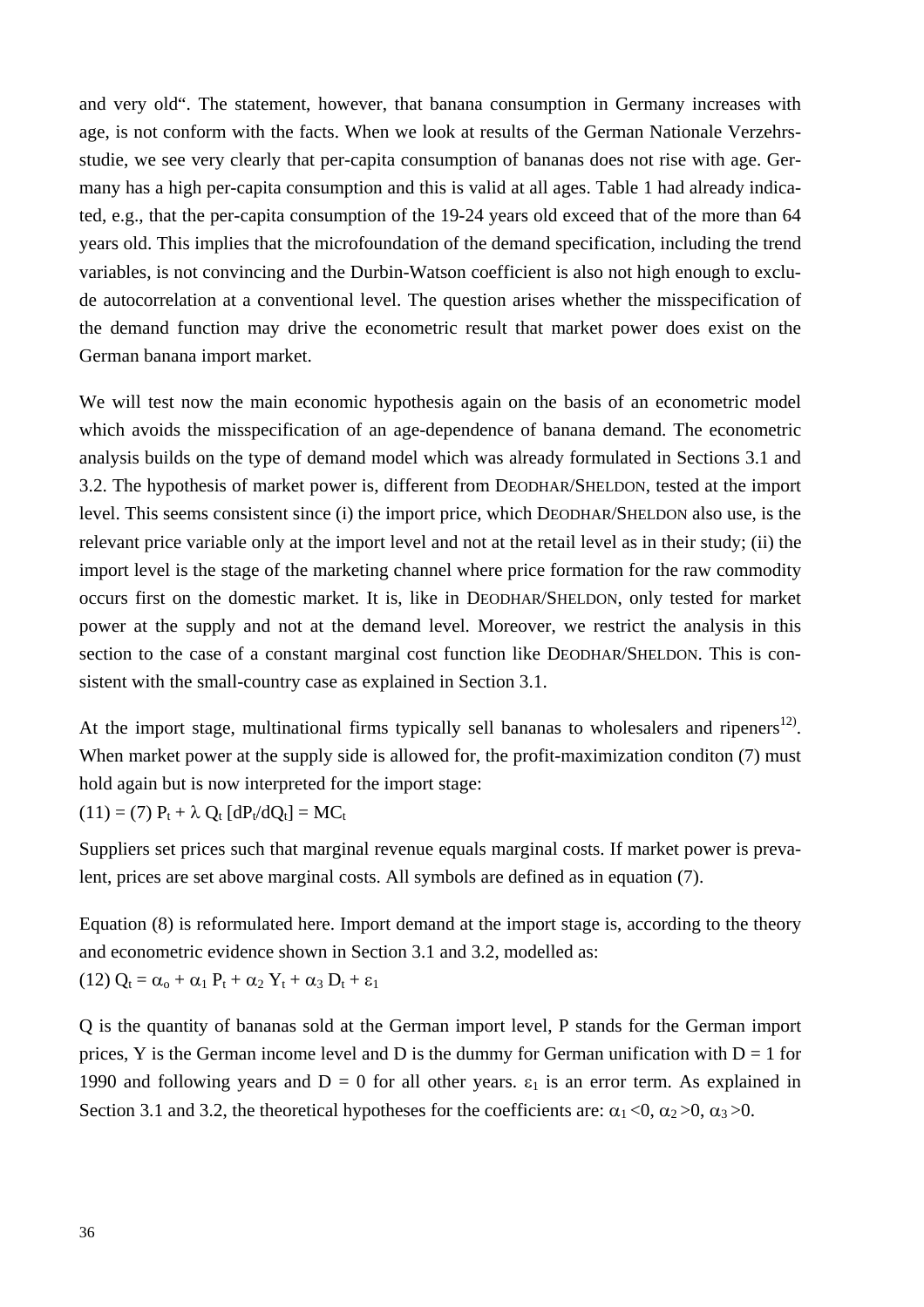and very old". The statement, however, that banana consumption in Germany increases with age, is not conform with the facts. When we look at results of the German Nationale Verzehrsstudie, we see very clearly that per-capita consumption of bananas does not rise with age. Germany has a high per-capita consumption and this is valid at all ages. Table 1 had already indicated, e.g., that the per-capita consumption of the 19-24 years old exceed that of the more than 64 years old. This implies that the microfoundation of the demand specification, including the trend variables, is not convincing and the Durbin-Watson coefficient is also not high enough to exclude autocorrelation at a conventional level. The question arises whether the misspecification of the demand function may drive the econometric result that market power does exist on the German banana import market.

We will test now the main economic hypothesis again on the basis of an econometric model which avoids the misspecification of an age-dependence of banana demand. The econometric analysis builds on the type of demand model which was already formulated in Sections 3.1 and 3.2. The hypothesis of market power is, different from DEODHAR/SHELDON, tested at the import level. This seems consistent since (i) the import price, which DEODHAR/SHELDON also use, is the relevant price variable only at the import level and not at the retail level as in their study; (ii) the import level is the stage of the marketing channel where price formation for the raw commodity occurs first on the domestic market. It is, like in DEODHAR/SHELDON, only tested for market power at the supply and not at the demand level. Moreover, we restrict the analysis in this section to the case of a constant marginal cost function like DEODHAR/SHELDON. This is consistent with the small-country case as explained in Section 3.1.

At the import stage, multinational firms typically sell bananas to wholesalers and ripeners[12]. When market power at the supply side is allowed for, the profit-maximization conditon (7) must hold again but is now interpreted for the import stage:

(11) = (7) $P_t + \lambda\, Q_t\, [dP_t/dQ_t] = MC_t$

Suppliers set prices such that marginal revenue equals marginal costs. If market power is prevalent, prices are set above marginal costs. All symbols are defined as in equation (7).

Equation (8) is reformulated here. Import demand at the import stage is, according to the theory and econometric evidence shown in Section 3.1 and 3.2, modelled as:

(12) $Q_t = \alpha_o + \alpha_1 P_t + \alpha_2 Y_t + \alpha_3 D_t + \varepsilon_1$

Q is the quantity of bananas sold at the German import level, P stands for the German import prices, Y is the German income level and D is the dummy for German unification with D = 1 for 1990 and following years and D = 0 for all other years. $\varepsilon_1$ is an error term. As explained in Section 3.1 and 3.2, the theoretical hypotheses for the coefficients are: $\alpha_1 < 0$, $\alpha_2 > 0$, $\alpha_3 > 0$.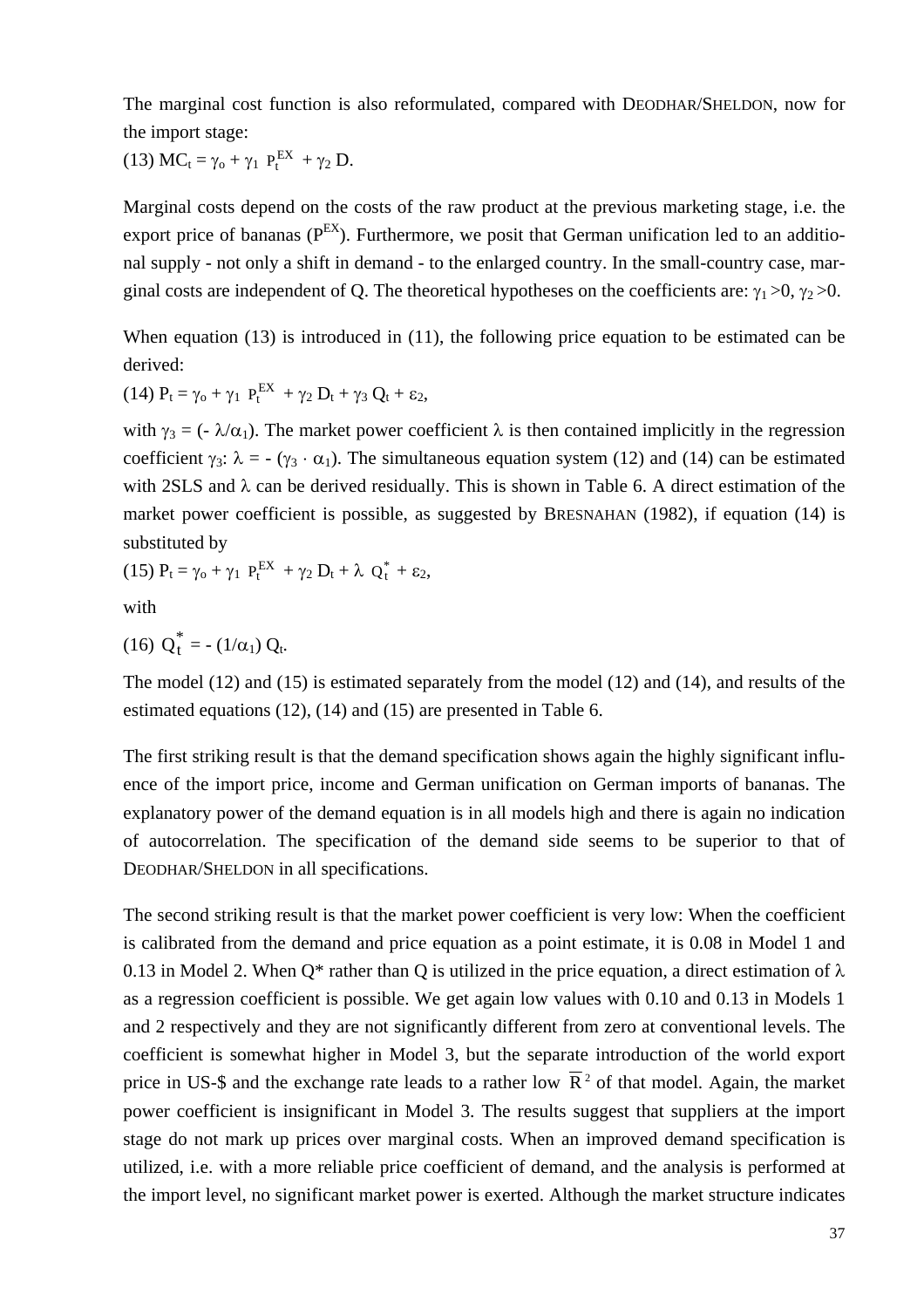The marginal cost function is also reformulated, compared with DEODHAR/SHELDON, now for the import stage:

(13) $MC_t = \gamma_o + \gamma_1\ P_t^{EX} + \gamma_2\ D$.

Marginal costs depend on the costs of the raw product at the previous marketing stage, i.e. the export price of bananas ($P^{EX}$). Furthermore, we posit that German unification led to an additional supply - not only a shift in demand - to the enlarged country. In the small-country case, marginal costs are independent of Q. The theoretical hypotheses on the coefficients are: $\gamma_1 > 0$, $\gamma_2 > 0$.

When equation (13) is introduced in (11), the following price equation to be estimated can be derived:

(14) $P_t = \gamma_o + \gamma_1\ P_t^{EX} + \gamma_2\ D_t + \gamma_3\ Q_t + \varepsilon_2$,

with $\gamma_3 = (-\ \lambda/\alpha_1)$. The market power coefficient $\lambda$ is then contained implicitly in the regression coefficient $\gamma_3$: $\lambda = -\ (\gamma_3 \cdot \alpha_1)$. The simultaneous equation system (12) and (14) can be estimated with 2SLS and $\lambda$ can be derived residually. This is shown in Table 6. A direct estimation of the market power coefficient is possible, as suggested by BRESNAHAN (1982), if equation (14) is substituted by

(15) $P_t = \gamma_o + \gamma_1\ P_t^{EX} + \gamma_2\ D_t + \lambda\ Q_t^* + \varepsilon_2$,

with

(16) $Q_t^* = -\ (1/\alpha_1)\ Q_t$.

The model (12) and (15) is estimated separately from the model (12) and (14), and results of the estimated equations (12), (14) and (15) are presented in Table 6.

The first striking result is that the demand specification shows again the highly significant influence of the import price, income and German unification on German imports of bananas. The explanatory power of the demand equation is in all models high and there is again no indication of autocorrelation. The specification of the demand side seems to be superior to that of DEODHAR/SHELDON in all specifications.

The second striking result is that the market power coefficient is very low: When the coefficient is calibrated from the demand and price equation as a point estimate, it is 0.08 in Model 1 and 0.13 in Model 2. When Q* rather than Q is utilized in the price equation, a direct estimation of $\lambda$ as a regression coefficient is possible. We get again low values with 0.10 and 0.13 in Models 1 and 2 respectively and they are not significantly different from zero at conventional levels. The coefficient is somewhat higher in Model 3, but the separate introduction of the world export price in US-\$ and the exchange rate leads to a rather low $\overline{R}^2$ of that model. Again, the market power coefficient is insignificant in Model 3. The results suggest that suppliers at the import stage do not mark up prices over marginal costs. When an improved demand specification is utilized, i.e. with a more reliable price coefficient of demand, and the analysis is performed at the import level, no significant market power is exerted. Although the market structure indicates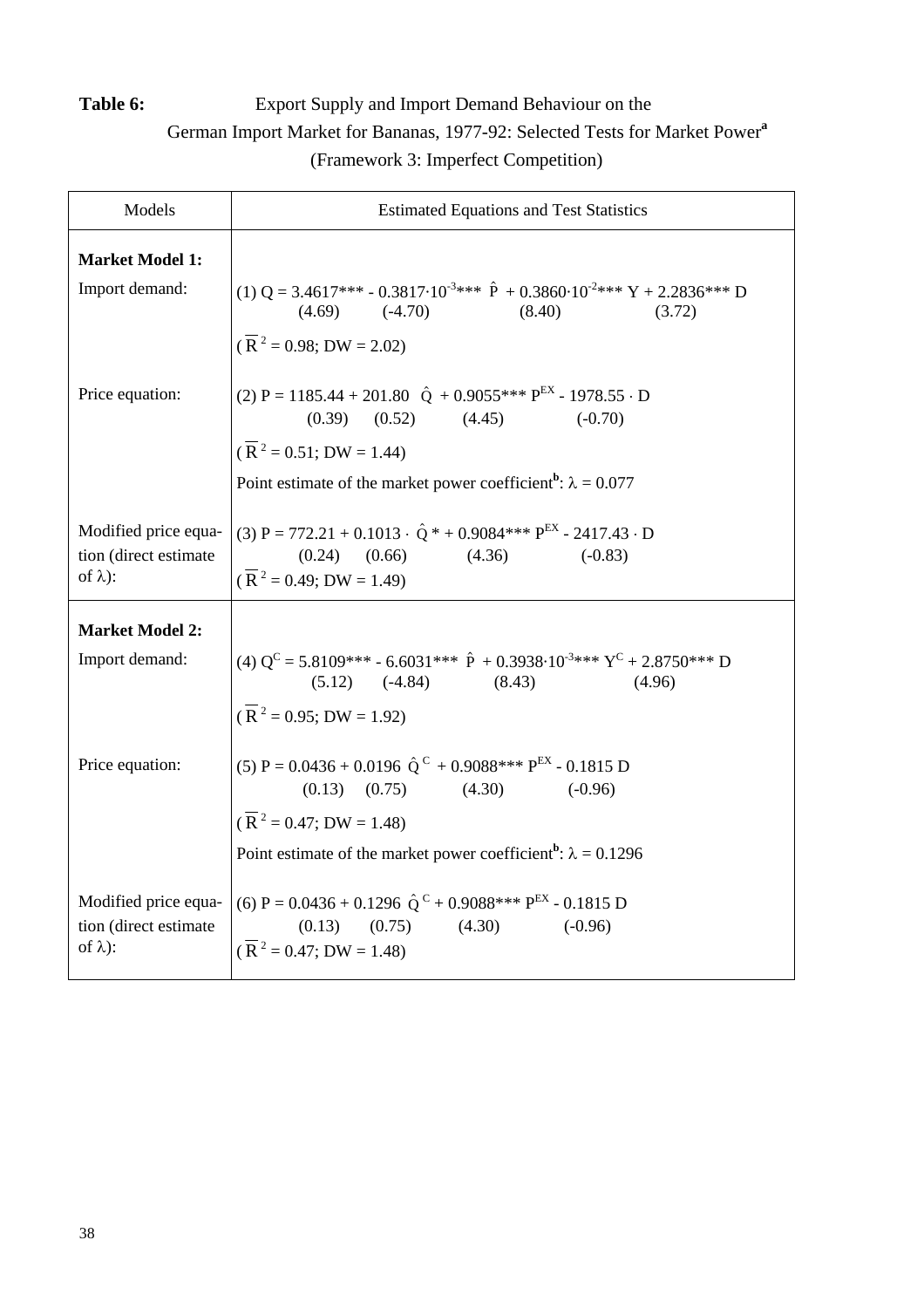**Table 6:** Export Supply and Import Demand Behaviour on the German Import Market for Bananas, 1977-92: Selected Tests for Market Power[a] (Framework 3: Imperfect Competition)

| Models | Estimated Equations and Test Statistics |
|---|---|
| **Market Model 1:** | |
| Import demand: | (1) $Q = 3.4617^{***} - 0.3817 \cdot 10^{-3***}\ \hat{P} + 0.3860 \cdot 10^{-2***}\ Y + 2.2836^{***}\ D$ <br> (4.69) (-4.70) (8.40) (3.72) <br> ($\bar{R}^2 = 0.98$; DW = 2.02) |
| Price equation: | (2) $P = 1185.44 + 201.80\ \hat{Q} + 0.9055^{***}\ P^{EX} - 1978.55 \cdot D$ <br> (0.39) (0.52) (4.45) (-0.70) <br> ($\bar{R}^2 = 0.51$; DW = 1.44) <br> Point estimate of the market power coefficient[b]: $\lambda = 0.077$ |
| Modified price equation (direct estimate of $\lambda$): | (3) $P = 772.21 + 0.1013 \cdot \hat{Q}^* + 0.9084^{***}\ P^{EX} - 2417.43 \cdot D$ <br> (0.24) (0.66) (4.36) (-0.83) <br> ($\bar{R}^2 = 0.49$; DW = 1.49) |
| **Market Model 2:** | |
| Import demand: | (4) $Q^C = 5.8109^{***} - 6.6031^{***}\ \hat{P} + 0.3938 \cdot 10^{-3***}\ Y^C + 2.8750^{***}\ D$ <br> (5.12) (-4.84) (8.43) (4.96) <br> ($\bar{R}^2 = 0.95$; DW = 1.92) |
| Price equation: | (5) $P = 0.0436 + 0.0196\ \hat{Q}^C + 0.9088^{***}\ P^{EX} - 0.1815\ D$ <br> (0.13) (0.75) (4.30) (-0.96) <br> ($\bar{R}^2 = 0.47$; DW = 1.48) <br> Point estimate of the market power coefficient[b]: $\lambda = 0.1296$ |
| Modified price equation (direct estimate of $\lambda$): | (6) $P = 0.0436 + 0.1296\ \hat{Q}^C + 0.9088^{***}\ P^{EX} - 0.1815\ D$ <br> (0.13) (0.75) (4.30) (-0.96) <br> ($\bar{R}^2 = 0.47$; DW = 1.48) |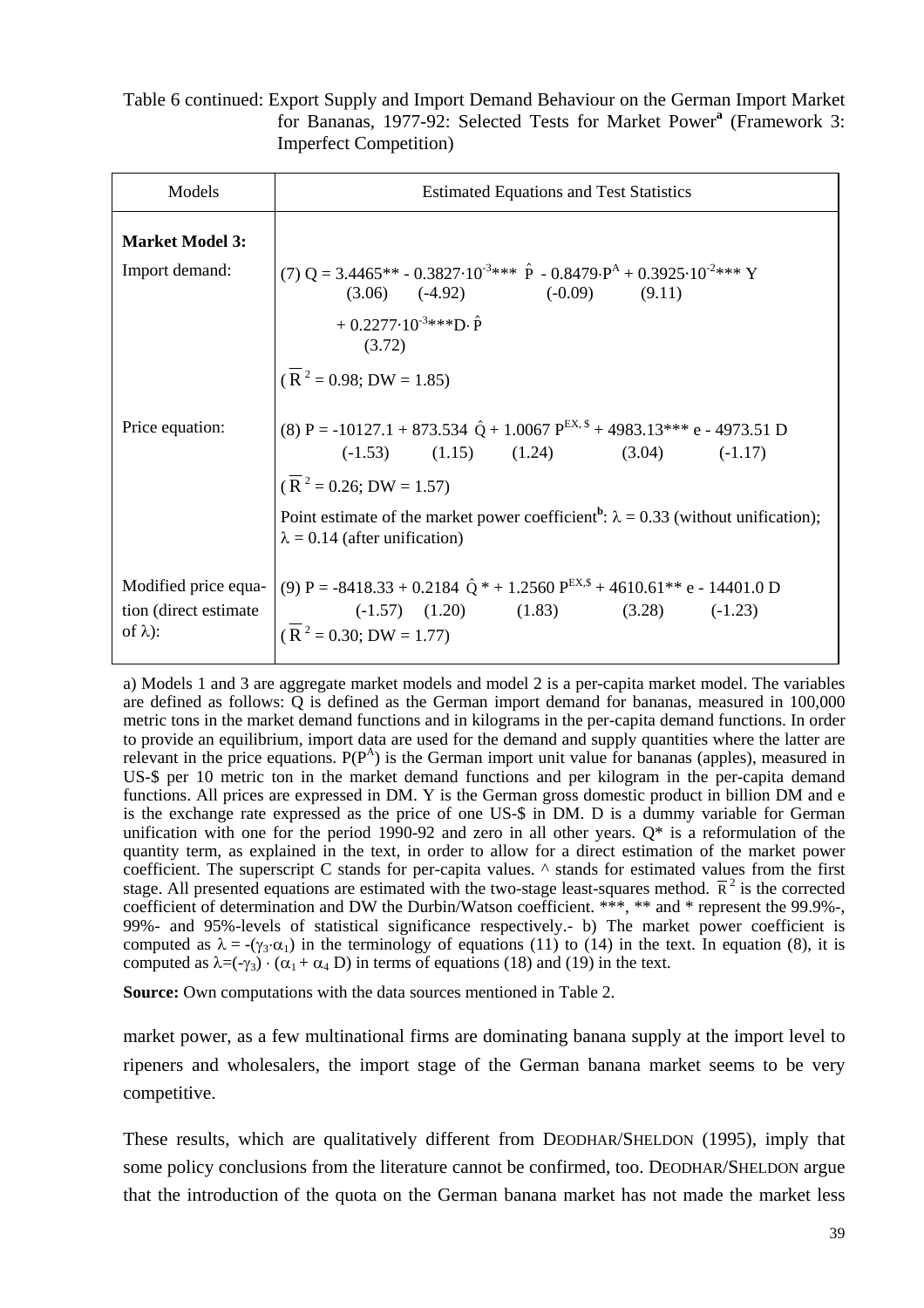Table 6 continued: Export Supply and Import Demand Behaviour on the German Import Market for Bananas, 1977-92: Selected Tests for Market Power[a] (Framework 3: Imperfect Competition)

| Models | Estimated Equations and Test Statistics |
|---|---|
| **Market Model 3:** | |
| Import demand: | (7) $Q = 3.4465^{**} - 0.3827 \cdot 10^{-3***}\ \hat{P} - 0.8479 \cdot P^{A} + 0.3925 \cdot 10^{-2***}\ Y$ <br> (3.06) (-4.92) (-0.09) (9.11) <br> $+ 0.2277 \cdot 10^{-3***} D \cdot \hat{P}$ <br> (3.72) <br> ($\overline{R}^2 = 0.98$; DW = 1.85) |
| Price equation: | (8) $P = -10127.1 + 873.534\ \hat{Q} + 1.0067\ P^{EX,\$} + 4983.13^{***}\ e - 4973.51\ D$ <br> (-1.53) (1.15) (1.24) (3.04) (-1.17) <br> ($\overline{R}^2 = 0.26$; DW = 1.57) <br> Point estimate of the market power coefficient[b]: $\lambda = 0.33$ (without unification); $\lambda = 0.14$ (after unification) |
| Modified price equation (direct estimate of $\lambda$): | (9) $P = -8418.33 + 0.2184\ \hat{Q}^{*} + 1.2560\ P^{EX,\$} + 4610.61^{**}\ e - 14401.0\ D$ <br> (-1.57) (1.20) (1.83) (3.28) (-1.23) <br> ($\overline{R}^2 = 0.30$; DW = 1.77) |

a) Models 1 and 3 are aggregate market models and model 2 is a per-capita market model. The variables are defined as follows: Q is defined as the German import demand for bananas, measured in 100,000 metric tons in the market demand functions and in kilograms in the per-capita demand functions. In order to provide an equilibrium, import data are used for the demand and supply quantities where the latter are relevant in the price equations. $P(P^{A})$ is the German import unit value for bananas (apples), measured in US-$ per 10 metric ton in the market demand functions and per kilogram in the per-capita demand functions. All prices are expressed in DM. Y is the German gross domestic product in billion DM and e is the exchange rate expressed as the price of one US-$ in DM. D is a dummy variable for German unification with one for the period 1990-92 and zero in all other years. Q* is a reformulation of the quantity term, as explained in the text, in order to allow for a direct estimation of the market power coefficient. The superscript C stands for per-capita values. ^ stands for estimated values from the first stage. All presented equations are estimated with the two-stage least-squares method. $\overline{R}^2$ is the corrected coefficient of determination and DW the Durbin/Watson coefficient. ***, ** and * represent the 99.9%-, 99%- and 95%-levels of statistical significance respectively.- b) The market power coefficient is computed as $\lambda = -(\gamma_3 \cdot \alpha_1)$ in the terminology of equations (11) to (14) in the text. In equation (8), it is computed as $\lambda = (-\gamma_3) \cdot (\alpha_1 + \alpha_4\ D)$ in terms of equations (18) and (19) in the text.

**Source:** Own computations with the data sources mentioned in Table 2.

market power, as a few multinational firms are dominating banana supply at the import level to ripeners and wholesalers, the import stage of the German banana market seems to be very competitive.

These results, which are qualitatively different from DEODHAR/SHELDON (1995), imply that some policy conclusions from the literature cannot be confirmed, too. DEODHAR/SHELDON argue that the introduction of the quota on the German banana market has not made the market less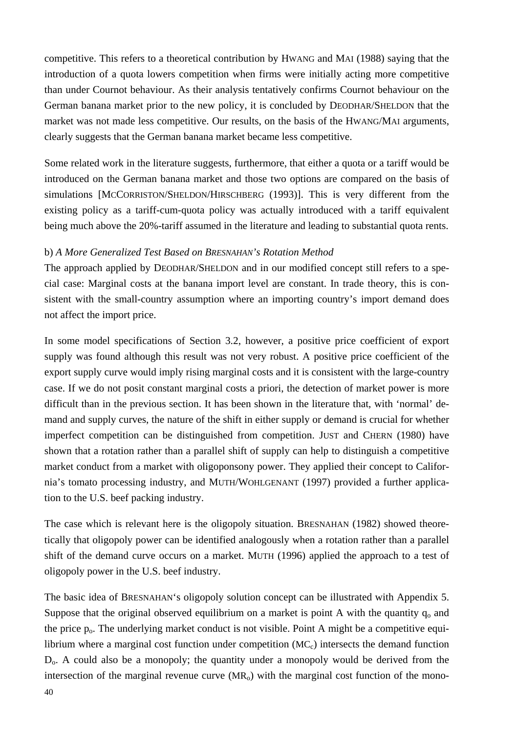competitive. This refers to a theoretical contribution by HWANG and MAI (1988) saying that the introduction of a quota lowers competition when firms were initially acting more competitive than under Cournot behaviour. As their analysis tentatively confirms Cournot behaviour on the German banana market prior to the new policy, it is concluded by DEODHAR/SHELDON that the market was not made less competitive. Our results, on the basis of the HWANG/MAI arguments, clearly suggests that the German banana market became less competitive.

Some related work in the literature suggests, furthermore, that either a quota or a tariff would be introduced on the German banana market and those two options are compared on the basis of simulations [MCCORRISTON/SHELDON/HIRSCHBERG (1993)]. This is very different from the existing policy as a tariff-cum-quota policy was actually introduced with a tariff equivalent being much above the 20%-tariff assumed in the literature and leading to substantial quota rents.

b) *A More Generalized Test Based on BRESNAHAN's Rotation Method*

The approach applied by DEODHAR/SHELDON and in our modified concept still refers to a special case: Marginal costs at the banana import level are constant. In trade theory, this is consistent with the small-country assumption where an importing country's import demand does not affect the import price.

In some model specifications of Section 3.2, however, a positive price coefficient of export supply was found although this result was not very robust. A positive price coefficient of the export supply curve would imply rising marginal costs and it is consistent with the large-country case. If we do not posit constant marginal costs a priori, the detection of market power is more difficult than in the previous section. It has been shown in the literature that, with 'normal' demand and supply curves, the nature of the shift in either supply or demand is crucial for whether imperfect competition can be distinguished from competition. JUST and CHERN (1980) have shown that a rotation rather than a parallel shift of supply can help to distinguish a competitive market conduct from a market with oligoponsony power. They applied their concept to California's tomato processing industry, and MUTH/WOHLGENANT (1997) provided a further application to the U.S. beef packing industry.

The case which is relevant here is the oligopoly situation. BRESNAHAN (1982) showed theoretically that oligopoly power can be identified analogously when a rotation rather than a parallel shift of the demand curve occurs on a market. MUTH (1996) applied the approach to a test of oligopoly power in the U.S. beef industry.

The basic idea of BRESNAHAN's oligopoly solution concept can be illustrated with Appendix 5. Suppose that the original observed equilibrium on a market is point A with the quantity $q_o$ and the price $p_o$. The underlying market conduct is not visible. Point A might be a competitive equilibrium where a marginal cost function under competition ($MC_c$) intersects the demand function $D_o$. A could also be a monopoly; the quantity under a monopoly would be derived from the intersection of the marginal revenue curve ($MR_o$) with the marginal cost function of the mono-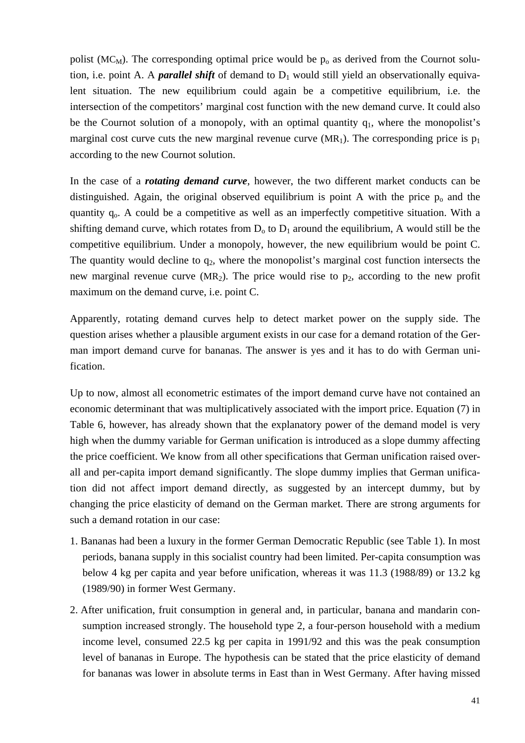polist ($MC_M$). The corresponding optimal price would be $p_o$ as derived from the Cournot solution, i.e. point A. A ***parallel shift*** of demand to $D_1$ would still yield an observationally equivalent situation. The new equilibrium could again be a competitive equilibrium, i.e. the intersection of the competitors' marginal cost function with the new demand curve. It could also be the Cournot solution of a monopoly, with an optimal quantity $q_1$, where the monopolist's marginal cost curve cuts the new marginal revenue curve ($MR_1$). The corresponding price is $p_1$ according to the new Cournot solution.

In the case of a ***rotating demand curve***, however, the two different market conducts can be distinguished. Again, the original observed equilibrium is point A with the price $p_o$ and the quantity $q_o$. A could be a competitive as well as an imperfectly competitive situation. With a shifting demand curve, which rotates from $D_o$ to $D_1$ around the equilibrium, A would still be the competitive equilibrium. Under a monopoly, however, the new equilibrium would be point C. The quantity would decline to $q_2$, where the monopolist's marginal cost function intersects the new marginal revenue curve ($MR_2$). The price would rise to $p_2$, according to the new profit maximum on the demand curve, i.e. point C.

Apparently, rotating demand curves help to detect market power on the supply side. The question arises whether a plausible argument exists in our case for a demand rotation of the German import demand curve for bananas. The answer is yes and it has to do with German unification.

Up to now, almost all econometric estimates of the import demand curve have not contained an economic determinant that was multiplicatively associated with the import price. Equation (7) in Table 6, however, has already shown that the explanatory power of the demand model is very high when the dummy variable for German unification is introduced as a slope dummy affecting the price coefficient. We know from all other specifications that German unification raised overall and per-capita import demand significantly. The slope dummy implies that German unification did not affect import demand directly, as suggested by an intercept dummy, but by changing the price elasticity of demand on the German market. There are strong arguments for such a demand rotation in our case:

1. Bananas had been a luxury in the former German Democratic Republic (see Table 1). In most periods, banana supply in this socialist country had been limited. Per-capita consumption was below 4 kg per capita and year before unification, whereas it was 11.3 (1988/89) or 13.2 kg (1989/90) in former West Germany.
2. After unification, fruit consumption in general and, in particular, banana and mandarin consumption increased strongly. The household type 2, a four-person household with a medium income level, consumed 22.5 kg per capita in 1991/92 and this was the peak consumption level of bananas in Europe. The hypothesis can be stated that the price elasticity of demand for bananas was lower in absolute terms in East than in West Germany. After having missed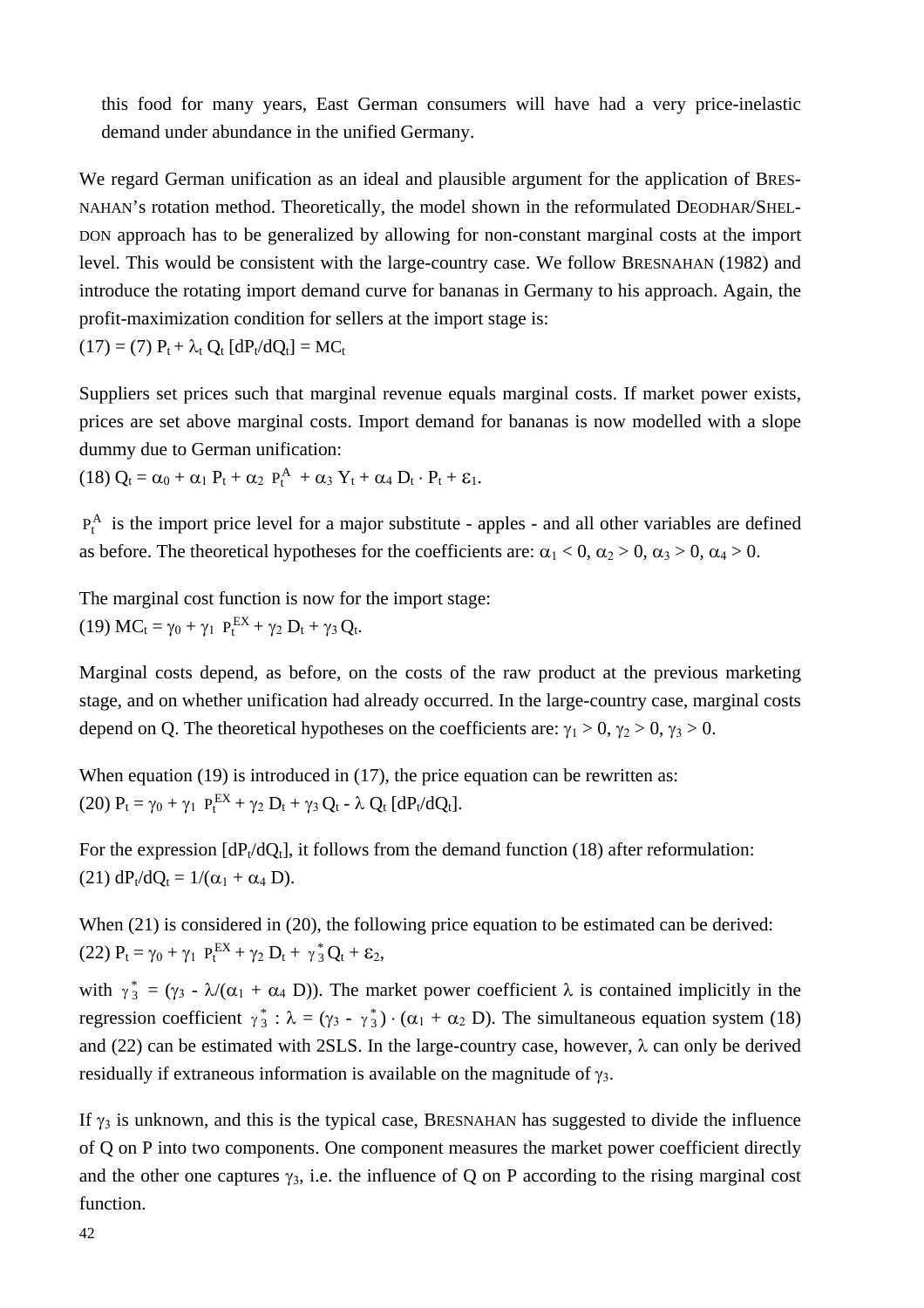this food for many years, East German consumers will have had a very price-inelastic demand under abundance in the unified Germany.

We regard German unification as an ideal and plausible argument for the application of BRESNAHAN's rotation method. Theoretically, the model shown in the reformulated DEODHAR/SHELDON approach has to be generalized by allowing for non-constant marginal costs at the import level. This would be consistent with the large-country case. We follow BRESNAHAN (1982) and introduce the rotating import demand curve for bananas in Germany to his approach. Again, the profit-maximization condition for sellers at the import stage is:

(17) = (7) $P_t + \lambda_t Q_t [dP_t/dQ_t] = MC_t$

Suppliers set prices such that marginal revenue equals marginal costs. If market power exists, prices are set above marginal costs. Import demand for bananas is now modelled with a slope dummy due to German unification:

(18) $Q_t = \alpha_0 + \alpha_1 P_t + \alpha_2 P_t^A + \alpha_3 Y_t + \alpha_4 D_t \cdot P_t + \varepsilon_1$.

$P_t^A$ is the import price level for a major substitute - apples - and all other variables are defined as before. The theoretical hypotheses for the coefficients are: $\alpha_1 < 0$, $\alpha_2 > 0$, $\alpha_3 > 0$, $\alpha_4 > 0$.

The marginal cost function is now for the import stage:

(19) $MC_t = \gamma_0 + \gamma_1 P_t^{EX} + \gamma_2 D_t + \gamma_3 Q_t$.

Marginal costs depend, as before, on the costs of the raw product at the previous marketing stage, and on whether unification had already occurred. In the large-country case, marginal costs depend on Q. The theoretical hypotheses on the coefficients are: $\gamma_1 > 0$, $\gamma_2 > 0$, $\gamma_3 > 0$.

When equation (19) is introduced in (17), the price equation can be rewritten as:

(20) $P_t = \gamma_0 + \gamma_1 P_t^{EX} + \gamma_2 D_t + \gamma_3 Q_t - \lambda Q_t [dP_t/dQ_t]$.

For the expression $[dP_t/dQ_t]$, it follows from the demand function (18) after reformulation:

(21) $dP_t/dQ_t = 1/(\alpha_1 + \alpha_4 D)$.

When (21) is considered in (20), the following price equation to be estimated can be derived:

(22) $P_t = \gamma_0 + \gamma_1 P_t^{EX} + \gamma_2 D_t + \gamma_3^* Q_t + \varepsilon_2$,

with $\gamma_3^* = (\gamma_3 - \lambda/(\alpha_1 + \alpha_4 D))$. The market power coefficient $\lambda$ is contained implicitly in the regression coefficient $\gamma_3^*$ : $\lambda = (\gamma_3 - \gamma_3^*) \cdot (\alpha_1 + \alpha_2 D)$. The simultaneous equation system (18) and (22) can be estimated with 2SLS. In the large-country case, however, $\lambda$ can only be derived residually if extraneous information is available on the magnitude of $\gamma_3$.

If $\gamma_3$ is unknown, and this is the typical case, BRESNAHAN has suggested to divide the influence of Q on P into two components. One component measures the market power coefficient directly and the other one captures $\gamma_3$, i.e. the influence of Q on P according to the rising marginal cost function.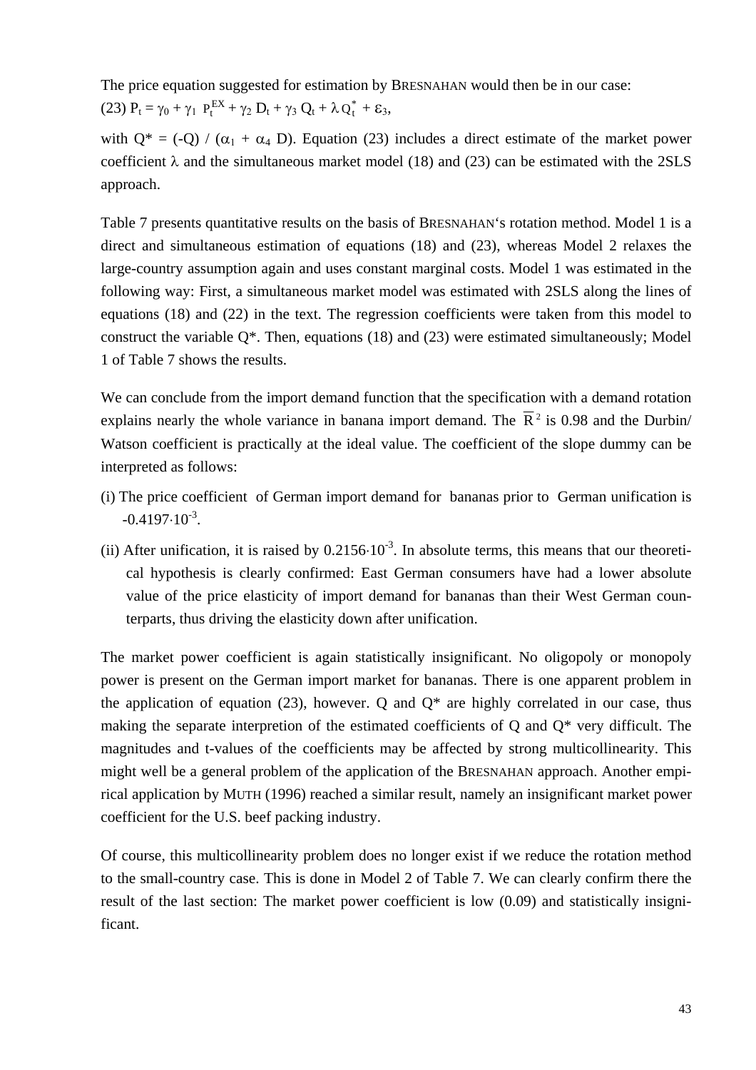The price equation suggested for estimation by BRESNAHAN would then be in our case:

(23) $P_t = \gamma_0 + \gamma_1 \; P_t^{EX} + \gamma_2 \; D_t + \gamma_3 \; Q_t + \lambda \; Q_t^* + \varepsilon_3$,

with $Q^* = (-Q) \, / \, (\alpha_1 + \alpha_4 \; D)$. Equation (23) includes a direct estimate of the market power coefficient $\lambda$ and the simultaneous market model (18) and (23) can be estimated with the 2SLS approach.

Table 7 presents quantitative results on the basis of BRESNAHAN's rotation method. Model 1 is a direct and simultaneous estimation of equations (18) and (23), whereas Model 2 relaxes the large-country assumption again and uses constant marginal costs. Model 1 was estimated in the following way: First, a simultaneous market model was estimated with 2SLS along the lines of equations (18) and (22) in the text. The regression coefficients were taken from this model to construct the variable Q*. Then, equations (18) and (23) were estimated simultaneously; Model 1 of Table 7 shows the results.

We can conclude from the import demand function that the specification with a demand rotation explains nearly the whole variance in banana import demand. The $\bar{R}^2$ is 0.98 and the Durbin/ Watson coefficient is practically at the ideal value. The coefficient of the slope dummy can be interpreted as follows:

(i) The price coefficient of German import demand for bananas prior to German unification is $-0.4197 \cdot 10^{-3}$.

(ii) After unification, it is raised by $0.2156 \cdot 10^{-3}$. In absolute terms, this means that our theoretical hypothesis is clearly confirmed: East German consumers have had a lower absolute value of the price elasticity of import demand for bananas than their West German counterparts, thus driving the elasticity down after unification.

The market power coefficient is again statistically insignificant. No oligopoly or monopoly power is present on the German import market for bananas. There is one apparent problem in the application of equation (23), however. Q and Q* are highly correlated in our case, thus making the separate interpretion of the estimated coefficients of Q and Q* very difficult. The magnitudes and t-values of the coefficients may be affected by strong multicollinearity. This might well be a general problem of the application of the BRESNAHAN approach. Another empirical application by MUTH (1996) reached a similar result, namely an insignificant market power coefficient for the U.S. beef packing industry.

Of course, this multicollinearity problem does no longer exist if we reduce the rotation method to the small-country case. This is done in Model 2 of Table 7. We can clearly confirm there the result of the last section: The market power coefficient is low (0.09) and statistically insignificant.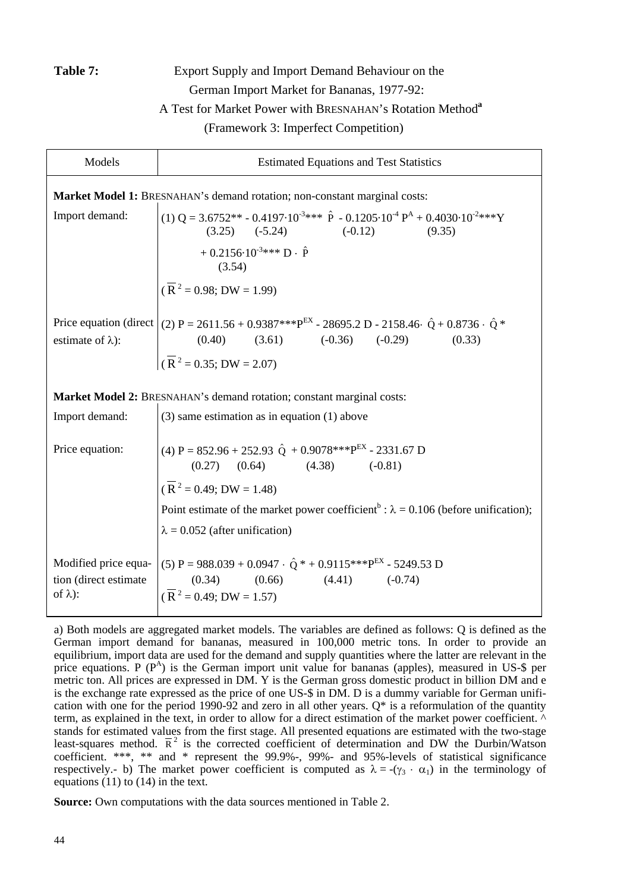**Table 7:** Export Supply and Import Demand Behaviour on the German Import Market for Bananas, 1977-92: A Test for Market Power with BRESNAHAN's Rotation Method[a] (Framework 3: Imperfect Competition)

| Models | Estimated Equations and Test Statistics |
|---|---|
| **Market Model 1:** BRESNAHAN's demand rotation; non-constant marginal costs: | |
| Import demand: | (1) $Q = 3.6752^{**} - 0.4197 \cdot 10^{-3***}\ \hat{P} - 0.1205 \cdot 10^{-4}\ P^{A} + 0.4030 \cdot 10^{-2***} Y$ <br> (3.25) (-5.24) (-0.12) (9.35) <br> $+ 0.2156 \cdot 10^{-3***}\ D \cdot \hat{P}$ <br> (3.54) <br> ($\overline{R}^2 = 0.98$; DW = 1.99) |
| Price equation (direct estimate of $\lambda$): | (2) $P = 2611.56 + 0.9387^{***} P^{EX} - 28695.2\ D - 2158.46 \cdot \hat{Q} + 0.8736 \cdot \hat{Q}^*$ <br> (0.40) (3.61) (-0.36) (-0.29) (0.33) <br> ($\overline{R}^2 = 0.35$; DW = 2.07) |
| **Market Model 2:** BRESNAHAN's demand rotation; constant marginal costs: | |
| Import demand: | (3) same estimation as in equation (1) above |
| Price equation: | (4) $P = 852.96 + 252.93\ \hat{Q} + 0.9078^{***} P^{EX} - 2331.67\ D$ <br> (0.27) (0.64) (4.38) (-0.81) <br> ($\overline{R}^2 = 0.49$; DW = 1.48) <br> Point estimate of the market power coefficient[b] : $\lambda = 0.106$ (before unification); <br> $\lambda = 0.052$ (after unification) |
| Modified price equation (direct estimate of $\lambda$): | (5) $P = 988.039 + 0.0947 \cdot \hat{Q}^* + 0.9115^{***} P^{EX} - 5249.53\ D$ <br> (0.34) (0.66) (4.41) (-0.74) <br> ($\overline{R}^2 = 0.49$; DW = 1.57) |

a) Both models are aggregated market models. The variables are defined as follows: Q is defined as the German import demand for bananas, measured in 100,000 metric tons. In order to provide an equilibrium, import data are used for the demand and supply quantities where the latter are relevant in the price equations. P ($P^A$) is the German import unit value for bananas (apples), measured in US-$ per metric ton. All prices are expressed in DM. Y is the German gross domestic product in billion DM and e is the exchange rate expressed as the price of one US-$ in DM. D is a dummy variable for German unification with one for the period 1990-92 and zero in all other years. Q* is a reformulation of the quantity term, as explained in the text, in order to allow for a direct estimation of the market power coefficient. ^ stands for estimated values from the first stage. All presented equations are estimated with the two-stage least-squares method. $\overline{R}^2$ is the corrected coefficient of determination and DW the Durbin/Watson coefficient. ***, ** and * represent the 99.9%-, 99%- and 95%-levels of statistical significance respectively.- b) The market power coefficient is computed as $\lambda = -(\gamma_3 \cdot \alpha_1)$ in the terminology of equations (11) to (14) in the text.

**Source:** Own computations with the data sources mentioned in Table 2.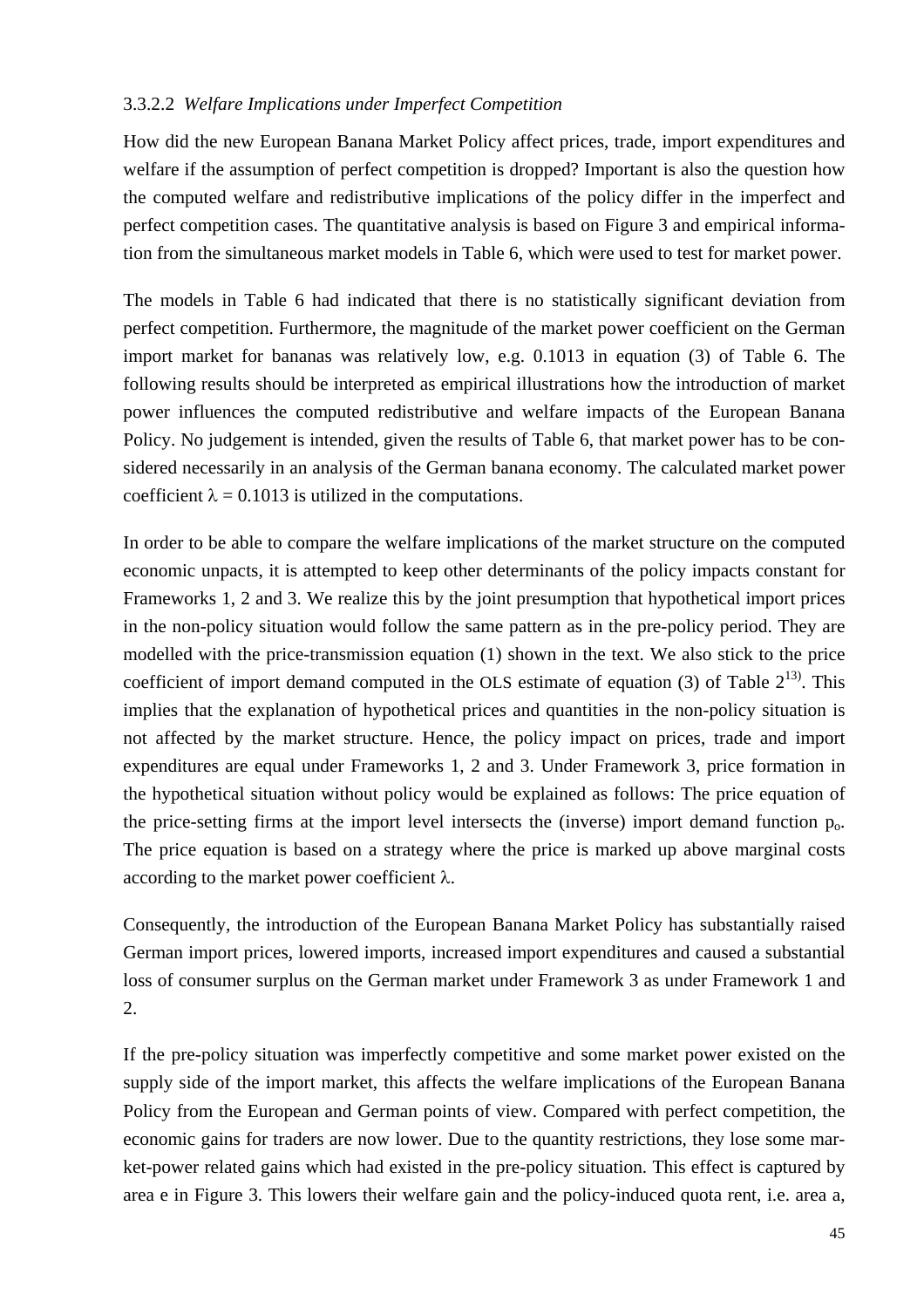#### 3.3.2.2 *Welfare Implications under Imperfect Competition*

How did the new European Banana Market Policy affect prices, trade, import expenditures and welfare if the assumption of perfect competition is dropped? Important is also the question how the computed welfare and redistributive implications of the policy differ in the imperfect and perfect competition cases. The quantitative analysis is based on Figure 3 and empirical information from the simultaneous market models in Table 6, which were used to test for market power.

The models in Table 6 had indicated that there is no statistically significant deviation from perfect competition. Furthermore, the magnitude of the market power coefficient on the German import market for bananas was relatively low, e.g. 0.1013 in equation (3) of Table 6. The following results should be interpreted as empirical illustrations how the introduction of market power influences the computed redistributive and welfare impacts of the European Banana Policy. No judgement is intended, given the results of Table 6, that market power has to be considered necessarily in an analysis of the German banana economy. The calculated market power coefficient $\lambda = 0.1013$ is utilized in the computations.

In order to be able to compare the welfare implications of the market structure on the computed economic unpacts, it is attempted to keep other determinants of the policy impacts constant for Frameworks 1, 2 and 3. We realize this by the joint presumption that hypothetical import prices in the non-policy situation would follow the same pattern as in the pre-policy period. They are modelled with the price-transmission equation (1) shown in the text. We also stick to the price coefficient of import demand computed in the OLS estimate of equation (3) of Table 2[13]. This implies that the explanation of hypothetical prices and quantities in the non-policy situation is not affected by the market structure. Hence, the policy impact on prices, trade and import expenditures are equal under Frameworks 1, 2 and 3. Under Framework 3, price formation in the hypothetical situation without policy would be explained as follows: The price equation of the price-setting firms at the import level intersects the (inverse) import demand function $p_o$. The price equation is based on a strategy where the price is marked up above marginal costs according to the market power coefficient $\lambda$.

Consequently, the introduction of the European Banana Market Policy has substantially raised German import prices, lowered imports, increased import expenditures and caused a substantial loss of consumer surplus on the German market under Framework 3 as under Framework 1 and 2.

If the pre-policy situation was imperfectly competitive and some market power existed on the supply side of the import market, this affects the welfare implications of the European Banana Policy from the European and German points of view. Compared with perfect competition, the economic gains for traders are now lower. Due to the quantity restrictions, they lose some market-power related gains which had existed in the pre-policy situation. This effect is captured by area e in Figure 3. This lowers their welfare gain and the policy-induced quota rent, i.e. area a,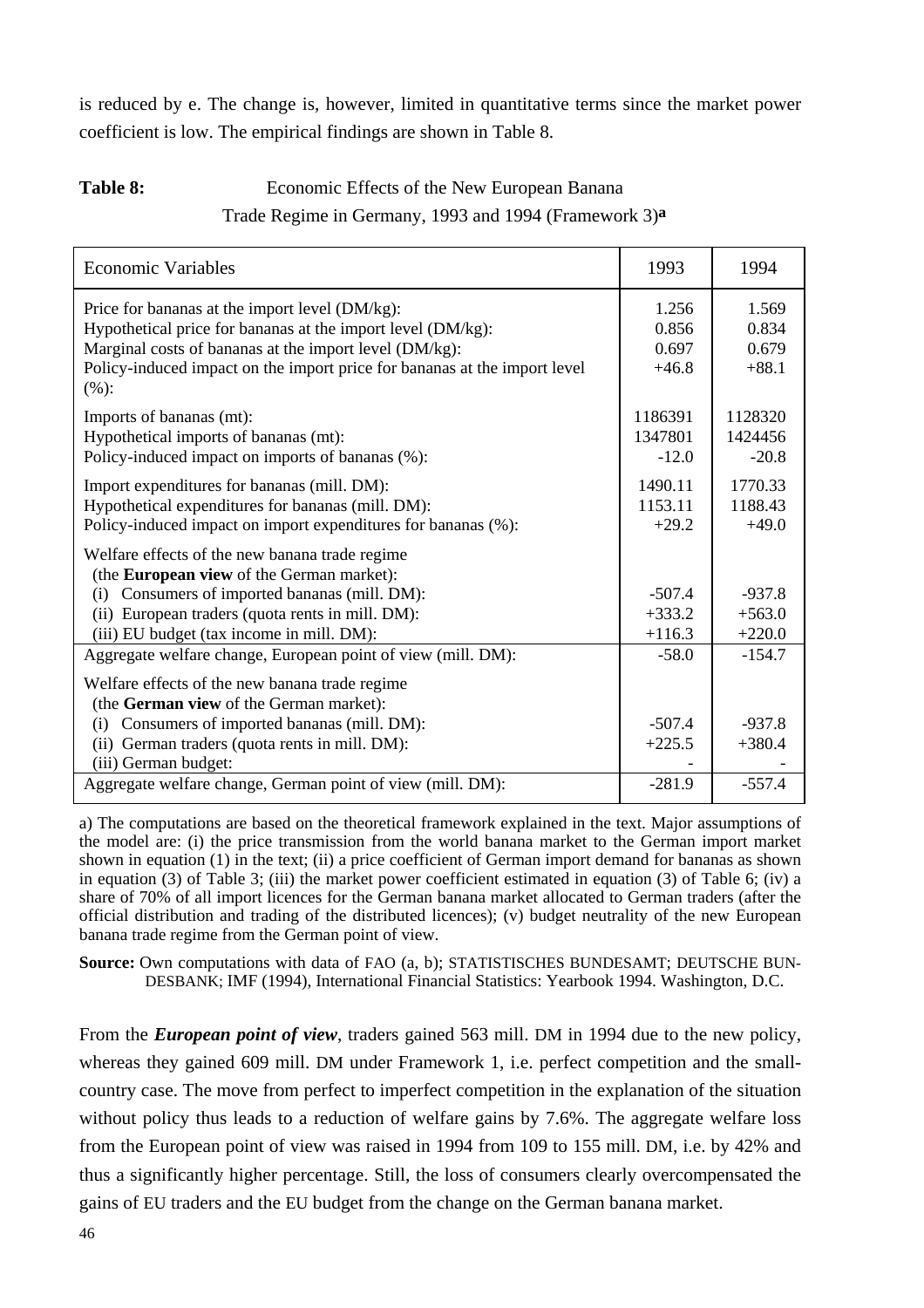is reduced by e. The change is, however, limited in quantitative terms since the market power coefficient is low. The empirical findings are shown in Table 8.

**Table 8:** Economic Effects of the New European Banana Trade Regime in Germany, 1993 and 1994 (Framework 3)[a]

| Economic Variables | 1993 | 1994 |
|---|---|---|
| Price for bananas at the import level (DM/kg): | 1.256 | 1.569 |
| Hypothetical price for bananas at the import level (DM/kg): | 0.856 | 0.834 |
| Marginal costs of bananas at the import level (DM/kg): | 0.697 | 0.679 |
| Policy-induced impact on the import price for bananas at the import level (%): | +46.8 | +88.1 |
| Imports of bananas (mt): | 1186391 | 1128320 |
| Hypothetical imports of bananas (mt): | 1347801 | 1424456 |
| Policy-induced impact on imports of bananas (%): | -12.0 | -20.8 |
| Import expenditures for bananas (mill. DM): | 1490.11 | 1770.33 |
| Hypothetical expenditures for bananas (mill. DM): | 1153.11 | 1188.43 |
| Policy-induced impact on import expenditures for bananas (%): | +29.2 | +49.0 |
| Welfare effects of the new banana trade regime (the **European view** of the German market): | | |
| (i) Consumers of imported bananas (mill. DM): | -507.4 | -937.8 |
| (ii) European traders (quota rents in mill. DM): | +333.2 | +563.0 |
| (iii) EU budget (tax income in mill. DM): | +116.3 | +220.0 |
| Aggregate welfare change, European point of view (mill. DM): | -58.0 | -154.7 |
| Welfare effects of the new banana trade regime (the **German view** of the German market): | | |
| (i) Consumers of imported bananas (mill. DM): | -507.4 | -937.8 |
| (ii) German traders (quota rents in mill. DM): | +225.5 | +380.4 |
| (iii) German budget: | - | - |
| Aggregate welfare change, German point of view (mill. DM): | -281.9 | -557.4 |

a) The computations are based on the theoretical framework explained in the text. Major assumptions of the model are: (i) the price transmission from the world banana market to the German import market shown in equation (1) in the text; (ii) a price coefficient of German import demand for bananas as shown in equation (3) of Table 3; (iii) the market power coefficient estimated in equation (3) of Table 6; (iv) a share of 70% of all import licences for the German banana market allocated to German traders (after the official distribution and trading of the distributed licences); (v) budget neutrality of the new European banana trade regime from the German point of view.

**Source:** Own computations with data of FAO (a, b); STATISTISCHES BUNDESAMT; DEUTSCHE BUNDESBANK; IMF (1994), International Financial Statistics: Yearbook 1994. Washington, D.C.

From the ***European point of view***, traders gained 563 mill. DM in 1994 due to the new policy, whereas they gained 609 mill. DM under Framework 1, i.e. perfect competition and the small-country case. The move from perfect to imperfect competition in the explanation of the situation without policy thus leads to a reduction of welfare gains by 7.6%. The aggregate welfare loss from the European point of view was raised in 1994 from 109 to 155 mill. DM, i.e. by 42% and thus a significantly higher percentage. Still, the loss of consumers clearly overcompensated the gains of EU traders and the EU budget from the change on the German banana market.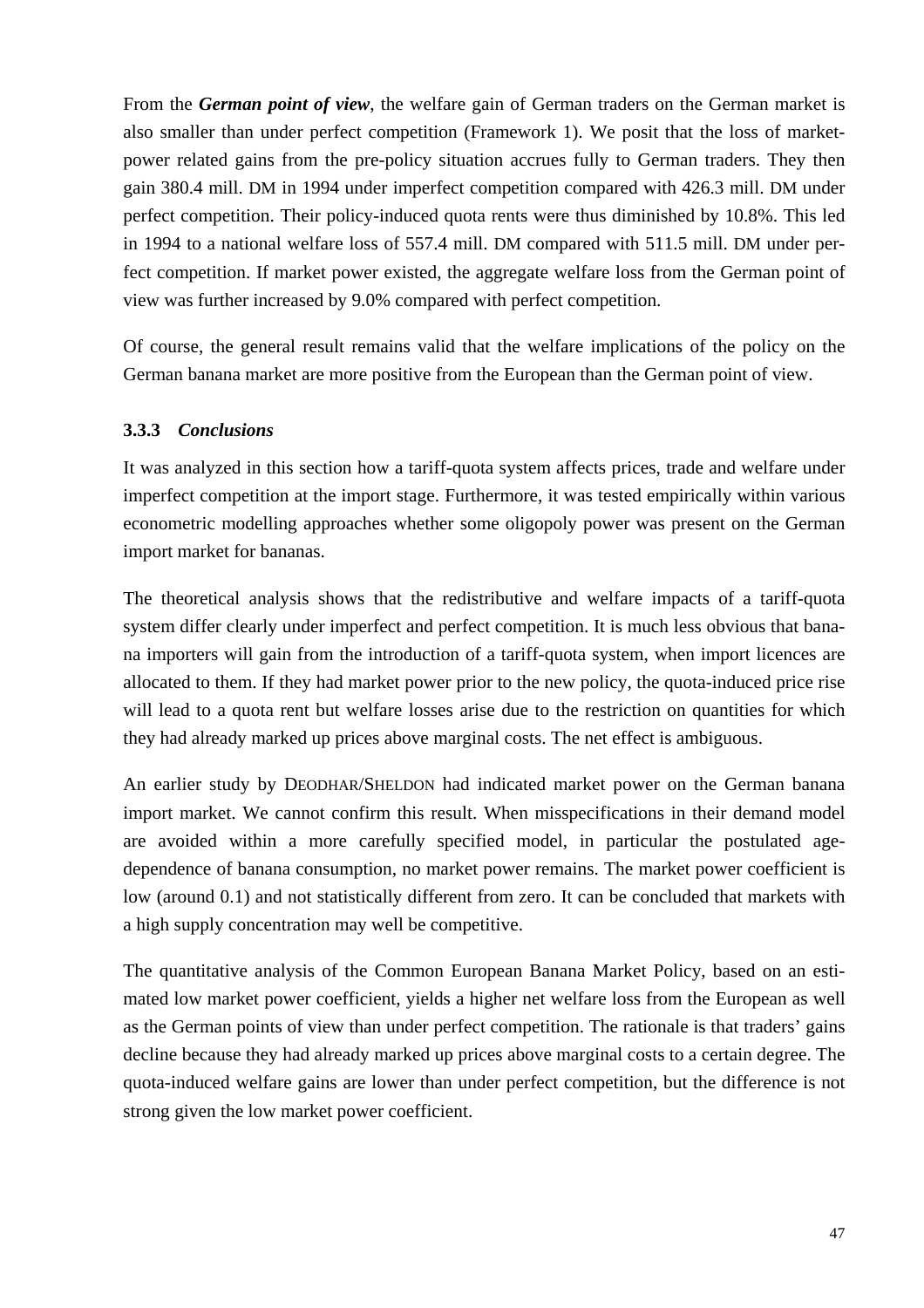From the ***German point of view***, the welfare gain of German traders on the German market is also smaller than under perfect competition (Framework 1). We posit that the loss of market-power related gains from the pre-policy situation accrues fully to German traders. They then gain 380.4 mill. DM in 1994 under imperfect competition compared with 426.3 mill. DM under perfect competition. Their policy-induced quota rents were thus diminished by 10.8%. This led in 1994 to a national welfare loss of 557.4 mill. DM compared with 511.5 mill. DM under perfect competition. If market power existed, the aggregate welfare loss from the German point of view was further increased by 9.0% compared with perfect competition.

Of course, the general result remains valid that the welfare implications of the policy on the German banana market are more positive from the European than the German point of view.

### 3.3.3 *Conclusions*

It was analyzed in this section how a tariff-quota system affects prices, trade and welfare under imperfect competition at the import stage. Furthermore, it was tested empirically within various econometric modelling approaches whether some oligopoly power was present on the German import market for bananas.

The theoretical analysis shows that the redistributive and welfare impacts of a tariff-quota system differ clearly under imperfect and perfect competition. It is much less obvious that banana importers will gain from the introduction of a tariff-quota system, when import licences are allocated to them. If they had market power prior to the new policy, the quota-induced price rise will lead to a quota rent but welfare losses arise due to the restriction on quantities for which they had already marked up prices above marginal costs. The net effect is ambiguous.

An earlier study by DEODHAR/SHELDON had indicated market power on the German banana import market. We cannot confirm this result. When misspecifications in their demand model are avoided within a more carefully specified model, in particular the postulated age-dependence of banana consumption, no market power remains. The market power coefficient is low (around 0.1) and not statistically different from zero. It can be concluded that markets with a high supply concentration may well be competitive.

The quantitative analysis of the Common European Banana Market Policy, based on an estimated low market power coefficient, yields a higher net welfare loss from the European as well as the German points of view than under perfect competition. The rationale is that traders' gains decline because they had already marked up prices above marginal costs to a certain degree. The quota-induced welfare gains are lower than under perfect competition, but the difference is not strong given the low market power coefficient.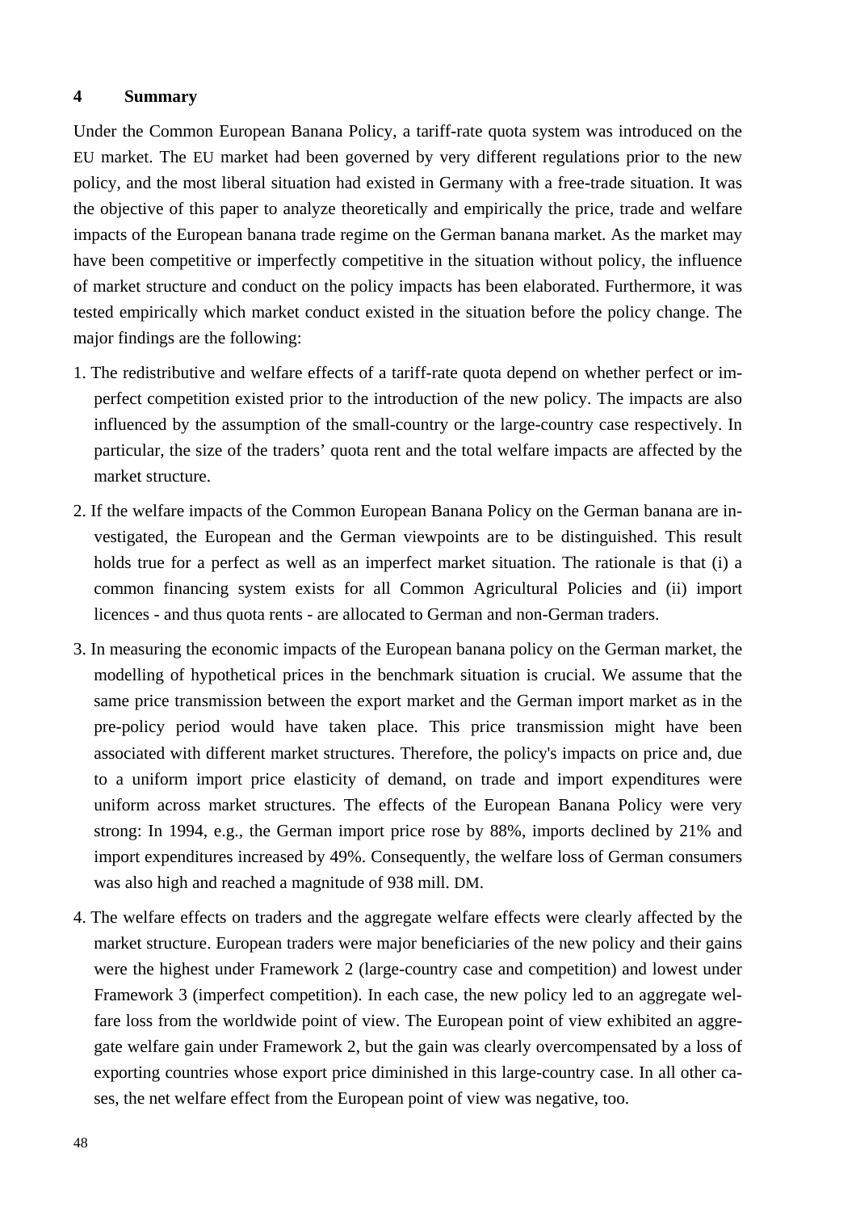## 4 Summary

Under the Common European Banana Policy, a tariff-rate quota system was introduced on the EU market. The EU market had been governed by very different regulations prior to the new policy, and the most liberal situation had existed in Germany with a free-trade situation. It was the objective of this paper to analyze theoretically and empirically the price, trade and welfare impacts of the European banana trade regime on the German banana market. As the market may have been competitive or imperfectly competitive in the situation without policy, the influence of market structure and conduct on the policy impacts has been elaborated. Furthermore, it was tested empirically which market conduct existed in the situation before the policy change. The major findings are the following:

1. The redistributive and welfare effects of a tariff-rate quota depend on whether perfect or imperfect competition existed prior to the introduction of the new policy. The impacts are also influenced by the assumption of the small-country or the large-country case respectively. In particular, the size of the traders' quota rent and the total welfare impacts are affected by the market structure.

2. If the welfare impacts of the Common European Banana Policy on the German banana are investigated, the European and the German viewpoints are to be distinguished. This result holds true for a perfect as well as an imperfect market situation. The rationale is that (i) a common financing system exists for all Common Agricultural Policies and (ii) import licences - and thus quota rents - are allocated to German and non-German traders.

3. In measuring the economic impacts of the European banana policy on the German market, the modelling of hypothetical prices in the benchmark situation is crucial. We assume that the same price transmission between the export market and the German import market as in the pre-policy period would have taken place. This price transmission might have been associated with different market structures. Therefore, the policy's impacts on price and, due to a uniform import price elasticity of demand, on trade and import expenditures were uniform across market structures. The effects of the European Banana Policy were very strong: In 1994, e.g., the German import price rose by 88%, imports declined by 21% and import expenditures increased by 49%. Consequently, the welfare loss of German consumers was also high and reached a magnitude of 938 mill. DM.

4. The welfare effects on traders and the aggregate welfare effects were clearly affected by the market structure. European traders were major beneficiaries of the new policy and their gains were the highest under Framework 2 (large-country case and competition) and lowest under Framework 3 (imperfect competition). In each case, the new policy led to an aggregate welfare loss from the worldwide point of view. The European point of view exhibited an aggregate welfare gain under Framework 2, but the gain was clearly overcompensated by a loss of exporting countries whose export price diminished in this large-country case. In all other cases, the net welfare effect from the European point of view was negative, too.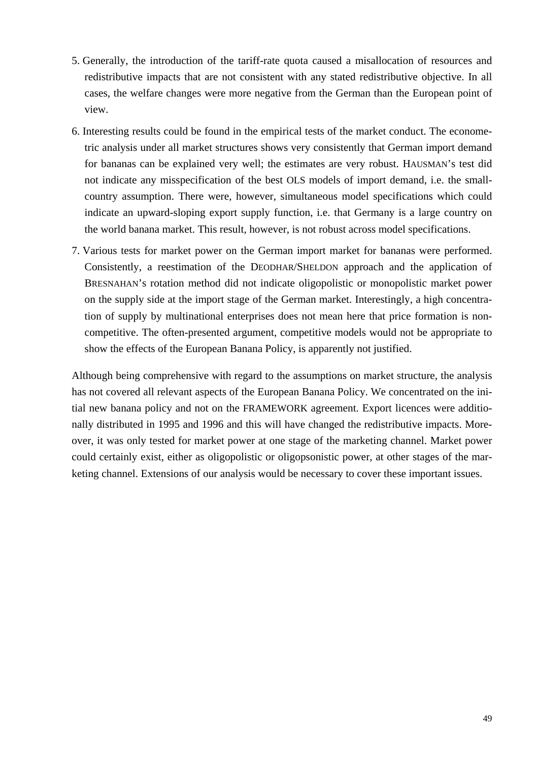5. Generally, the introduction of the tariff-rate quota caused a misallocation of resources and redistributive impacts that are not consistent with any stated redistributive objective. In all cases, the welfare changes were more negative from the German than the European point of view.

6. Interesting results could be found in the empirical tests of the market conduct. The econometric analysis under all market structures shows very consistently that German import demand for bananas can be explained very well; the estimates are very robust. HAUSMAN's test did not indicate any misspecification of the best OLS models of import demand, i.e. the small-country assumption. There were, however, simultaneous model specifications which could indicate an upward-sloping export supply function, i.e. that Germany is a large country on the world banana market. This result, however, is not robust across model specifications.

7. Various tests for market power on the German import market for bananas were performed. Consistently, a reestimation of the DEODHAR/SHELDON approach and the application of BRESNAHAN's rotation method did not indicate oligopolistic or monopolistic market power on the supply side at the import stage of the German market. Interestingly, a high concentration of supply by multinational enterprises does not mean here that price formation is non-competitive. The often-presented argument, competitive models would not be appropriate to show the effects of the European Banana Policy, is apparently not justified.

Although being comprehensive with regard to the assumptions on market structure, the analysis has not covered all relevant aspects of the European Banana Policy. We concentrated on the initial new banana policy and not on the FRAMEWORK agreement. Export licences were additionally distributed in 1995 and 1996 and this will have changed the redistributive impacts. Moreover, it was only tested for market power at one stage of the marketing channel. Market power could certainly exist, either as oligopolistic or oligopsonistic power, at other stages of the marketing channel. Extensions of our analysis would be necessary to cover these important issues.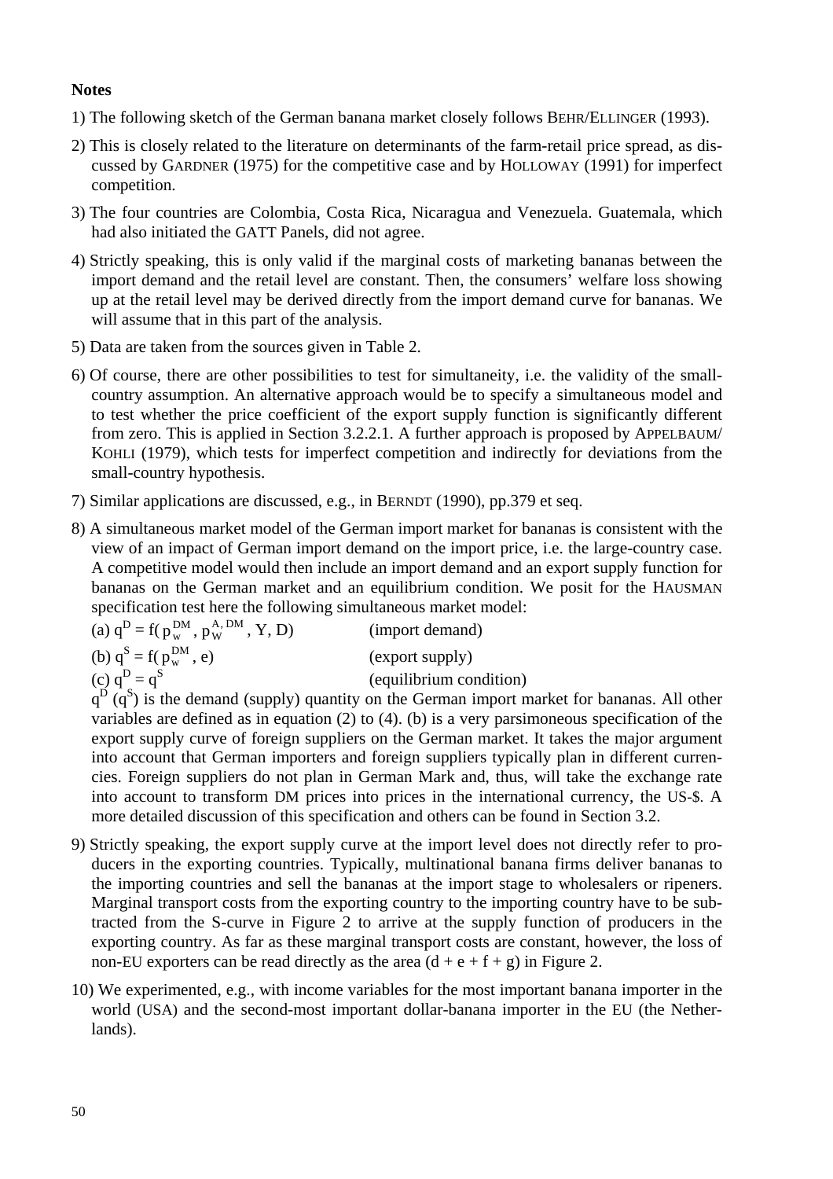## Notes

1) The following sketch of the German banana market closely follows BEHR/ELLINGER (1993).

2) This is closely related to the literature on determinants of the farm-retail price spread, as discussed by GARDNER (1975) for the competitive case and by HOLLOWAY (1991) for imperfect competition.

3) The four countries are Colombia, Costa Rica, Nicaragua and Venezuela. Guatemala, which had also initiated the GATT Panels, did not agree.

4) Strictly speaking, this is only valid if the marginal costs of marketing bananas between the import demand and the retail level are constant. Then, the consumers' welfare loss showing up at the retail level may be derived directly from the import demand curve for bananas. We will assume that in this part of the analysis.

5) Data are taken from the sources given in Table 2.

6) Of course, there are other possibilities to test for simultaneity, i.e. the validity of the small-country assumption. An alternative approach would be to specify a simultaneous model and to test whether the price coefficient of the export supply function is significantly different from zero. This is applied in Section 3.2.2.1. A further approach is proposed by APPELBAUM/ KOHLI (1979), which tests for imperfect competition and indirectly for deviations from the small-country hypothesis.

7) Similar applications are discussed, e.g., in BERNDT (1990), pp.379 et seq.

8) A simultaneous market model of the German import market for bananas is consistent with the view of an impact of German import demand on the import price, i.e. the large-country case. A competitive model would then include an import demand and an export supply function for bananas on the German market and an equilibrium condition. We posit for the HAUSMAN specification test here the following simultaneous market model:

   (a) $q^D = f(p_w^{DM}, p_W^{A,DM}, Y, D)$ (import demand)

   (b) $q^S = f(p_w^{DM}, e)$ (export supply)

   (c) $q^D = q^S$ (equilibrium condition)

   $q^D$ ($q^S$) is the demand (supply) quantity on the German import market for bananas. All other variables are defined as in equation (2) to (4). (b) is a very parsimoneous specification of the export supply curve of foreign suppliers on the German market. It takes the major argument into account that German importers and foreign suppliers typically plan in different currencies. Foreign suppliers do not plan in German Mark and, thus, will take the exchange rate into account to transform DM prices into prices in the international currency, the US-$. A more detailed discussion of this specification and others can be found in Section 3.2.

9) Strictly speaking, the export supply curve at the import level does not directly refer to producers in the exporting countries. Typically, multinational banana firms deliver bananas to the importing countries and sell the bananas at the import stage to wholesalers or ripeners. Marginal transport costs from the exporting country to the importing country have to be subtracted from the S-curve in Figure 2 to arrive at the supply function of producers in the exporting country. As far as these marginal transport costs are constant, however, the loss of non-EU exporters can be read directly as the area (d + e + f + g) in Figure 2.

10) We experimented, e.g., with income variables for the most important banana importer in the world (USA) and the second-most important dollar-banana importer in the EU (the Netherlands).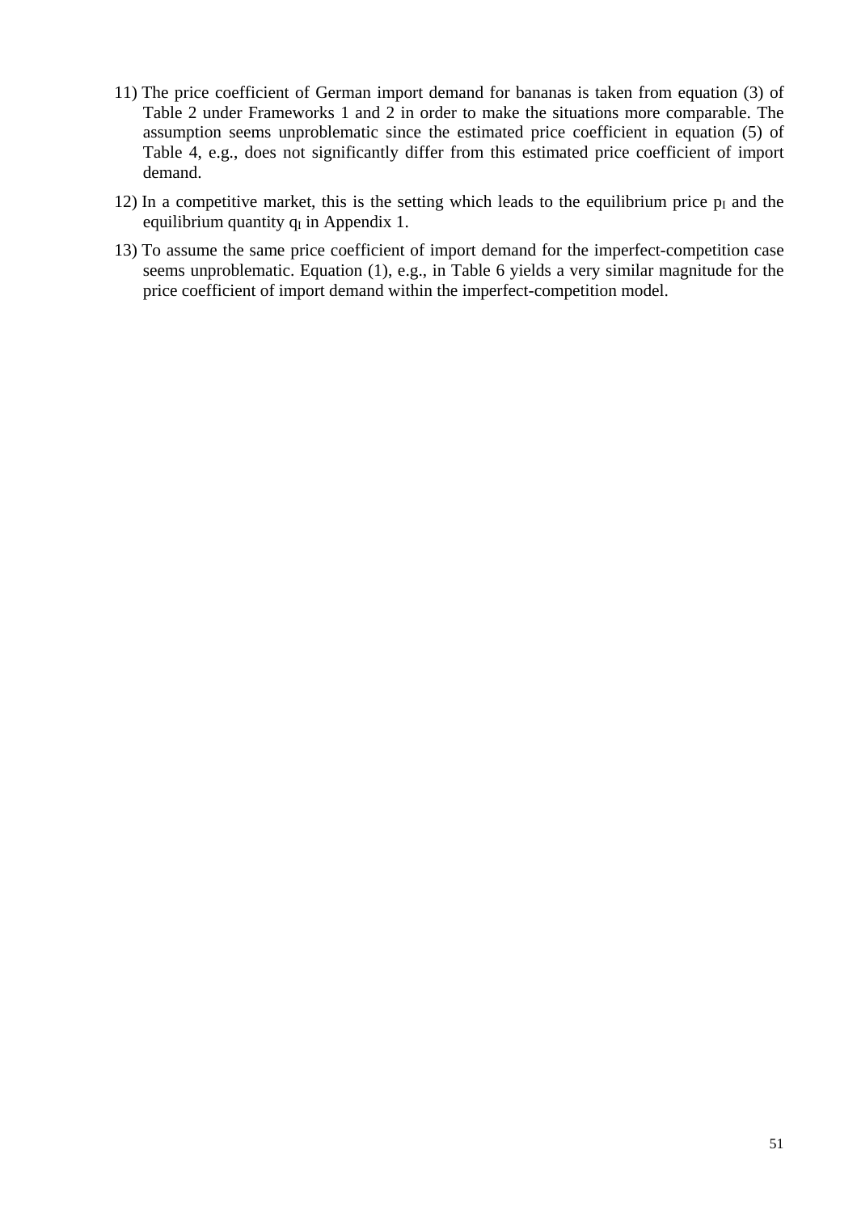11) The price coefficient of German import demand for bananas is taken from equation (3) of Table 2 under Frameworks 1 and 2 in order to make the situations more comparable. The assumption seems unproblematic since the estimated price coefficient in equation (5) of Table 4, e.g., does not significantly differ from this estimated price coefficient of import demand.

12) In a competitive market, this is the setting which leads to the equilibrium price $p_I$ and the equilibrium quantity $q_I$ in Appendix 1.

13) To assume the same price coefficient of import demand for the imperfect-competition case seems unproblematic. Equation (1), e.g., in Table 6 yields a very similar magnitude for the price coefficient of import demand within the imperfect-competition model.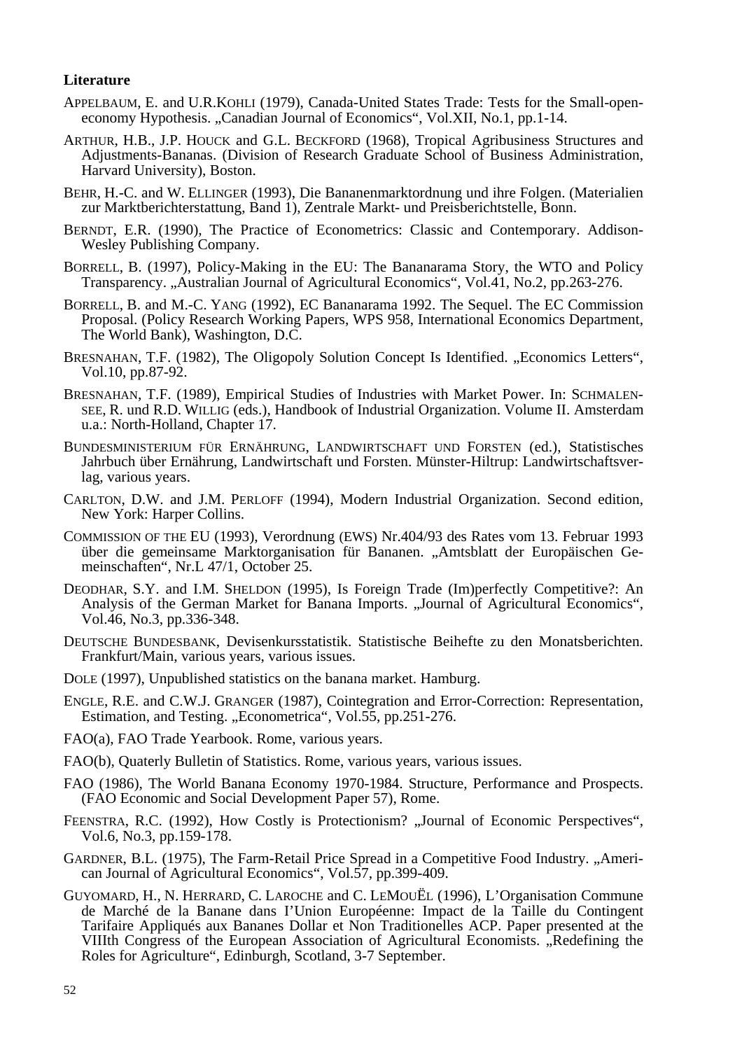**Literature**

APPELBAUM, E. and U.R.KOHLI (1979), Canada-United States Trade: Tests for the Small-open-economy Hypothesis. „Canadian Journal of Economics“, Vol.XII, No.1, pp.1-14.

ARTHUR, H.B., J.P. HOUCK and G.L. BECKFORD (1968), Tropical Agribusiness Structures and Adjustments-Bananas. (Division of Research Graduate School of Business Administration, Harvard University), Boston.

BEHR, H.-C. and W. ELLINGER (1993), Die Bananenmarktordnung und ihre Folgen. (Materialien zur Marktberichterstattung, Band 1), Zentrale Markt- und Preisberichtstelle, Bonn.

BERNDT, E.R. (1990), The Practice of Econometrics: Classic and Contemporary. Addison-Wesley Publishing Company.

BORRELL, B. (1997), Policy-Making in the EU: The Bananarama Story, the WTO and Policy Transparency. „Australian Journal of Agricultural Economics“, Vol.41, No.2, pp.263-276.

BORRELL, B. and M.-C. YANG (1992), EC Bananarama 1992. The Sequel. The EC Commission Proposal. (Policy Research Working Papers, WPS 958, International Economics Department, The World Bank), Washington, D.C.

BRESNAHAN, T.F. (1982), The Oligopoly Solution Concept Is Identified. „Economics Letters“, Vol.10, pp.87-92.

BRESNAHAN, T.F. (1989), Empirical Studies of Industries with Market Power. In: SCHMALENSEE, R. und R.D. WILLIG (eds.), Handbook of Industrial Organization. Volume II. Amsterdam u.a.: North-Holland, Chapter 17.

BUNDESMINISTERIUM FÜR ERNÄHRUNG, LANDWIRTSCHAFT UND FORSTEN (ed.), Statistisches Jahrbuch über Ernährung, Landwirtschaft und Forsten. Münster-Hiltrup: Landwirtschaftsverlag, various years.

CARLTON, D.W. and J.M. PERLOFF (1994), Modern Industrial Organization. Second edition, New York: Harper Collins.

COMMISSION OF THE EU (1993), Verordnung (EWS) Nr.404/93 des Rates vom 13. Februar 1993 über die gemeinsame Marktorganisation für Bananen. „Amtsblatt der Europäischen Gemeinschaften“, Nr.L 47/1, October 25.

DEODHAR, S.Y. and I.M. SHELDON (1995), Is Foreign Trade (Im)perfectly Competitive?: An Analysis of the German Market for Banana Imports. „Journal of Agricultural Economics“, Vol.46, No.3, pp.336-348.

DEUTSCHE BUNDESBANK, Devisenkursstatistik. Statistische Beihefte zu den Monatsberichten. Frankfurt/Main, various years, various issues.

DOLE (1997), Unpublished statistics on the banana market. Hamburg.

ENGLE, R.E. and C.W.J. GRANGER (1987), Cointegration and Error-Correction: Representation, Estimation, and Testing. „Econometrica“, Vol.55, pp.251-276.

FAO(a), FAO Trade Yearbook. Rome, various years.

FAO(b), Quaterly Bulletin of Statistics. Rome, various years, various issues.

FAO (1986), The World Banana Economy 1970-1984. Structure, Performance and Prospects. (FAO Economic and Social Development Paper 57), Rome.

FEENSTRA, R.C. (1992), How Costly is Protectionism? „Journal of Economic Perspectives“, Vol.6, No.3, pp.159-178.

GARDNER, B.L. (1975), The Farm-Retail Price Spread in a Competitive Food Industry. „American Journal of Agricultural Economics“, Vol.57, pp.399-409.

GUYOMARD, H., N. HERRARD, C. LAROCHE and C. LEMOUËL (1996), L'Organisation Commune de Marché de la Banane dans I'Union Européenne: Impact de la Taille du Contingent Tarifaire Appliqués aux Bananes Dollar et Non Traditionelles ACP. Paper presented at the VIIIth Congress of the European Association of Agricultural Economists. „Redefining the Roles for Agriculture“, Edinburgh, Scotland, 3-7 September.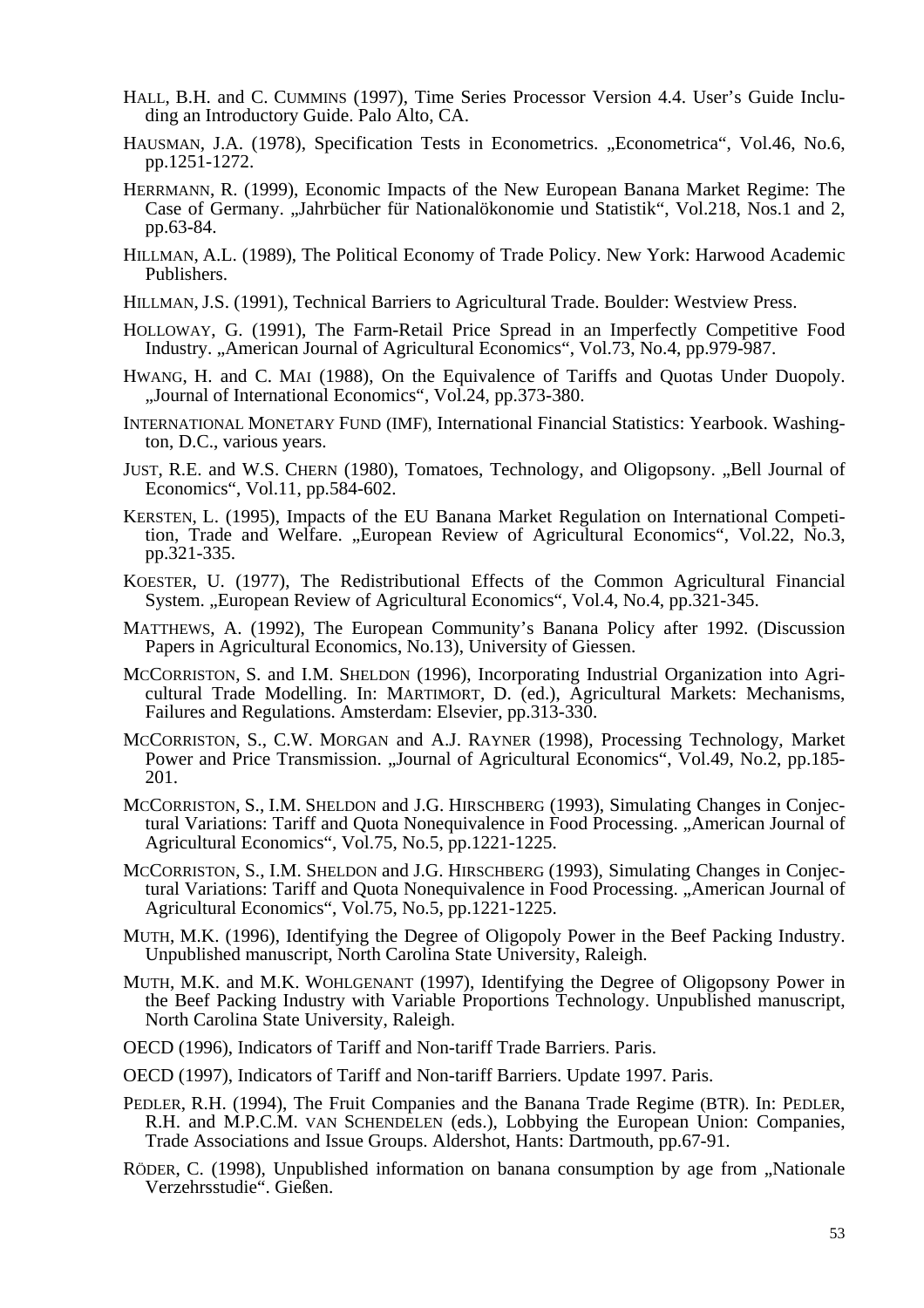HALL, B.H. and C. CUMMINS (1997), Time Series Processor Version 4.4. User's Guide Including an Introductory Guide. Palo Alto, CA.

HAUSMAN, J.A. (1978), Specification Tests in Econometrics. „Econometrica", Vol.46, No.6, pp.1251-1272.

HERRMANN, R. (1999), Economic Impacts of the New European Banana Market Regime: The Case of Germany. „Jahrbücher für Nationalökonomie und Statistik", Vol.218, Nos.1 and 2, pp.63-84.

HILLMAN, A.L. (1989), The Political Economy of Trade Policy. New York: Harwood Academic Publishers.

HILLMAN, J.S. (1991), Technical Barriers to Agricultural Trade. Boulder: Westview Press.

HOLLOWAY, G. (1991), The Farm-Retail Price Spread in an Imperfectly Competitive Food Industry. „American Journal of Agricultural Economics", Vol.73, No.4, pp.979-987.

HWANG, H. and C. MAI (1988), On the Equivalence of Tariffs and Quotas Under Duopoly. „Journal of International Economics", Vol.24, pp.373-380.

INTERNATIONAL MONETARY FUND (IMF), International Financial Statistics: Yearbook. Washington, D.C., various years.

JUST, R.E. and W.S. CHERN (1980), Tomatoes, Technology, and Oligopsony. „Bell Journal of Economics", Vol.11, pp.584-602.

KERSTEN, L. (1995), Impacts of the EU Banana Market Regulation on International Competition, Trade and Welfare. „European Review of Agricultural Economics", Vol.22, No.3, pp.321-335.

KOESTER, U. (1977), The Redistributional Effects of the Common Agricultural Financial System. „European Review of Agricultural Economics", Vol.4, No.4, pp.321-345.

MATTHEWS, A. (1992), The European Community's Banana Policy after 1992. (Discussion Papers in Agricultural Economics, No.13), University of Giessen.

MCCORRISTON, S. and I.M. SHELDON (1996), Incorporating Industrial Organization into Agricultural Trade Modelling. In: MARTIMORT, D. (ed.), Agricultural Markets: Mechanisms, Failures and Regulations. Amsterdam: Elsevier, pp.313-330.

MCCORRISTON, S., C.W. MORGAN and A.J. RAYNER (1998), Processing Technology, Market Power and Price Transmission. „Journal of Agricultural Economics", Vol.49, No.2, pp.185-201.

MCCORRISTON, S., I.M. SHELDON and J.G. HIRSCHBERG (1993), Simulating Changes in Conjectural Variations: Tariff and Quota Nonequivalence in Food Processing. „American Journal of Agricultural Economics", Vol.75, No.5, pp.1221-1225.

MCCORRISTON, S., I.M. SHELDON and J.G. HIRSCHBERG (1993), Simulating Changes in Conjectural Variations: Tariff and Quota Nonequivalence in Food Processing. „American Journal of Agricultural Economics", Vol.75, No.5, pp.1221-1225.

MUTH, M.K. (1996), Identifying the Degree of Oligopoly Power in the Beef Packing Industry. Unpublished manuscript, North Carolina State University, Raleigh.

MUTH, M.K. and M.K. WOHLGENANT (1997), Identifying the Degree of Oligopsony Power in the Beef Packing Industry with Variable Proportions Technology. Unpublished manuscript, North Carolina State University, Raleigh.

OECD (1996), Indicators of Tariff and Non-tariff Trade Barriers. Paris.

OECD (1997), Indicators of Tariff and Non-tariff Barriers. Update 1997. Paris.

PEDLER, R.H. (1994), The Fruit Companies and the Banana Trade Regime (BTR). In: PEDLER, R.H. and M.P.C.M. VAN SCHENDELEN (eds.), Lobbying the European Union: Companies, Trade Associations and Issue Groups. Aldershot, Hants: Dartmouth, pp.67-91.

RÖDER, C. (1998), Unpublished information on banana consumption by age from „Nationale Verzehrsstudie". Gießen.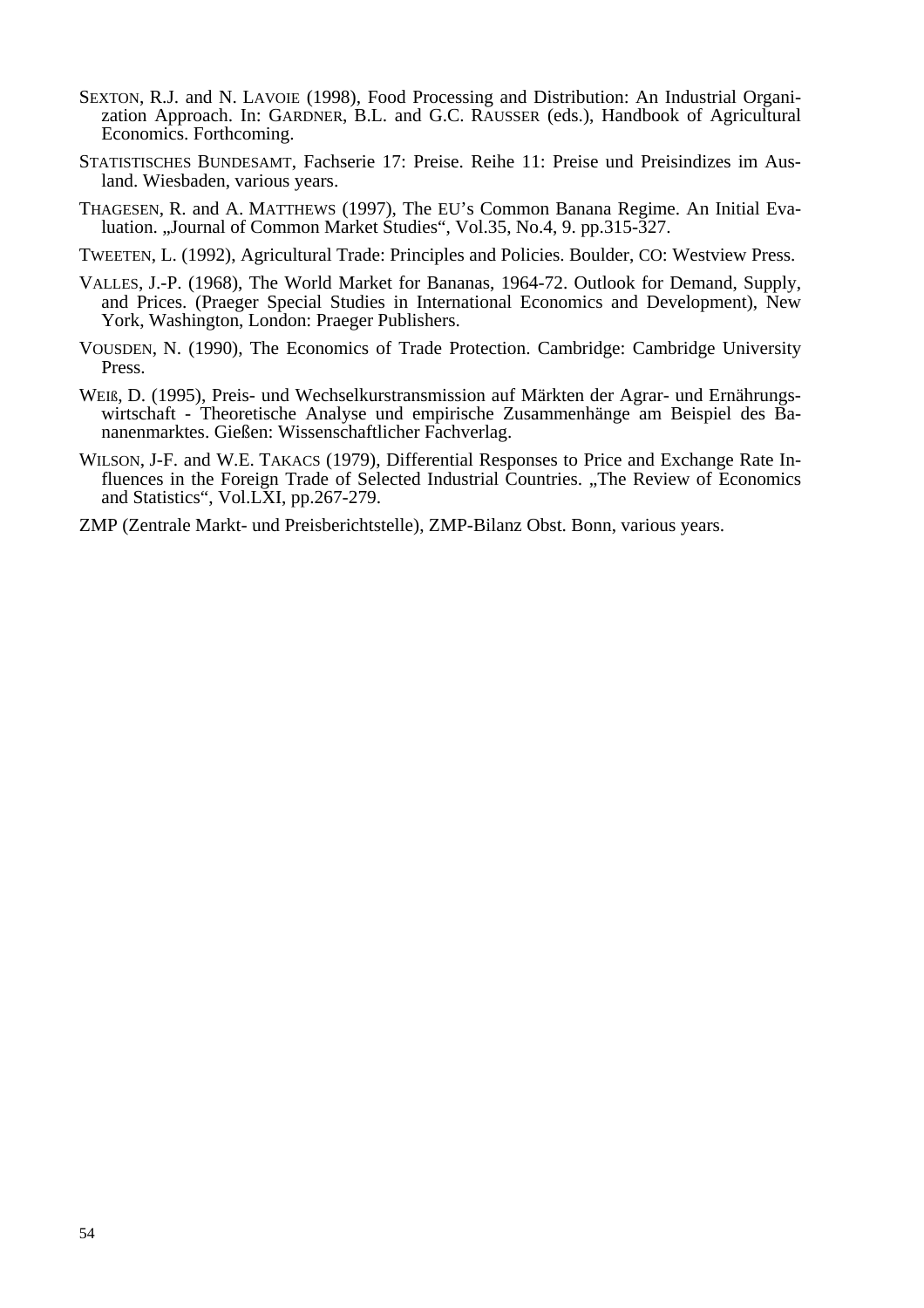SEXTON, R.J. and N. LAVOIE (1998), Food Processing and Distribution: An Industrial Organization Approach. In: GARDNER, B.L. and G.C. RAUSSER (eds.), Handbook of Agricultural Economics. Forthcoming.

STATISTISCHES BUNDESAMT, Fachserie 17: Preise. Reihe 11: Preise und Preisindizes im Ausland. Wiesbaden, various years.

THAGESEN, R. and A. MATTHEWS (1997), The EU's Common Banana Regime. An Initial Evaluation. „Journal of Common Market Studies“, Vol.35, No.4, 9. pp.315-327.

TWEETEN, L. (1992), Agricultural Trade: Principles and Policies. Boulder, CO: Westview Press.

VALLES, J.-P. (1968), The World Market for Bananas, 1964-72. Outlook for Demand, Supply, and Prices. (Praeger Special Studies in International Economics and Development), New York, Washington, London: Praeger Publishers.

VOUSDEN, N. (1990), The Economics of Trade Protection. Cambridge: Cambridge University Press.

WEIß, D. (1995), Preis- und Wechselkurstransmission auf Märkten der Agrar- und Ernährungswirtschaft - Theoretische Analyse und empirische Zusammenhänge am Beispiel des Bananenmarktes. Gießen: Wissenschaftlicher Fachverlag.

WILSON, J-F. and W.E. TAKACS (1979), Differential Responses to Price and Exchange Rate Influences in the Foreign Trade of Selected Industrial Countries. „The Review of Economics and Statistics“, Vol.LXI, pp.267-279.

ZMP (Zentrale Markt- und Preisberichtstelle), ZMP-Bilanz Obst. Bonn, various years.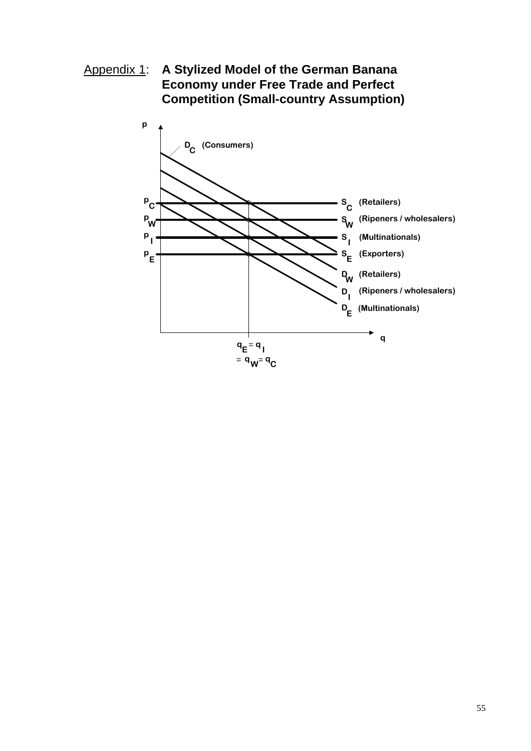Appendix 1: **A Stylized Model of the German Banana Economy under Free Trade and Perfect Competition (Small-country Assumption)**

p

$D_C$ (Consumers)

$p_C$ — $S_C$ (Retailers)

$p_W$ — $S_W$ (Ripeners / wholesalers)

$p_I$ — $S_I$ (Multinationals)

$p_E$ — $S_E$ (Exporters)

$D_W$ (Retailers)

$D_I$ (Ripeners / wholesalers)

$D_E$ (Multinationals)

q

$q_E = q_I = q_W = q_C$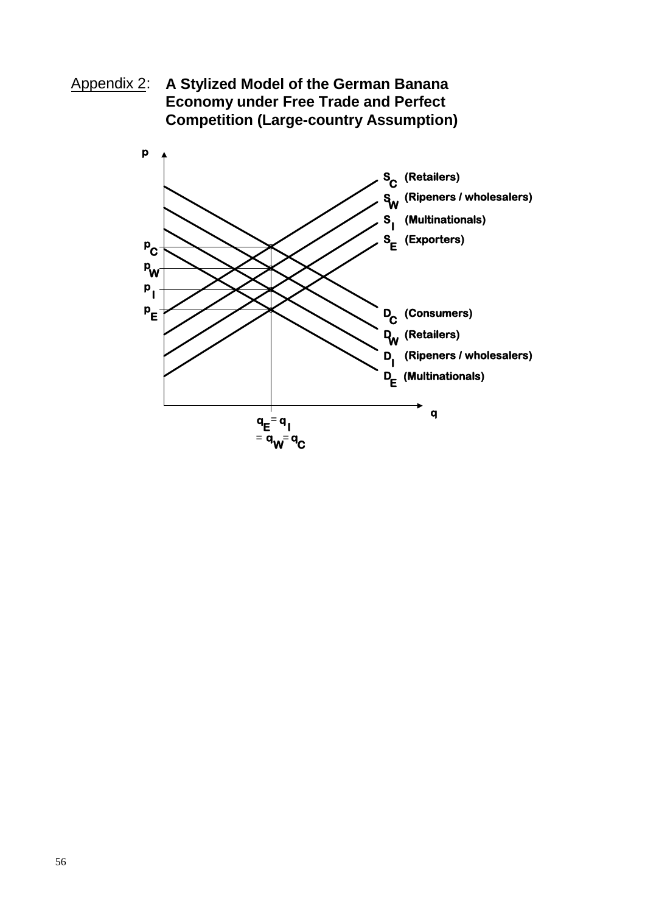Appendix 2: **A Stylized Model of the German Banana Economy under Free Trade and Perfect Competition (Large-country Assumption)**

p

$S_C$ (Retailers)

$S_W$ (Ripeners / wholesalers)

$S_I$ (Multinationals)

$S_E$ (Exporters)

$p_C$

$p_W$

$p_I$

$p_E$

$D_C$ (Consumers)

$D_W$ (Retailers)

$D_I$ (Ripeners / wholesalers)

$D_E$ (Multinationals)

q

$q_E = q_I = q_W = q_C$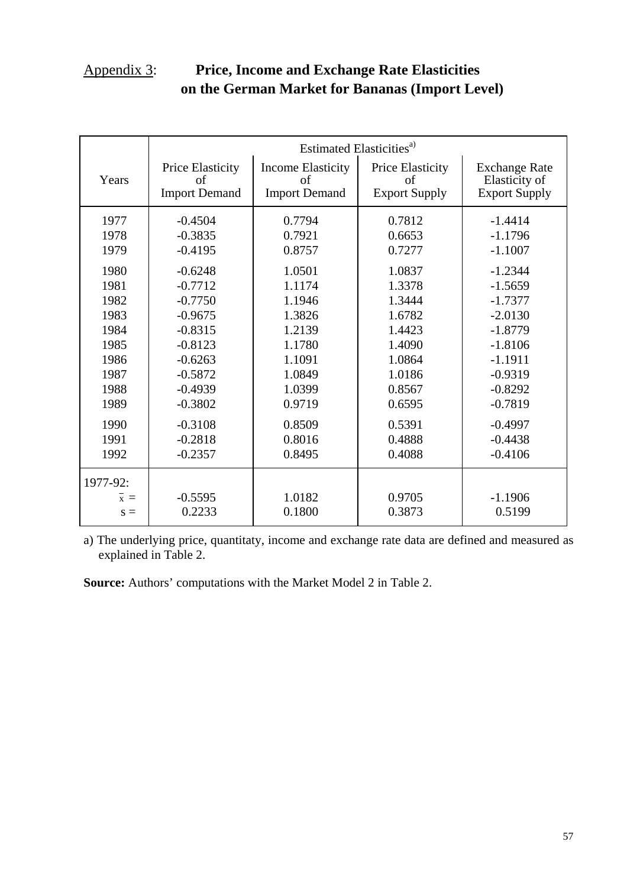## Appendix 3: **Price, Income and Exchange Rate Elasticities on the German Market for Bananas (Import Level)**

| Years | Estimated Elasticities[a)] | | | |
|---|---|---|---|---|
| | Price Elasticity of Import Demand | Income Elasticity of Import Demand | Price Elasticity of Export Supply | Exchange Rate Elasticity of Export Supply |
| 1977 | -0.4504 | 0.7794 | 0.7812 | -1.4414 |
| 1978 | -0.3835 | 0.7921 | 0.6653 | -1.1796 |
| 1979 | -0.4195 | 0.8757 | 0.7277 | -1.1007 |
| 1980 | -0.6248 | 1.0501 | 1.0837 | -1.2344 |
| 1981 | -0.7712 | 1.1174 | 1.3378 | -1.5659 |
| 1982 | -0.7750 | 1.1946 | 1.3444 | -1.7377 |
| 1983 | -0.9675 | 1.3826 | 1.6782 | -2.0130 |
| 1984 | -0.8315 | 1.2139 | 1.4423 | -1.8779 |
| 1985 | -0.8123 | 1.1780 | 1.4090 | -1.8106 |
| 1986 | -0.6263 | 1.1091 | 1.0864 | -1.1911 |
| 1987 | -0.5872 | 1.0849 | 1.0186 | -0.9319 |
| 1988 | -0.4939 | 1.0399 | 0.8567 | -0.8292 |
| 1989 | -0.3802 | 0.9719 | 0.6595 | -0.7819 |
| 1990 | -0.3108 | 0.8509 | 0.5391 | -0.4997 |
| 1991 | -0.2818 | 0.8016 | 0.4888 | -0.4438 |
| 1992 | -0.2357 | 0.8495 | 0.4088 | -0.4106 |
| 1977-92: | | | | |
| $\bar{x}$ = | -0.5595 | 1.0182 | 0.9705 | -1.1906 |
| s = | 0.2233 | 0.1800 | 0.3873 | 0.5199 |

a) The underlying price, quantitaty, income and exchange rate data are defined and measured as explained in Table 2.

**Source:** Authors' computations with the Market Model 2 in Table 2.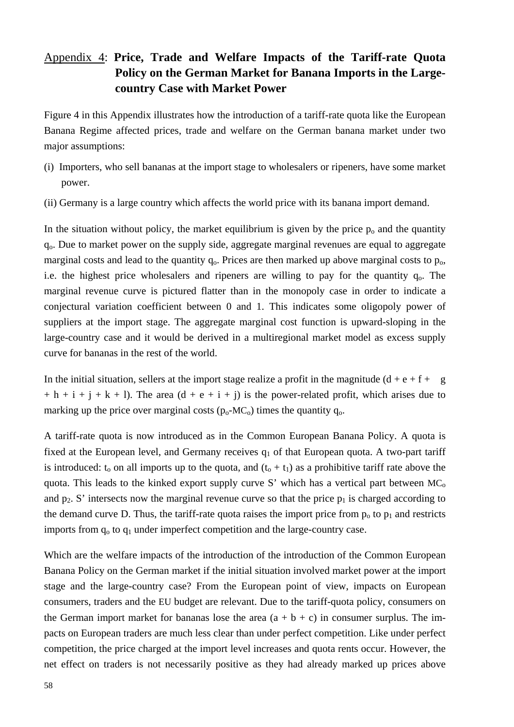## Appendix 4: **Price, Trade and Welfare Impacts of the Tariff-rate Quota Policy on the German Market for Banana Imports in the Large-country Case with Market Power**

Figure 4 in this Appendix illustrates how the introduction of a tariff-rate quota like the European Banana Regime affected prices, trade and welfare on the German banana market under two major assumptions:

(i) Importers, who sell bananas at the import stage to wholesalers or ripeners, have some market power.

(ii) Germany is a large country which affects the world price with its banana import demand.

In the situation without policy, the market equilibrium is given by the price $p_o$ and the quantity $q_o$. Due to market power on the supply side, aggregate marginal revenues are equal to aggregate marginal costs and lead to the quantity $q_o$. Prices are then marked up above marginal costs to $p_o$, i.e. the highest price wholesalers and ripeners are willing to pay for the quantity $q_o$. The marginal revenue curve is pictured flatter than in the monopoly case in order to indicate a conjectural variation coefficient between 0 and 1. This indicates some oligopoly power of suppliers at the import stage. The aggregate marginal cost function is upward-sloping in the large-country case and it would be derived in a multiregional market model as excess supply curve for bananas in the rest of the world.

In the initial situation, sellers at the import stage realize a profit in the magnitude (d + e + f + g + h + i + j + k + l). The area (d + e + i + j) is the power-related profit, which arises due to marking up the price over marginal costs ($p_o$-$MC_o$) times the quantity $q_o$.

A tariff-rate quota is now introduced as in the Common European Banana Policy. A quota is fixed at the European level, and Germany receives $q_1$ of that European quota. A two-part tariff is introduced: $t_o$ on all imports up to the quota, and ($t_o$ + $t_1$) as a prohibitive tariff rate above the quota. This leads to the kinked export supply curve S' which has a vertical part between $MC_o$ and $p_2$. S' intersects now the marginal revenue curve so that the price $p_1$ is charged according to the demand curve D. Thus, the tariff-rate quota raises the import price from $p_o$ to $p_1$ and restricts imports from $q_o$ to $q_1$ under imperfect competition and the large-country case.

Which are the welfare impacts of the introduction of the introduction of the Common European Banana Policy on the German market if the initial situation involved market power at the import stage and the large-country case? From the European point of view, impacts on European consumers, traders and the EU budget are relevant. Due to the tariff-quota policy, consumers on the German import market for bananas lose the area (a + b + c) in consumer surplus. The impacts on European traders are much less clear than under perfect competition. Like under perfect competition, the price charged at the import level increases and quota rents occur. However, the net effect on traders is not necessarily positive as they had already marked up prices above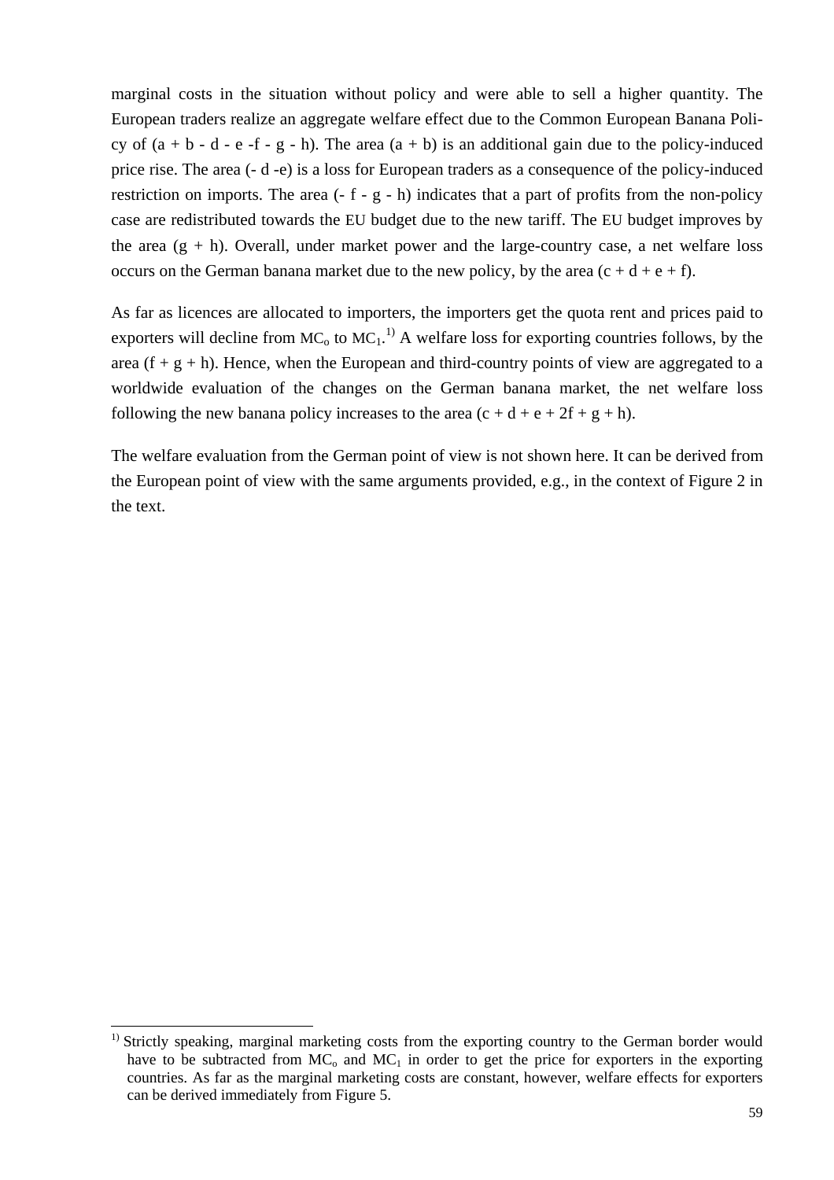marginal costs in the situation without policy and were able to sell a higher quantity. The European traders realize an aggregate welfare effect due to the Common European Banana Policy of (a + b - d - e -f - g - h). The area (a + b) is an additional gain due to the policy-induced price rise. The area (- d -e) is a loss for European traders as a consequence of the policy-induced restriction on imports. The area (- f - g - h) indicates that a part of profits from the non-policy case are redistributed towards the EU budget due to the new tariff. The EU budget improves by the area (g + h). Overall, under market power and the large-country case, a net welfare loss occurs on the German banana market due to the new policy, by the area (c + d + e + f).

As far as licences are allocated to importers, the importers get the quota rent and prices paid to exporters will decline from $MC_o$ to $MC_1$.[1)] A welfare loss for exporting countries follows, by the area (f + g + h). Hence, when the European and third-country points of view are aggregated to a worldwide evaluation of the changes on the German banana market, the net welfare loss following the new banana policy increases to the area (c + d + e + 2f + g + h).

The welfare evaluation from the German point of view is not shown here. It can be derived from the European point of view with the same arguments provided, e.g., in the context of Figure 2 in the text.

---

[1)] Strictly speaking, marginal marketing costs from the exporting country to the German border would have to be subtracted from $MC_o$ and $MC_1$ in order to get the price for exporters in the exporting countries. As far as the marginal marketing costs are constant, however, welfare effects for exporters can be derived immediately from Figure 5.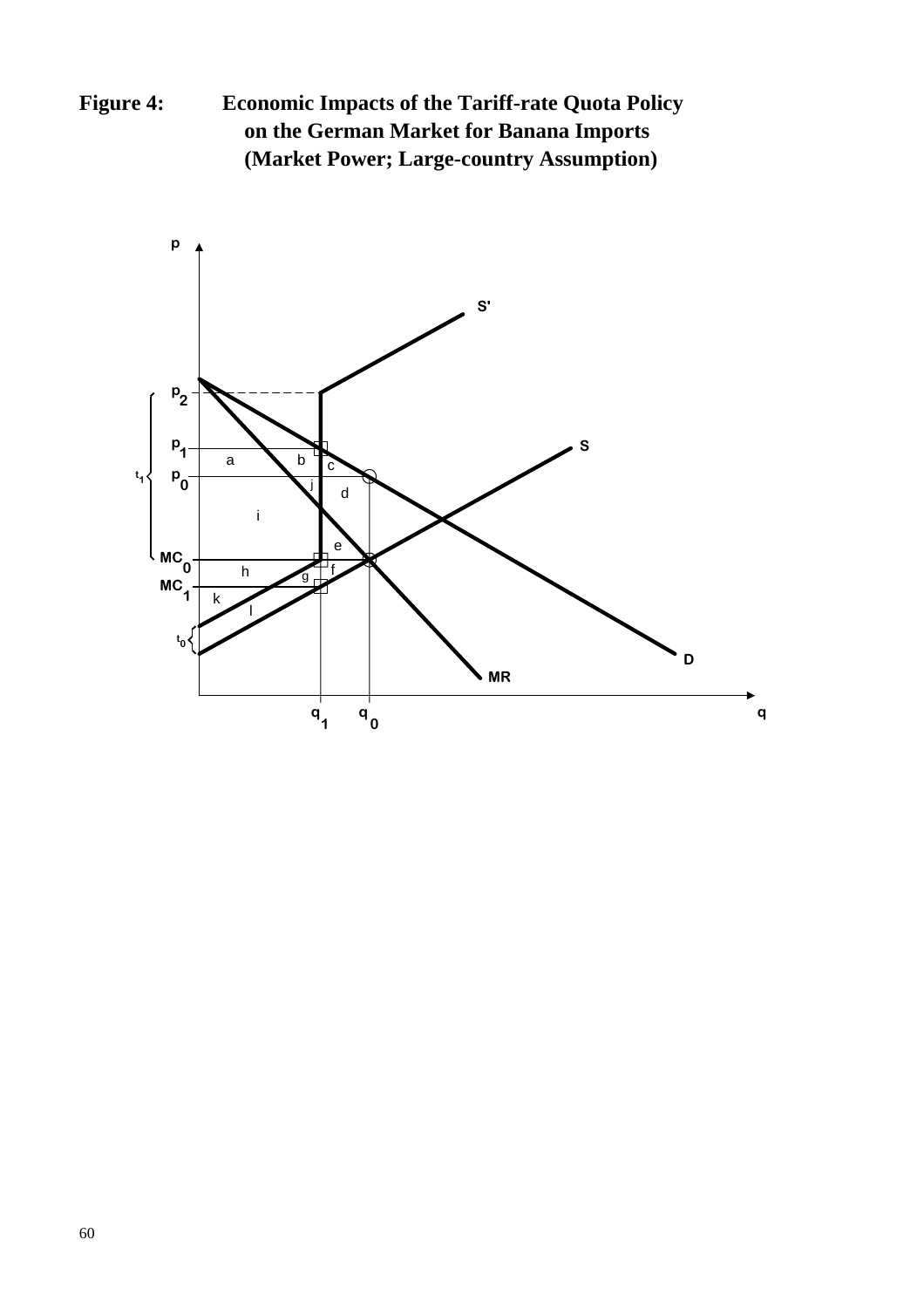**Figure 4: Economic Impacts of the Tariff-rate Quota Policy on the German Market for Banana Imports (Market Power; Large-country Assumption)**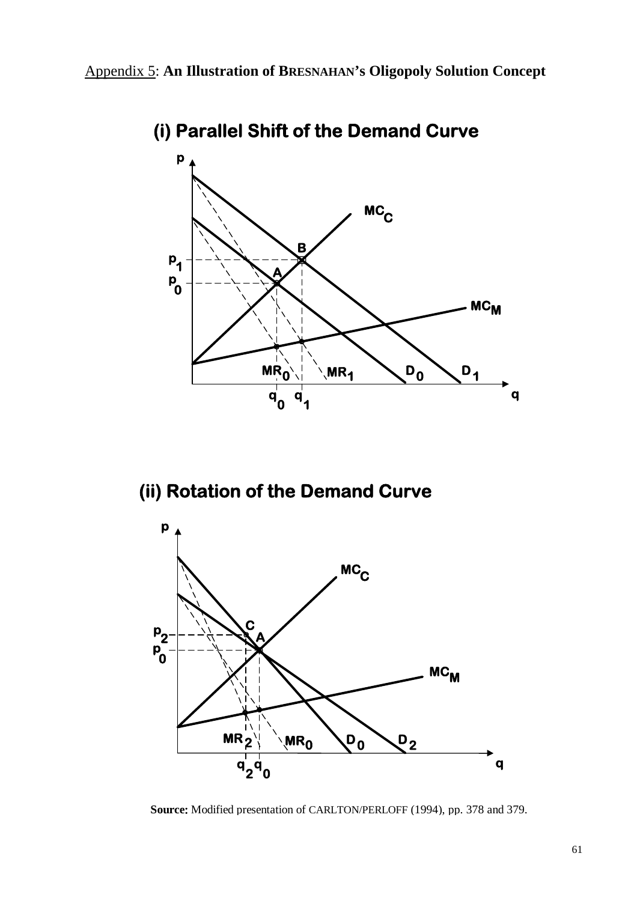Appendix 5: **An Illustration of BRESNAHAN's Oligopoly Solution Concept**

**(i) Parallel Shift of the Demand Curve**

**(ii) Rotation of the Demand Curve**

**Source:** Modified presentation of CARLTON/PERLOFF (1994), pp. 378 and 379.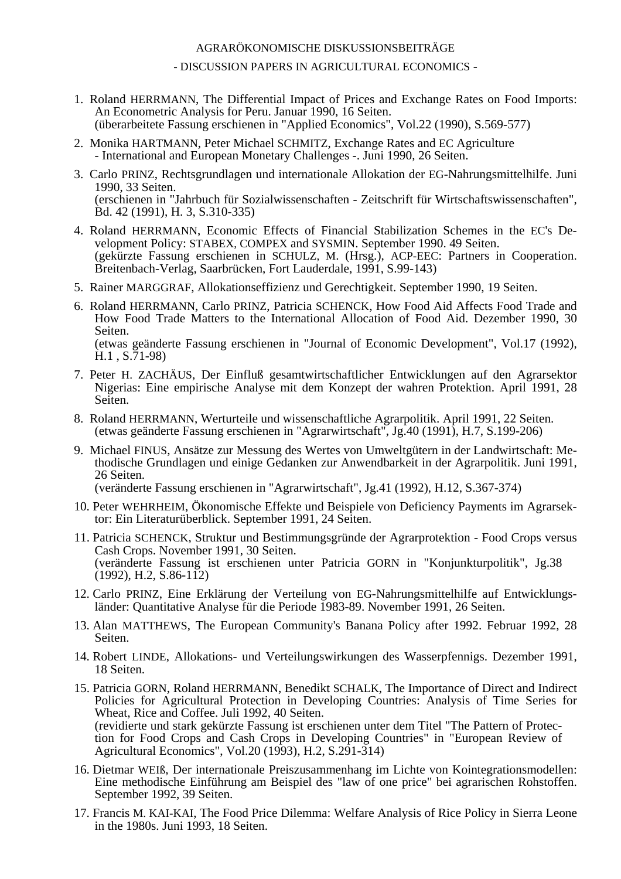AGRARÖKONOMISCHE DISKUSSIONSBEITRÄGE

- DISCUSSION PAPERS IN AGRICULTURAL ECONOMICS -

1. Roland HERRMANN, The Differential Impact of Prices and Exchange Rates on Food Imports: An Econometric Analysis for Peru. Januar 1990, 16 Seiten.
   (überarbeitete Fassung erschienen in "Applied Economics", Vol.22 (1990), S.569-577)
2. Monika HARTMANN, Peter Michael SCHMITZ, Exchange Rates and EC Agriculture - International and European Monetary Challenges -. Juni 1990, 26 Seiten.
3. Carlo PRINZ, Rechtsgrundlagen und internationale Allokation der EG-Nahrungsmittelhilfe. Juni 1990, 33 Seiten.
   (erschienen in "Jahrbuch für Sozialwissenschaften - Zeitschrift für Wirtschaftswissenschaften", Bd. 42 (1991), H. 3, S.310-335)
4. Roland HERRMANN, Economic Effects of Financial Stabilization Schemes in the EC's Development Policy: STABEX, COMPEX and SYSMIN. September 1990. 49 Seiten.
   (gekürzte Fassung erschienen in SCHULZ, M. (Hrsg.), ACP-EEC: Partners in Cooperation. Breitenbach-Verlag, Saarbrücken, Fort Lauderdale, 1991, S.99-143)
5. Rainer MARGGRAF, Allokationseffizienz und Gerechtigkeit. September 1990, 19 Seiten.
6. Roland HERRMANN, Carlo PRINZ, Patricia SCHENCK, How Food Aid Affects Food Trade and How Food Trade Matters to the International Allocation of Food Aid. Dezember 1990, 30 Seiten.
   (etwas geänderte Fassung erschienen in "Journal of Economic Development", Vol.17 (1992), H.1 , S.71-98)
7. Peter H. ZACHÄUS, Der Einfluß gesamtwirtschaftlicher Entwicklungen auf den Agrarsektor Nigerias: Eine empirische Analyse mit dem Konzept der wahren Protektion. April 1991, 28 Seiten.
8. Roland HERRMANN, Werturteile und wissenschaftliche Agrarpolitik. April 1991, 22 Seiten.
   (etwas geänderte Fassung erschienen in "Agrarwirtschaft", Jg.40 (1991), H.7, S.199-206)
9. Michael FINUS, Ansätze zur Messung des Wertes von Umweltgütern in der Landwirtschaft: Methodische Grundlagen und einige Gedanken zur Anwendbarkeit in der Agrarpolitik. Juni 1991, 26 Seiten.
   (veränderte Fassung erschienen in "Agrarwirtschaft", Jg.41 (1992), H.12, S.367-374)
10. Peter WEHRHEIM, Ökonomische Effekte und Beispiele von Deficiency Payments im Agrarsektor: Ein Literaturüberblick. September 1991, 24 Seiten.
11. Patricia SCHENCK, Struktur und Bestimmungsgründe der Agrarprotektion - Food Crops versus Cash Crops. November 1991, 30 Seiten.
    (veränderte Fassung ist erschienen unter Patricia GORN in "Konjunkturpolitik", Jg.38 (1992), H.2, S.86-112)
12. Carlo PRINZ, Eine Erklärung der Verteilung von EG-Nahrungsmittelhilfe auf Entwicklungsländer: Quantitative Analyse für die Periode 1983-89. November 1991, 26 Seiten.
13. Alan MATTHEWS, The European Community's Banana Policy after 1992. Februar 1992, 28 Seiten.
14. Robert LINDE, Allokations- und Verteilungswirkungen des Wasserpfennigs. Dezember 1991, 18 Seiten.
15. Patricia GORN, Roland HERRMANN, Benedikt SCHALK, The Importance of Direct and Indirect Policies for Agricultural Protection in Developing Countries: Analysis of Time Series for Wheat, Rice and Coffee. Juli 1992, 40 Seiten.
    (revidierte und stark gekürzte Fassung ist erschienen unter dem Titel "The Pattern of Protection for Food Crops and Cash Crops in Developing Countries" in "European Review of Agricultural Economics", Vol.20 (1993), H.2, S.291-314)
16. Dietmar WEIß, Der internationale Preiszusammenhang im Lichte von Kointegrationsmodellen: Eine methodische Einführung am Beispiel des "law of one price" bei agrarischen Rohstoffen. September 1992, 39 Seiten.
17. Francis M. KAI-KAI, The Food Price Dilemma: Welfare Analysis of Rice Policy in Sierra Leone in the 1980s. Juni 1993, 18 Seiten.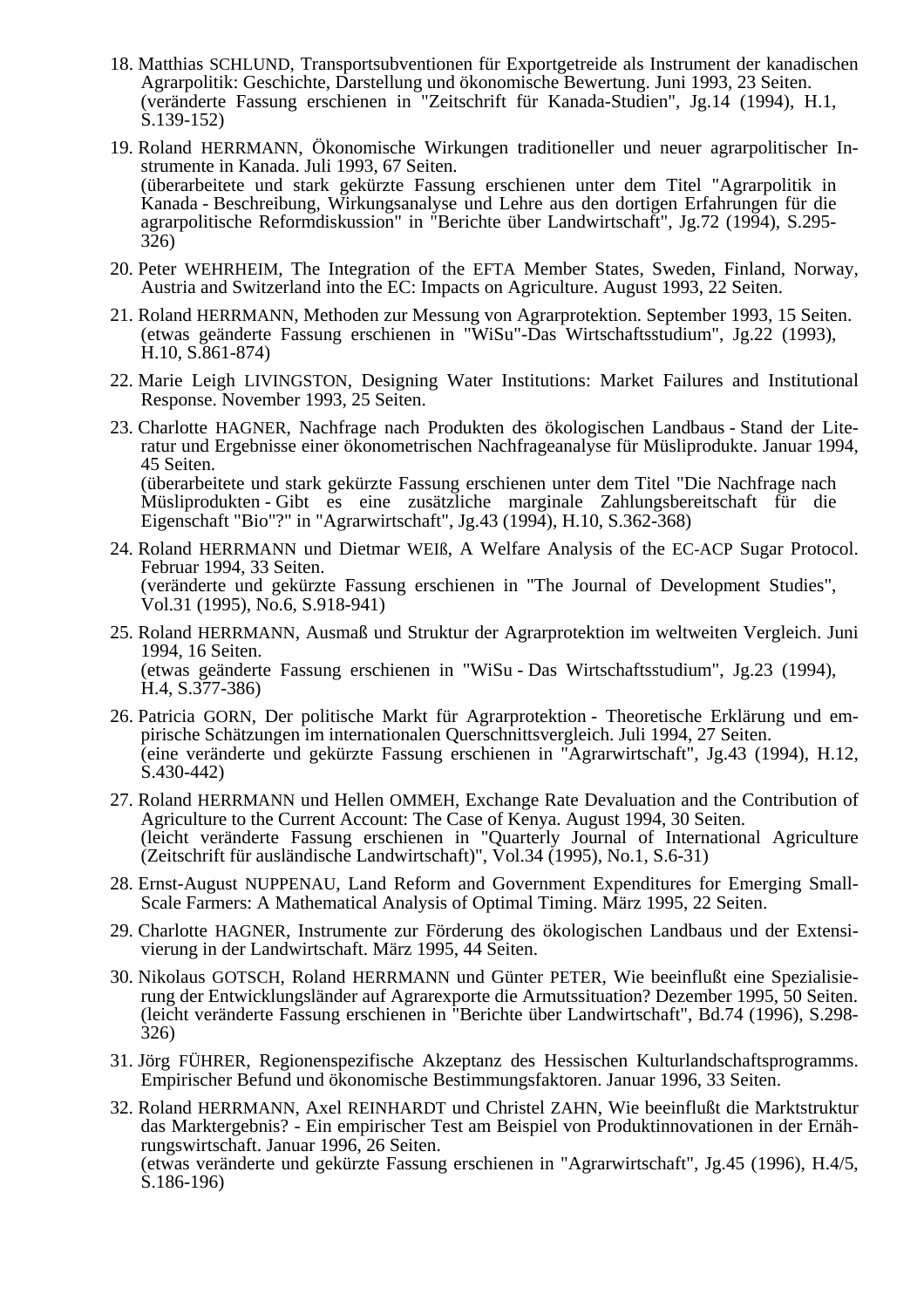18. Matthias SCHLUND, Transportsubventionen für Exportgetreide als Instrument der kanadischen Agrarpolitik: Geschichte, Darstellung und ökonomische Bewertung. Juni 1993, 23 Seiten.
(veränderte Fassung erschienen in "Zeitschrift für Kanada-Studien", Jg.14 (1994), H.1, S.139-152)

19. Roland HERRMANN, Ökonomische Wirkungen traditioneller und neuer agrarpolitischer Instrumente in Kanada. Juli 1993, 67 Seiten.
(überarbeitete und stark gekürzte Fassung erschienen unter dem Titel "Agrarpolitik in Kanada - Beschreibung, Wirkungsanalyse und Lehre aus den dortigen Erfahrungen für die agrarpolitische Reformdiskussion" in "Berichte über Landwirtschaft", Jg.72 (1994), S.295-326)

20. Peter WEHRHEIM, The Integration of the EFTA Member States, Sweden, Finland, Norway, Austria and Switzerland into the EC: Impacts on Agriculture. August 1993, 22 Seiten.

21. Roland HERRMANN, Methoden zur Messung von Agrarprotektion. September 1993, 15 Seiten.
(etwas geänderte Fassung erschienen in "WiSu"-Das Wirtschaftsstudium", Jg.22 (1993), H.10, S.861-874)

22. Marie Leigh LIVINGSTON, Designing Water Institutions: Market Failures and Institutional Response. November 1993, 25 Seiten.

23. Charlotte HAGNER, Nachfrage nach Produkten des ökologischen Landbaus - Stand der Literatur und Ergebnisse einer ökonometrischen Nachfrageanalyse für Müsliprodukte. Januar 1994, 45 Seiten.
(überarbeitete und stark gekürzte Fassung erschienen unter dem Titel "Die Nachfrage nach Müsliprodukten - Gibt es eine zusätzliche marginale Zahlungsbereitschaft für die Eigenschaft "Bio"?" in "Agrarwirtschaft", Jg.43 (1994), H.10, S.362-368)

24. Roland HERRMANN und Dietmar WEIß, A Welfare Analysis of the EC-ACP Sugar Protocol. Februar 1994, 33 Seiten.
(veränderte und gekürzte Fassung erschienen in "The Journal of Development Studies", Vol.31 (1995), No.6, S.918-941)

25. Roland HERRMANN, Ausmaß und Struktur der Agrarprotektion im weltweiten Vergleich. Juni 1994, 16 Seiten.
(etwas geänderte Fassung erschienen in "WiSu - Das Wirtschaftsstudium", Jg.23 (1994), H.4, S.377-386)

26. Patricia GORN, Der politische Markt für Agrarprotektion - Theoretische Erklärung und empirische Schätzungen im internationalen Querschnittsvergleich. Juli 1994, 27 Seiten.
(eine veränderte und gekürzte Fassung erschienen in "Agrarwirtschaft", Jg.43 (1994), H.12, S.430-442)

27. Roland HERRMANN und Hellen OMMEH, Exchange Rate Devaluation and the Contribution of Agriculture to the Current Account: The Case of Kenya. August 1994, 30 Seiten.
(leicht veränderte Fassung erschienen in "Quarterly Journal of International Agriculture (Zeitschrift für ausländische Landwirtschaft)", Vol.34 (1995), No.1, S.6-31)

28. Ernst-August NUPPENAU, Land Reform and Government Expenditures for Emerging Small-Scale Farmers: A Mathematical Analysis of Optimal Timing. März 1995, 22 Seiten.

29. Charlotte HAGNER, Instrumente zur Förderung des ökologischen Landbaus und der Extensivierung in der Landwirtschaft. März 1995, 44 Seiten.

30. Nikolaus GOTSCH, Roland HERRMANN und Günter PETER, Wie beeinflußt eine Spezialisierung der Entwicklungsländer auf Agrarexporte die Armutssituation? Dezember 1995, 50 Seiten.
(leicht veränderte Fassung erschienen in "Berichte über Landwirtschaft", Bd.74 (1996), S.298-326)

31. Jörg FÜHRER, Regionenspezifische Akzeptanz des Hessischen Kulturlandschaftsprogramms. Empirischer Befund und ökonomische Bestimmungsfaktoren. Januar 1996, 33 Seiten.

32. Roland HERRMANN, Axel REINHARDT und Christel ZAHN, Wie beeinflußt die Marktstruktur das Marktergebnis? - Ein empirischer Test am Beispiel von Produktinnovationen in der Ernährungswirtschaft. Januar 1996, 26 Seiten.
(etwas veränderte und gekürzte Fassung erschienen in "Agrarwirtschaft", Jg.45 (1996), H.4/5, S.186-196)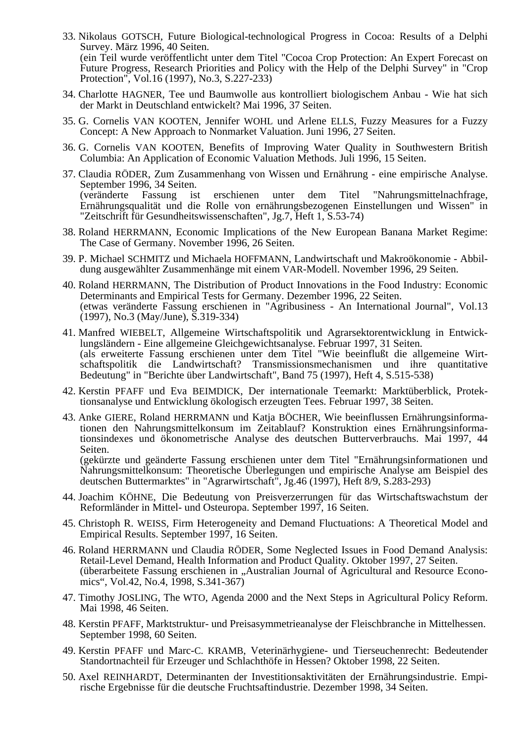33. Nikolaus GOTSCH, Future Biological-technological Progress in Cocoa: Results of a Delphi Survey. März 1996, 40 Seiten.
(ein Teil wurde veröffentlicht unter dem Titel "Cocoa Crop Protection: An Expert Forecast on Future Progress, Research Priorities and Policy with the Help of the Delphi Survey" in "Crop Protection", Vol.16 (1997), No.3, S.227-233)

34. Charlotte HAGNER, Tee und Baumwolle aus kontrolliert biologischem Anbau - Wie hat sich der Markt in Deutschland entwickelt? Mai 1996, 37 Seiten.

35. G. Cornelis VAN KOOTEN, Jennifer WOHL und Arlene ELLS, Fuzzy Measures for a Fuzzy Concept: A New Approach to Nonmarket Valuation. Juni 1996, 27 Seiten.

36. G. Cornelis VAN KOOTEN, Benefits of Improving Water Quality in Southwestern British Columbia: An Application of Economic Valuation Methods. Juli 1996, 15 Seiten.

37. Claudia RÖDER, Zum Zusammenhang von Wissen und Ernährung - eine empirische Analyse. September 1996, 34 Seiten.
(veränderte Fassung ist erschienen unter dem Titel "Nahrungsmittelnachfrage, Ernährungsqualität und die Rolle von ernährungsbezogenen Einstellungen und Wissen" in "Zeitschrift für Gesundheitswissenschaften", Jg.7, Heft 1, S.53-74)

38. Roland HERRMANN, Economic Implications of the New European Banana Market Regime: The Case of Germany. November 1996, 26 Seiten.

39. P. Michael SCHMITZ und Michaela HOFFMANN, Landwirtschaft und Makroökonomie - Abbildung ausgewählter Zusammenhänge mit einem VAR-Modell. November 1996, 29 Seiten.

40. Roland HERRMANN, The Distribution of Product Innovations in the Food Industry: Economic Determinants and Empirical Tests for Germany. Dezember 1996, 22 Seiten.
(etwas veränderte Fassung erschienen in "Agribusiness - An International Journal", Vol.13 (1997), No.3 (May/June), S.319-334)

41. Manfred WIEBELT, Allgemeine Wirtschaftspolitik und Agrarsektorentwicklung in Entwicklungsländern - Eine allgemeine Gleichgewichtsanalyse. Februar 1997, 31 Seiten.
(als erweiterte Fassung erschienen unter dem Titel "Wie beeinflußt die allgemeine Wirtschaftspolitik die Landwirtschaft? Transmissionsmechanismen und ihre quantitative Bedeutung" in "Berichte über Landwirtschaft", Band 75 (1997), Heft 4, S.515-538)

42. Kerstin PFAFF und Eva BEIMDICK, Der internationale Teemarkt: Marktüberblick, Protektionsanalyse und Entwicklung ökologisch erzeugten Tees. Februar 1997, 38 Seiten.

43. Anke GIERE, Roland HERRMANN und Katja BÖCHER, Wie beeinflussen Ernährungsinformationen den Nahrungsmittelkonsum im Zeitablauf? Konstruktion eines Ernährungsinformationsindexes und ökonometrische Analyse des deutschen Butterverbrauchs. Mai 1997, 44 Seiten.
(gekürzte und geänderte Fassung erschienen unter dem Titel "Ernährungsinformationen und Nahrungsmittelkonsum: Theoretische Überlegungen und empirische Analyse am Beispiel des deutschen Buttermarktes" in "Agrarwirtschaft", Jg.46 (1997), Heft 8/9, S.283-293)

44. Joachim KÖHNE, Die Bedeutung von Preisverzerrungen für das Wirtschaftswachstum der Reformländer in Mittel- und Osteuropa. September 1997, 16 Seiten.

45. Christoph R. WEISS, Firm Heterogeneity and Demand Fluctuations: A Theoretical Model and Empirical Results. September 1997, 16 Seiten.

46. Roland HERRMANN und Claudia RÖDER, Some Neglected Issues in Food Demand Analysis: Retail-Level Demand, Health Information and Product Quality. Oktober 1997, 27 Seiten.
(überarbeitete Fassung erschienen in „Australian Journal of Agricultural and Resource Economics“, Vol.42, No.4, 1998, S.341-367)

47. Timothy JOSLING, The WTO, Agenda 2000 and the Next Steps in Agricultural Policy Reform. Mai 1998, 46 Seiten.

48. Kerstin PFAFF, Marktstruktur- und Preisasymmetrieanalyse der Fleischbranche in Mittelhessen. September 1998, 60 Seiten.

49. Kerstin PFAFF und Marc-C. KRAMB, Veterinärhygiene- und Tierseuchenrecht: Bedeutender Standortnachteil für Erzeuger und Schlachthöfe in Hessen? Oktober 1998, 22 Seiten.

50. Axel REINHARDT, Determinanten der Investitionsaktivitäten der Ernährungsindustrie. Empirische Ergebnisse für die deutsche Fruchtsaftindustrie. Dezember 1998, 34 Seiten.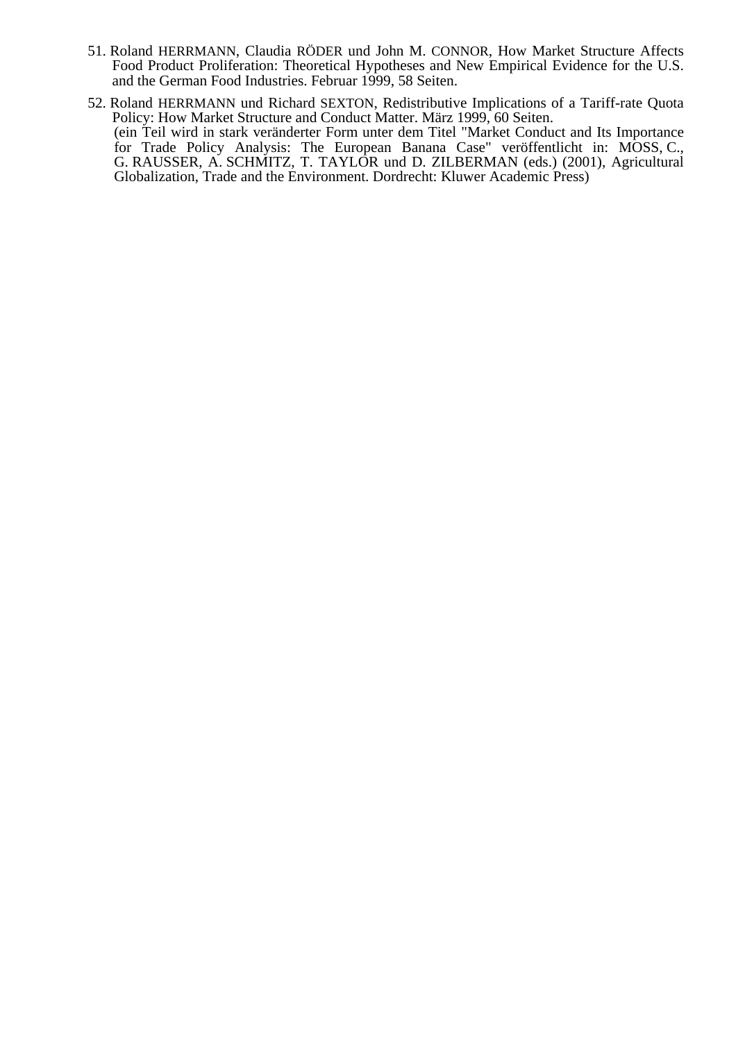51. Roland HERRMANN, Claudia RÖDER und John M. CONNOR, How Market Structure Affects Food Product Proliferation: Theoretical Hypotheses and New Empirical Evidence for the U.S. and the German Food Industries. Februar 1999, 58 Seiten.

52. Roland HERRMANN und Richard SEXTON, Redistributive Implications of a Tariff-rate Quota Policy: How Market Structure and Conduct Matter. März 1999, 60 Seiten.
(ein Teil wird in stark veränderter Form unter dem Titel "Market Conduct and Its Importance for Trade Policy Analysis: The European Banana Case" veröffentlicht in: MOSS, C., G. RAUSSER, A. SCHMITZ, T. TAYLOR und D. ZILBERMAN (eds.) (2001), Agricultural Globalization, Trade and the Environment. Dordrecht: Kluwer Academic Press)